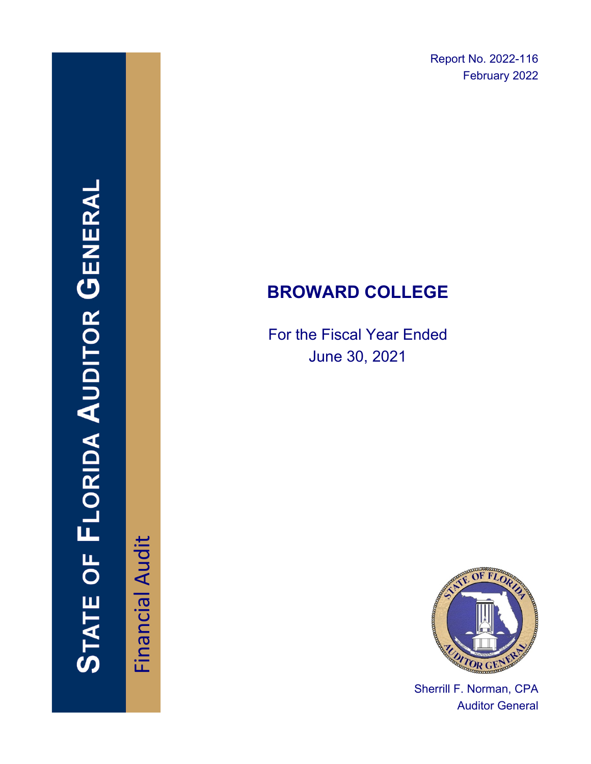Report No. 2022-116
February 2022

STATE OF FLORIDA AUDITOR GENERAL

Financial Audit

# BROWARD COLLEGE

For the Fiscal Year Ended
June 30, 2021

Sherrill F. Norman, CPA
Auditor General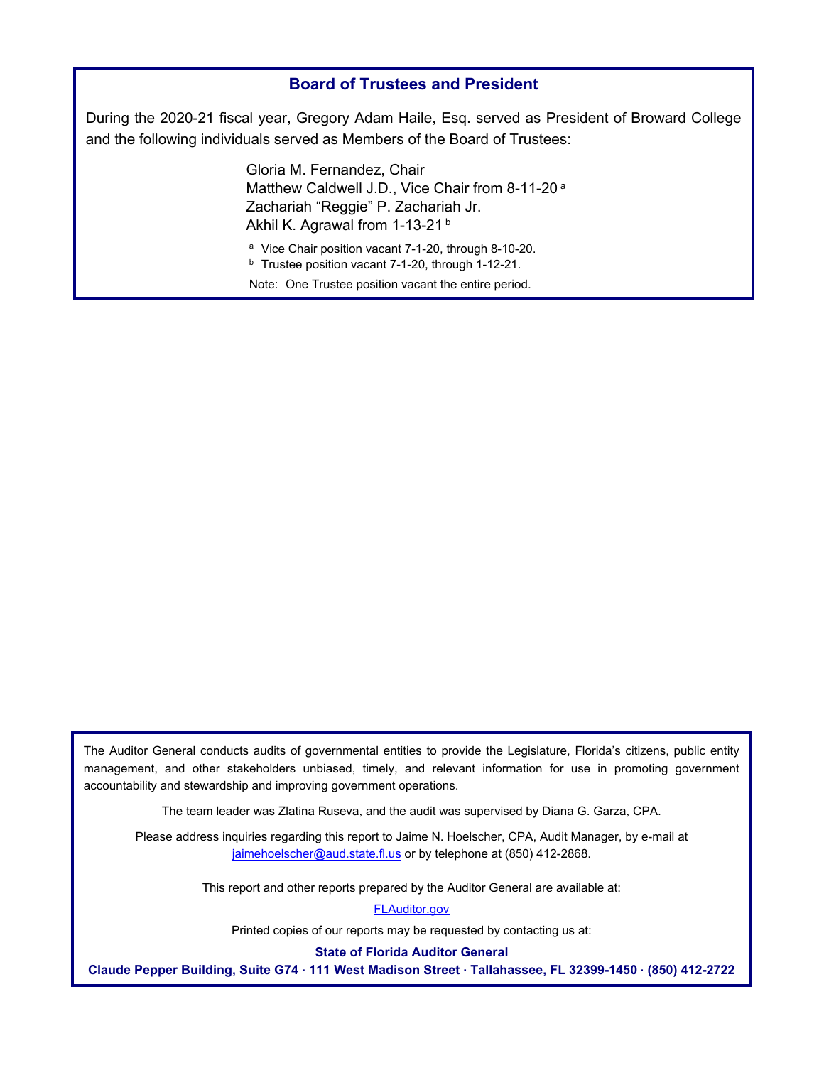## Board of Trustees and President

During the 2020-21 fiscal year, Gregory Adam Haile, Esq. served as President of Broward College and the following individuals served as Members of the Board of Trustees:

Gloria M. Fernandez, Chair
Matthew Caldwell J.D., Vice Chair from 8-11-20 [a]
Zachariah "Reggie" P. Zachariah Jr.
Akhil K. Agrawal from 1-13-21 [b]

[a] Vice Chair position vacant 7-1-20, through 8-10-20.
[b] Trustee position vacant 7-1-20, through 1-12-21.

Note: One Trustee position vacant the entire period.

The Auditor General conducts audits of governmental entities to provide the Legislature, Florida's citizens, public entity management, and other stakeholders unbiased, timely, and relevant information for use in promoting government accountability and stewardship and improving government operations.

The team leader was Zlatina Ruseva, and the audit was supervised by Diana G. Garza, CPA.

Please address inquiries regarding this report to Jaime N. Hoelscher, CPA, Audit Manager, by e-mail at jaimehoelscher@aud.state.fl.us or by telephone at (850) 412-2868.

This report and other reports prepared by the Auditor General are available at:

FLAuditor.gov

Printed copies of our reports may be requested by contacting us at:

**State of Florida Auditor General**

**Claude Pepper Building, Suite G74 · 111 West Madison Street · Tallahassee, FL 32399-1450 · (850) 412-2722**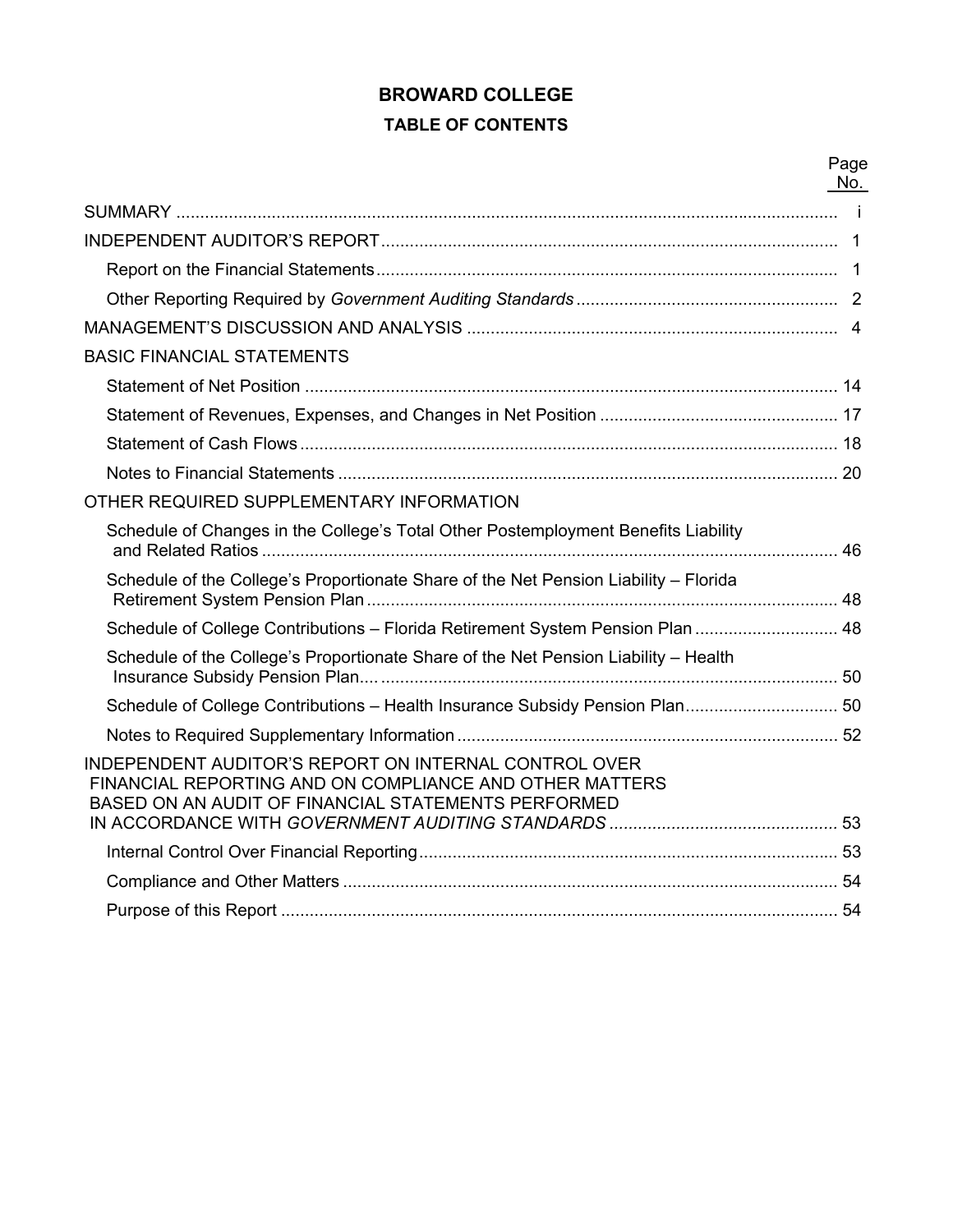# BROWARD COLLEGE

## TABLE OF CONTENTS

| | Page No. |
|---|---|
| SUMMARY | i |
| INDEPENDENT AUDITOR'S REPORT | 1 |
| Report on the Financial Statements | 1 |
| Other Reporting Required by *Government Auditing Standards* | 2 |
| MANAGEMENT'S DISCUSSION AND ANALYSIS | 4 |
| BASIC FINANCIAL STATEMENTS | |
| Statement of Net Position | 14 |
| Statement of Revenues, Expenses, and Changes in Net Position | 17 |
| Statement of Cash Flows | 18 |
| Notes to Financial Statements | 20 |
| OTHER REQUIRED SUPPLEMENTARY INFORMATION | |
| Schedule of Changes in the College's Total Other Postemployment Benefits Liability and Related Ratios | 46 |
| Schedule of the College's Proportionate Share of the Net Pension Liability – Florida Retirement System Pension Plan | 48 |
| Schedule of College Contributions – Florida Retirement System Pension Plan | 48 |
| Schedule of the College's Proportionate Share of the Net Pension Liability – Health Insurance Subsidy Pension Plan | 50 |
| Schedule of College Contributions – Health Insurance Subsidy Pension Plan | 50 |
| Notes to Required Supplementary Information | 52 |
| INDEPENDENT AUDITOR'S REPORT ON INTERNAL CONTROL OVER FINANCIAL REPORTING AND ON COMPLIANCE AND OTHER MATTERS BASED ON AN AUDIT OF FINANCIAL STATEMENTS PERFORMED IN ACCORDANCE WITH *GOVERNMENT AUDITING STANDARDS* | 53 |
| Internal Control Over Financial Reporting | 53 |
| Compliance and Other Matters | 54 |
| Purpose of this Report | 54 |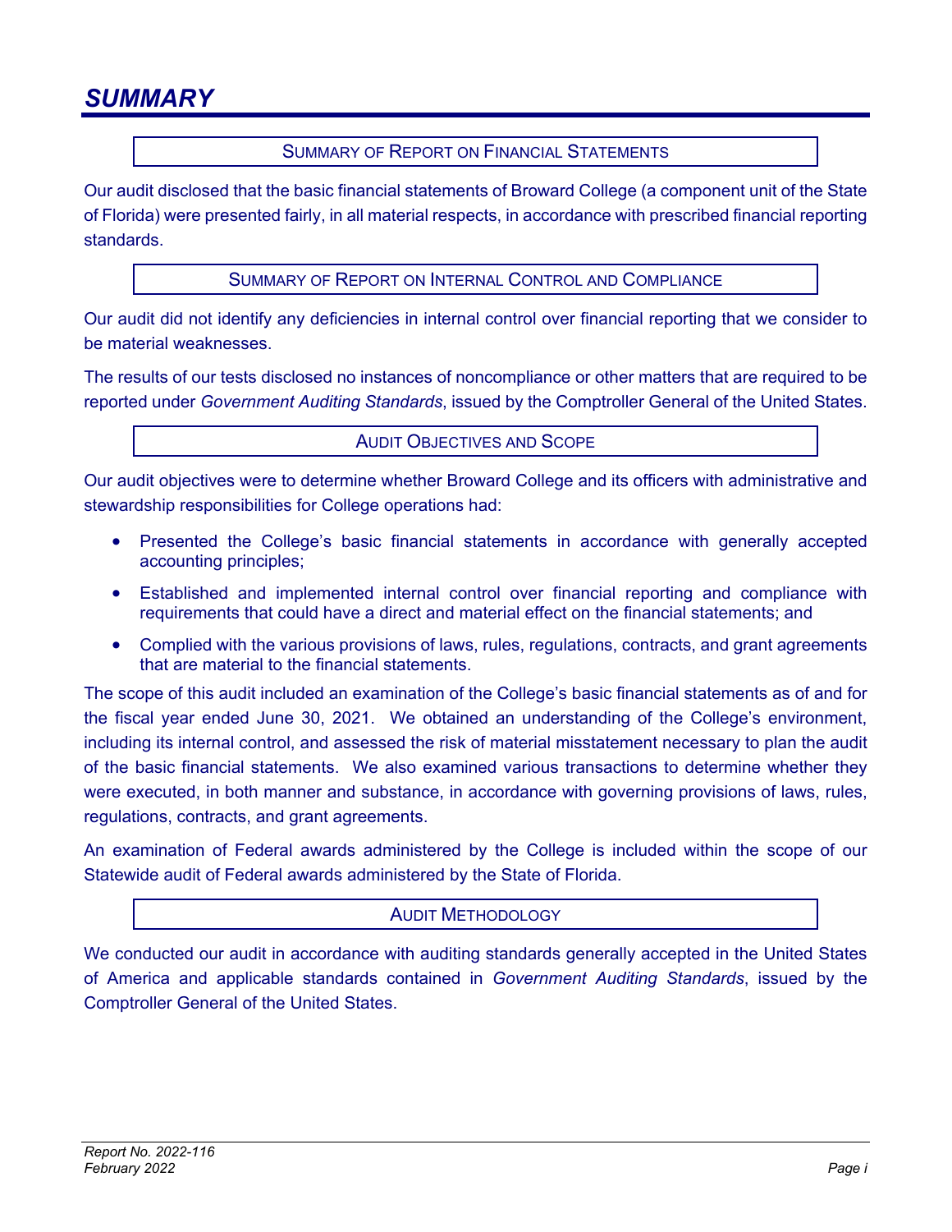# SUMMARY

## SUMMARY OF REPORT ON FINANCIAL STATEMENTS

Our audit disclosed that the basic financial statements of Broward College (a component unit of the State of Florida) were presented fairly, in all material respects, in accordance with prescribed financial reporting standards.

## SUMMARY OF REPORT ON INTERNAL CONTROL AND COMPLIANCE

Our audit did not identify any deficiencies in internal control over financial reporting that we consider to be material weaknesses.

The results of our tests disclosed no instances of noncompliance or other matters that are required to be reported under *Government Auditing Standards*, issued by the Comptroller General of the United States.

## AUDIT OBJECTIVES AND SCOPE

Our audit objectives were to determine whether Broward College and its officers with administrative and stewardship responsibilities for College operations had:

- Presented the College's basic financial statements in accordance with generally accepted accounting principles;
- Established and implemented internal control over financial reporting and compliance with requirements that could have a direct and material effect on the financial statements; and
- Complied with the various provisions of laws, rules, regulations, contracts, and grant agreements that are material to the financial statements.

The scope of this audit included an examination of the College's basic financial statements as of and for the fiscal year ended June 30, 2021. We obtained an understanding of the College's environment, including its internal control, and assessed the risk of material misstatement necessary to plan the audit of the basic financial statements. We also examined various transactions to determine whether they were executed, in both manner and substance, in accordance with governing provisions of laws, rules, regulations, contracts, and grant agreements.

An examination of Federal awards administered by the College is included within the scope of our Statewide audit of Federal awards administered by the State of Florida.

## AUDIT METHODOLOGY

We conducted our audit in accordance with auditing standards generally accepted in the United States of America and applicable standards contained in *Government Auditing Standards*, issued by the Comptroller General of the United States.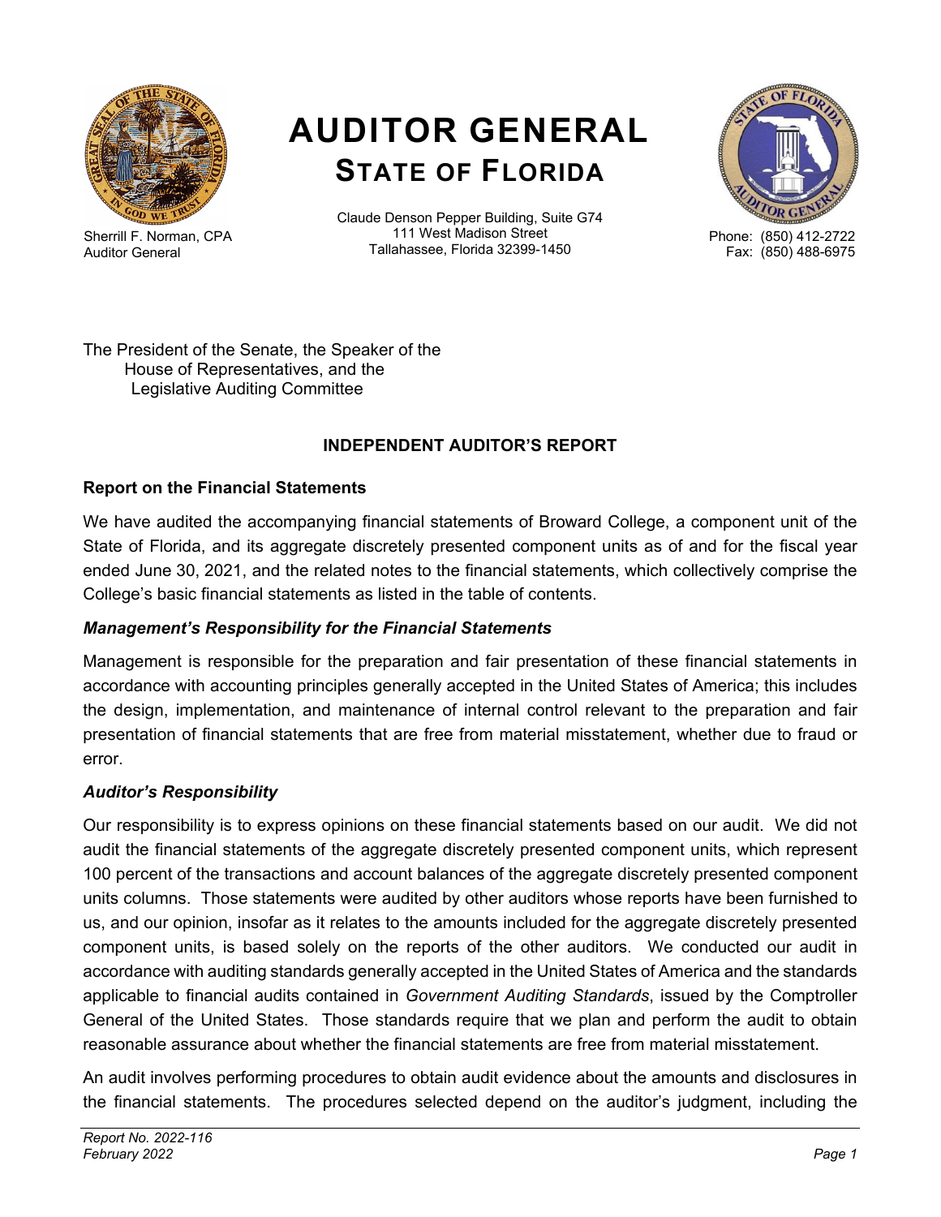# AUDITOR GENERAL
## STATE OF FLORIDA

Sherrill F. Norman, CPA
Auditor General

Claude Denson Pepper Building, Suite G74
111 West Madison Street
Tallahassee, Florida 32399-1450

Phone: (850) 412-2722
Fax: (850) 488-6975

The President of the Senate, the Speaker of the
House of Representatives, and the
Legislative Auditing Committee

### INDEPENDENT AUDITOR'S REPORT

**Report on the Financial Statements**

We have audited the accompanying financial statements of Broward College, a component unit of the State of Florida, and its aggregate discretely presented component units as of and for the fiscal year ended June 30, 2021, and the related notes to the financial statements, which collectively comprise the College's basic financial statements as listed in the table of contents.

***Management's Responsibility for the Financial Statements***

Management is responsible for the preparation and fair presentation of these financial statements in accordance with accounting principles generally accepted in the United States of America; this includes the design, implementation, and maintenance of internal control relevant to the preparation and fair presentation of financial statements that are free from material misstatement, whether due to fraud or error.

***Auditor's Responsibility***

Our responsibility is to express opinions on these financial statements based on our audit. We did not audit the financial statements of the aggregate discretely presented component units, which represent 100 percent of the transactions and account balances of the aggregate discretely presented component units columns. Those statements were audited by other auditors whose reports have been furnished to us, and our opinion, insofar as it relates to the amounts included for the aggregate discretely presented component units, is based solely on the reports of the other auditors. We conducted our audit in accordance with auditing standards generally accepted in the United States of America and the standards applicable to financial audits contained in *Government Auditing Standards*, issued by the Comptroller General of the United States. Those standards require that we plan and perform the audit to obtain reasonable assurance about whether the financial statements are free from material misstatement.

An audit involves performing procedures to obtain audit evidence about the amounts and disclosures in the financial statements. The procedures selected depend on the auditor's judgment, including the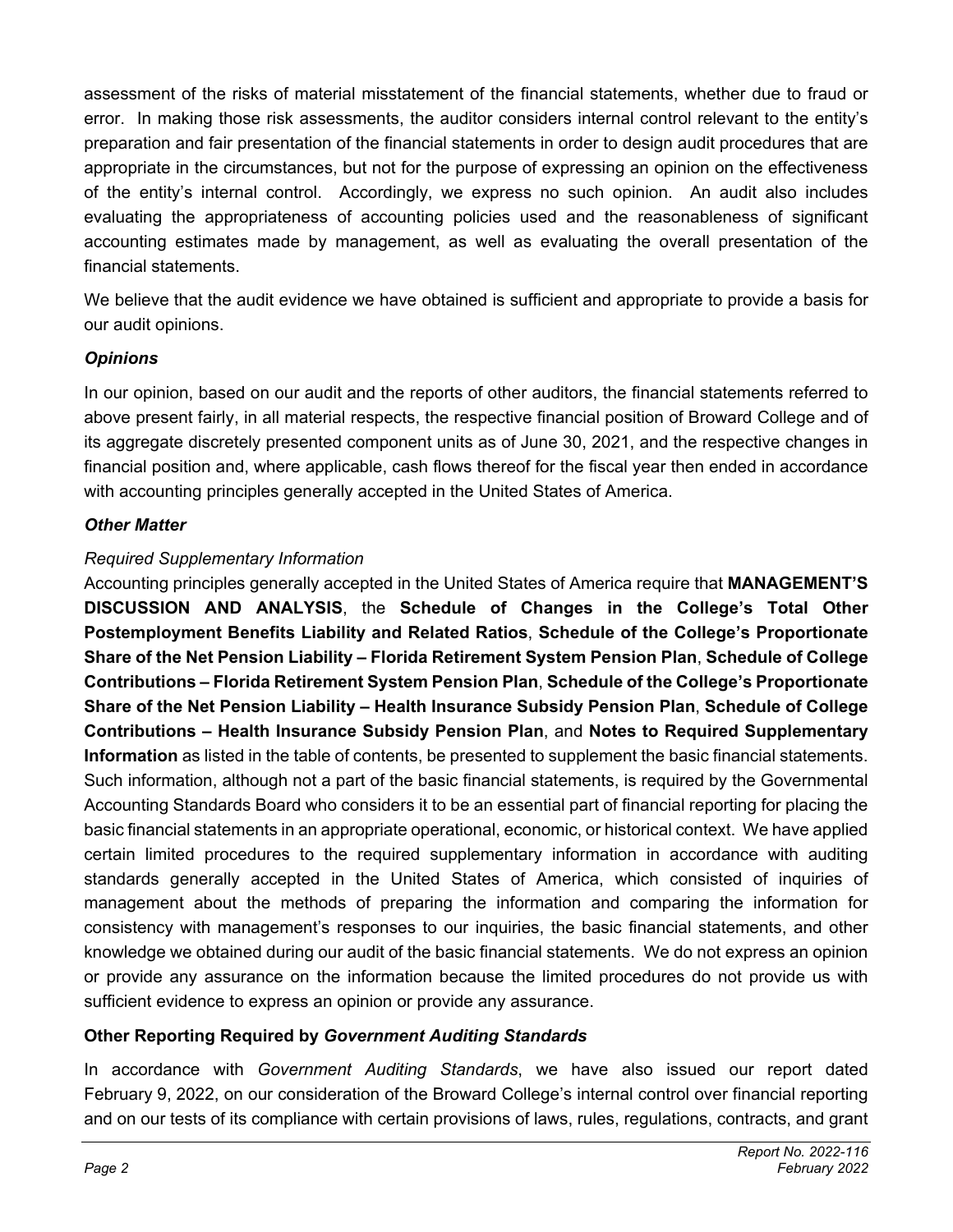assessment of the risks of material misstatement of the financial statements, whether due to fraud or error. In making those risk assessments, the auditor considers internal control relevant to the entity's preparation and fair presentation of the financial statements in order to design audit procedures that are appropriate in the circumstances, but not for the purpose of expressing an opinion on the effectiveness of the entity's internal control. Accordingly, we express no such opinion. An audit also includes evaluating the appropriateness of accounting policies used and the reasonableness of significant accounting estimates made by management, as well as evaluating the overall presentation of the financial statements.

We believe that the audit evidence we have obtained is sufficient and appropriate to provide a basis for our audit opinions.

### *Opinions*

In our opinion, based on our audit and the reports of other auditors, the financial statements referred to above present fairly, in all material respects, the respective financial position of Broward College and of its aggregate discretely presented component units as of June 30, 2021, and the respective changes in financial position and, where applicable, cash flows thereof for the fiscal year then ended in accordance with accounting principles generally accepted in the United States of America.

### *Other Matter*

*Required Supplementary Information*

Accounting principles generally accepted in the United States of America require that **MANAGEMENT'S DISCUSSION AND ANALYSIS**, the **Schedule of Changes in the College's Total Other Postemployment Benefits Liability and Related Ratios**, **Schedule of the College's Proportionate Share of the Net Pension Liability – Florida Retirement System Pension Plan**, **Schedule of College Contributions – Florida Retirement System Pension Plan**, **Schedule of the College's Proportionate Share of the Net Pension Liability – Health Insurance Subsidy Pension Plan**, **Schedule of College Contributions – Health Insurance Subsidy Pension Plan**, and **Notes to Required Supplementary Information** as listed in the table of contents, be presented to supplement the basic financial statements. Such information, although not a part of the basic financial statements, is required by the Governmental Accounting Standards Board who considers it to be an essential part of financial reporting for placing the basic financial statements in an appropriate operational, economic, or historical context. We have applied certain limited procedures to the required supplementary information in accordance with auditing standards generally accepted in the United States of America, which consisted of inquiries of management about the methods of preparing the information and comparing the information for consistency with management's responses to our inquiries, the basic financial statements, and other knowledge we obtained during our audit of the basic financial statements. We do not express an opinion or provide any assurance on the information because the limited procedures do not provide us with sufficient evidence to express an opinion or provide any assurance.

## Other Reporting Required by *Government Auditing Standards*

In accordance with *Government Auditing Standards*, we have also issued our report dated February 9, 2022, on our consideration of the Broward College's internal control over financial reporting and on our tests of its compliance with certain provisions of laws, rules, regulations, contracts, and grant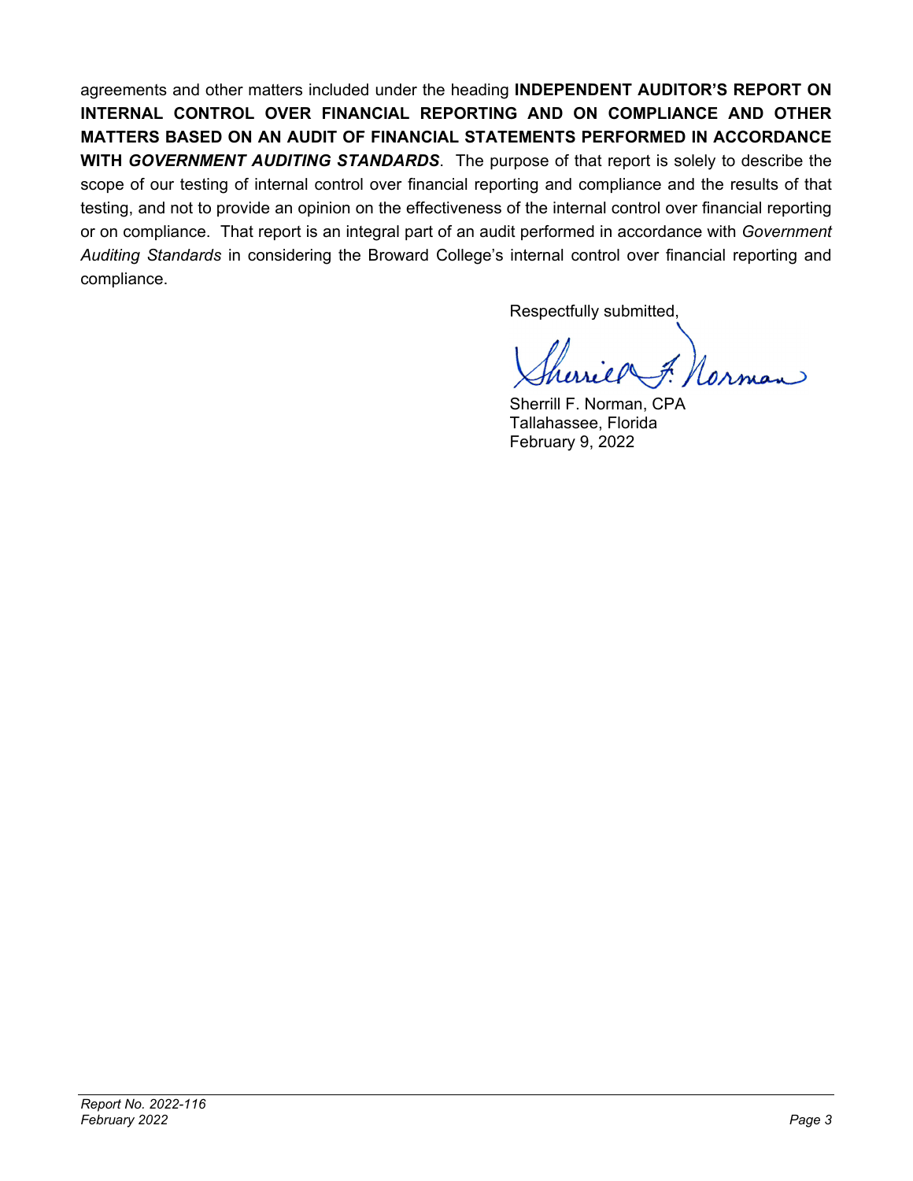agreements and other matters included under the heading **INDEPENDENT AUDITOR'S REPORT ON INTERNAL CONTROL OVER FINANCIAL REPORTING AND ON COMPLIANCE AND OTHER MATTERS BASED ON AN AUDIT OF FINANCIAL STATEMENTS PERFORMED IN ACCORDANCE WITH *GOVERNMENT AUDITING STANDARDS***. The purpose of that report is solely to describe the scope of our testing of internal control over financial reporting and compliance and the results of that testing, and not to provide an opinion on the effectiveness of the internal control over financial reporting or on compliance. That report is an integral part of an audit performed in accordance with *Government Auditing Standards* in considering the Broward College's internal control over financial reporting and compliance.

Respectfully submitted,

Sherrill F. Norman, CPA
Tallahassee, Florida
February 9, 2022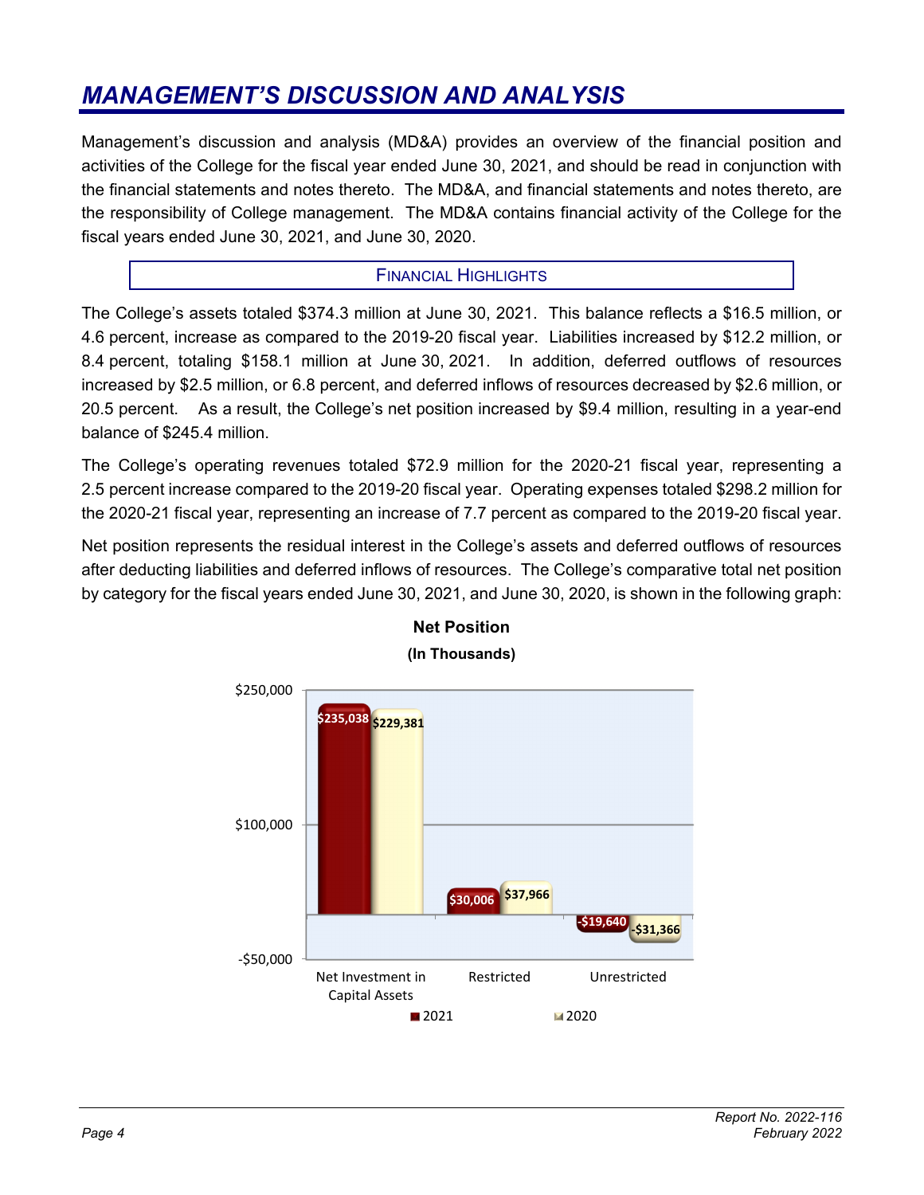# MANAGEMENT'S DISCUSSION AND ANALYSIS

Management's discussion and analysis (MD&A) provides an overview of the financial position and activities of the College for the fiscal year ended June 30, 2021, and should be read in conjunction with the financial statements and notes thereto. The MD&A, and financial statements and notes thereto, are the responsibility of College management. The MD&A contains financial activity of the College for the fiscal years ended June 30, 2021, and June 30, 2020.

## FINANCIAL HIGHLIGHTS

The College's assets totaled $374.3 million at June 30, 2021. This balance reflects a $16.5 million, or 4.6 percent, increase as compared to the 2019-20 fiscal year. Liabilities increased by $12.2 million, or 8.4 percent, totaling $158.1 million at June 30, 2021. In addition, deferred outflows of resources increased by $2.5 million, or 6.8 percent, and deferred inflows of resources decreased by $2.6 million, or 20.5 percent. As a result, the College's net position increased by $9.4 million, resulting in a year-end balance of $245.4 million.

The College's operating revenues totaled $72.9 million for the 2020-21 fiscal year, representing a 2.5 percent increase compared to the 2019-20 fiscal year. Operating expenses totaled $298.2 million for the 2020-21 fiscal year, representing an increase of 7.7 percent as compared to the 2019-20 fiscal year.

Net position represents the residual interest in the College's assets and deferred outflows of resources after deducting liabilities and deferred inflows of resources. The College's comparative total net position by category for the fiscal years ended June 30, 2021, and June 30, 2020, is shown in the following graph:

**Net Position**
**(In Thousands)**

| | 2021 | 2020 |
|---|---|---|
| Net Investment in Capital Assets | $235,038 | $229,381 |
| Restricted | $30,006 | $37,966 |
| Unrestricted | -$19,640 | -$31,366 |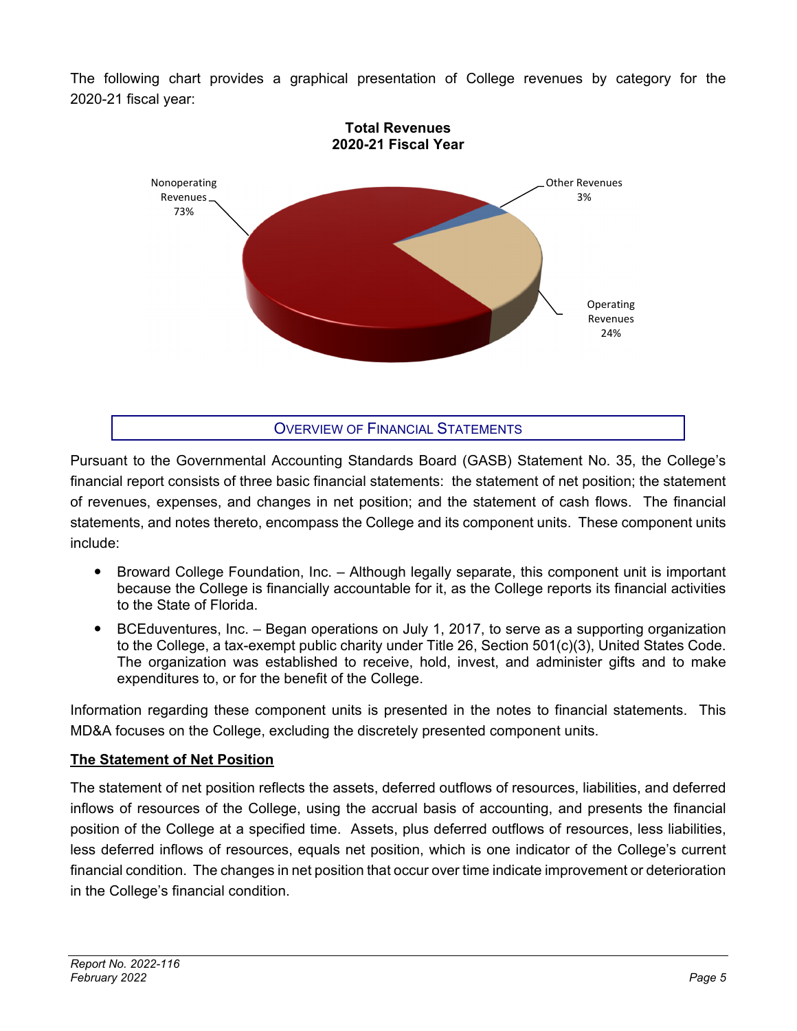The following chart provides a graphical presentation of College revenues by category for the 2020-21 fiscal year:

**Total Revenues**
**2020-21 Fiscal Year**

Nonoperating Revenues 73%

Other Revenues 3%

Operating Revenues 24%

## Overview of Financial Statements

Pursuant to the Governmental Accounting Standards Board (GASB) Statement No. 35, the College's financial report consists of three basic financial statements: the statement of net position; the statement of revenues, expenses, and changes in net position; and the statement of cash flows. The financial statements, and notes thereto, encompass the College and its component units. These component units include:

- Broward College Foundation, Inc. – Although legally separate, this component unit is important because the College is financially accountable for it, as the College reports its financial activities to the State of Florida.
- BCEduventures, Inc. – Began operations on July 1, 2017, to serve as a supporting organization to the College, a tax-exempt public charity under Title 26, Section 501(c)(3), United States Code. The organization was established to receive, hold, invest, and administer gifts and to make expenditures to, or for the benefit of the College.

Information regarding these component units is presented in the notes to financial statements. This MD&A focuses on the College, excluding the discretely presented component units.

### The Statement of Net Position

The statement of net position reflects the assets, deferred outflows of resources, liabilities, and deferred inflows of resources of the College, using the accrual basis of accounting, and presents the financial position of the College at a specified time. Assets, plus deferred outflows of resources, less liabilities, less deferred inflows of resources, equals net position, which is one indicator of the College's current financial condition. The changes in net position that occur over time indicate improvement or deterioration in the College's financial condition.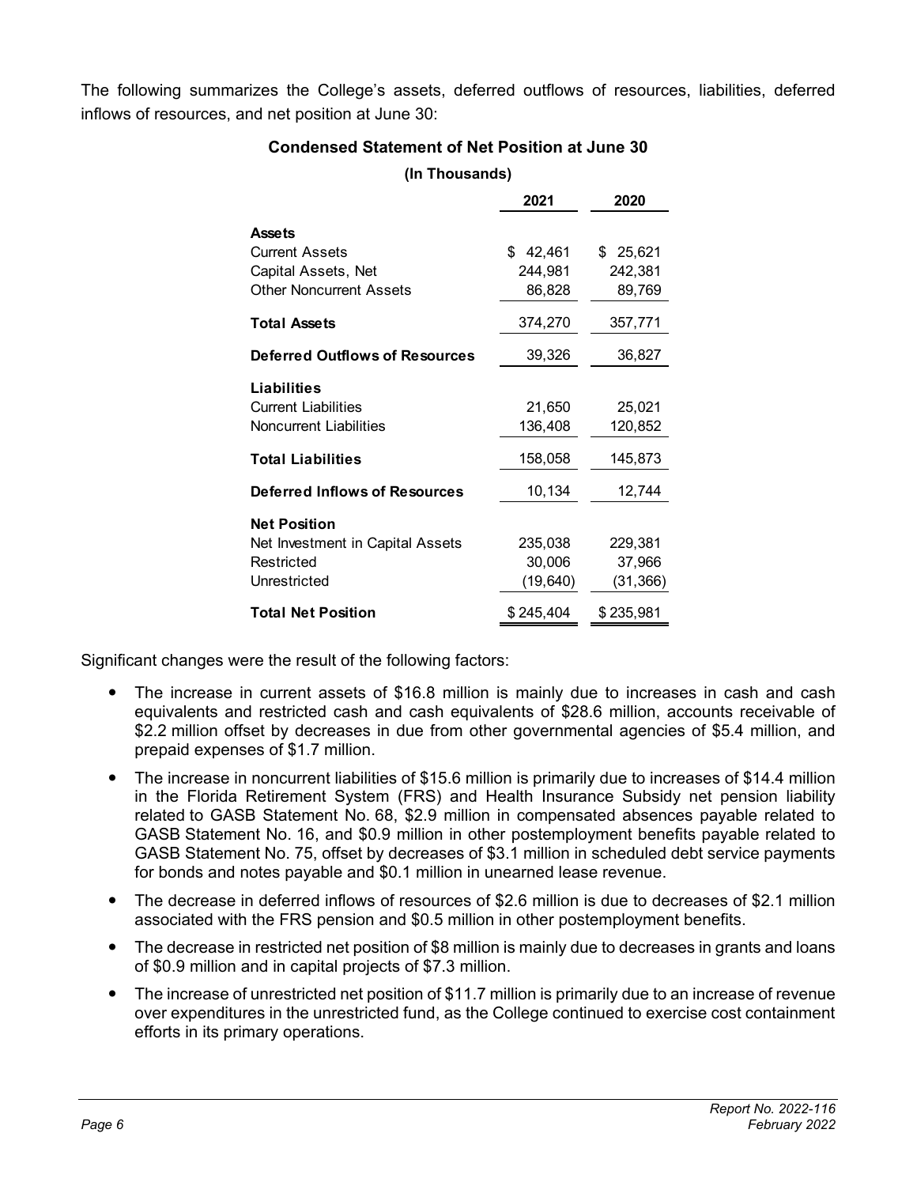The following summarizes the College's assets, deferred outflows of resources, liabilities, deferred inflows of resources, and net position at June 30:

**Condensed Statement of Net Position at June 30**

**(In Thousands)**

| | 2021 | 2020 |
|---|---|---|
| **Assets** | | |
| Current Assets | $ 42,461 | $ 25,621 |
| Capital Assets, Net | 244,981 | 242,381 |
| Other Noncurrent Assets | 86,828 | 89,769 |
| **Total Assets** | 374,270 | 357,771 |
| **Deferred Outflows of Resources** | 39,326 | 36,827 |
| **Liabilities** | | |
| Current Liabilities | 21,650 | 25,021 |
| Noncurrent Liabilities | 136,408 | 120,852 |
| **Total Liabilities** | 158,058 | 145,873 |
| **Deferred Inflows of Resources** | 10,134 | 12,744 |
| **Net Position** | | |
| Net Investment in Capital Assets | 235,038 | 229,381 |
| Restricted | 30,006 | 37,966 |
| Unrestricted | (19,640) | (31,366) |
| **Total Net Position** | $ 245,404 | $ 235,981 |

Significant changes were the result of the following factors:

- The increase in current assets of $16.8 million is mainly due to increases in cash and cash equivalents and restricted cash and cash equivalents of $28.6 million, accounts receivable of $2.2 million offset by decreases in due from other governmental agencies of $5.4 million, and prepaid expenses of $1.7 million.
- The increase in noncurrent liabilities of $15.6 million is primarily due to increases of $14.4 million in the Florida Retirement System (FRS) and Health Insurance Subsidy net pension liability related to GASB Statement No. 68, $2.9 million in compensated absences payable related to GASB Statement No. 16, and $0.9 million in other postemployment benefits payable related to GASB Statement No. 75, offset by decreases of $3.1 million in scheduled debt service payments for bonds and notes payable and $0.1 million in unearned lease revenue.
- The decrease in deferred inflows of resources of $2.6 million is due to decreases of $2.1 million associated with the FRS pension and $0.5 million in other postemployment benefits.
- The decrease in restricted net position of $8 million is mainly due to decreases in grants and loans of $0.9 million and in capital projects of $7.3 million.
- The increase of unrestricted net position of $11.7 million is primarily due to an increase of revenue over expenditures in the unrestricted fund, as the College continued to exercise cost containment efforts in its primary operations.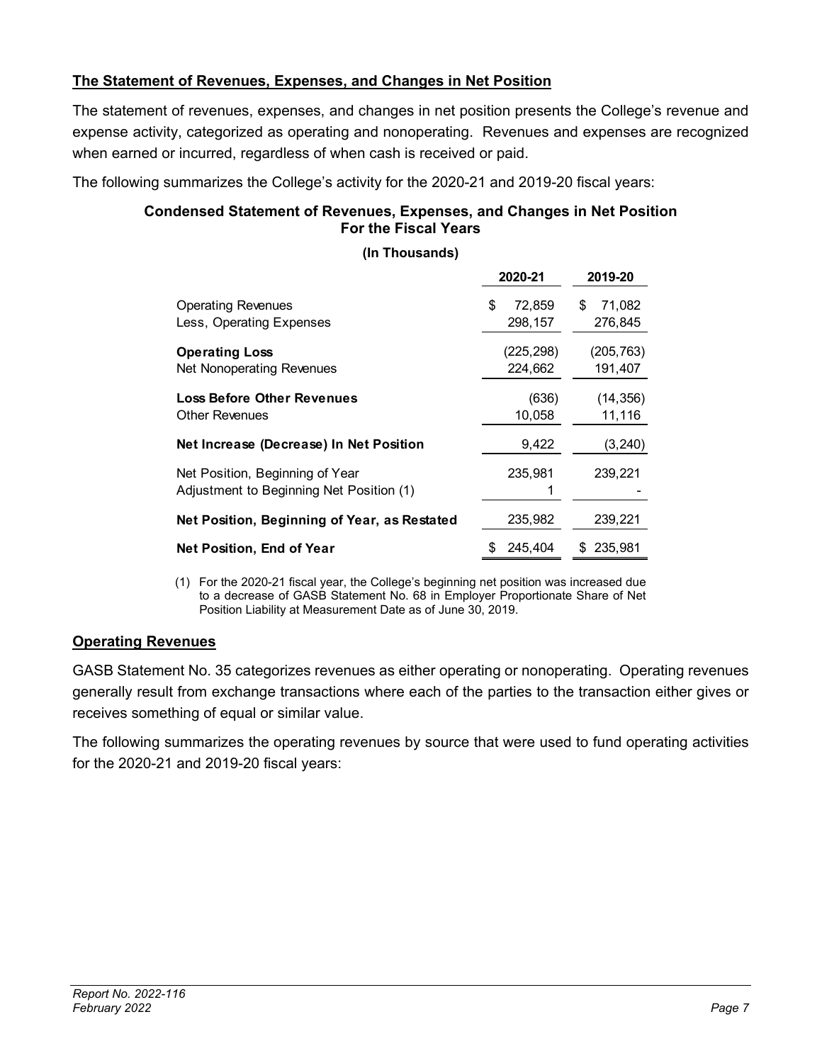## The Statement of Revenues, Expenses, and Changes in Net Position

The statement of revenues, expenses, and changes in net position presents the College's revenue and expense activity, categorized as operating and nonoperating. Revenues and expenses are recognized when earned or incurred, regardless of when cash is received or paid.

The following summarizes the College's activity for the 2020-21 and 2019-20 fiscal years:

**Condensed Statement of Revenues, Expenses, and Changes in Net Position For the Fiscal Years**

**(In Thousands)**

| | 2020-21 | 2019-20 |
|---|---|---|
| Operating Revenues | $ 72,859 | $ 71,082 |
| Less, Operating Expenses | 298,157 | 276,845 |
| **Operating Loss** | (225,298) | (205,763) |
| Net Nonoperating Revenues | 224,662 | 191,407 |
| **Loss Before Other Revenues** | (636) | (14,356) |
| Other Revenues | 10,058 | 11,116 |
| **Net Increase (Decrease) In Net Position** | 9,422 | (3,240) |
| Net Position, Beginning of Year | 235,981 | 239,221 |
| Adjustment to Beginning Net Position (1) | 1 | - |
| **Net Position, Beginning of Year, as Restated** | 235,982 | 239,221 |
| **Net Position, End of Year** | $ 245,404 | $ 235,981 |

(1) For the 2020-21 fiscal year, the College's beginning net position was increased due to a decrease of GASB Statement No. 68 in Employer Proportionate Share of Net Position Liability at Measurement Date as of June 30, 2019.

## Operating Revenues

GASB Statement No. 35 categorizes revenues as either operating or nonoperating. Operating revenues generally result from exchange transactions where each of the parties to the transaction either gives or receives something of equal or similar value.

The following summarizes the operating revenues by source that were used to fund operating activities for the 2020-21 and 2019-20 fiscal years: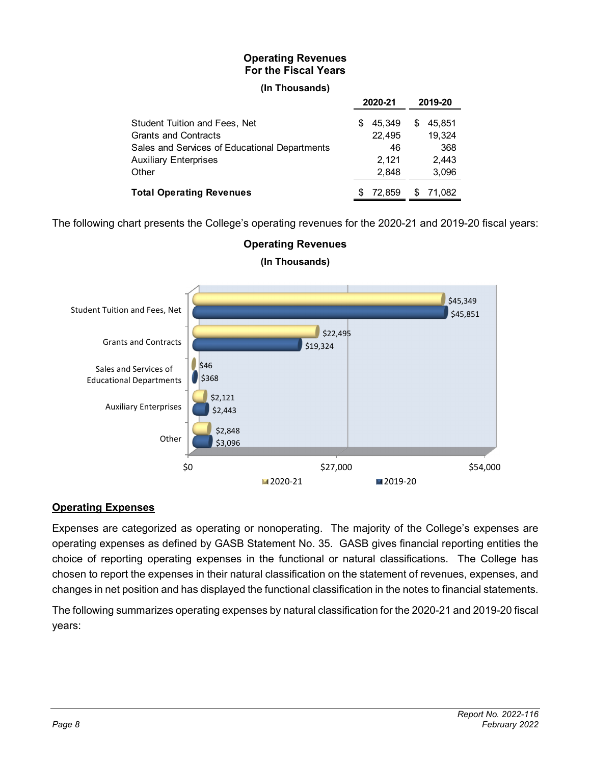**Operating Revenues**
**For the Fiscal Years**

**(In Thousands)**

| | 2020-21 | 2019-20 |
|---|---|---|
| Student Tuition and Fees, Net | $ 45,349 | $ 45,851 |
| Grants and Contracts | 22,495 | 19,324 |
| Sales and Services of Educational Departments | 46 | 368 |
| Auxiliary Enterprises | 2,121 | 2,443 |
| Other | 2,848 | 3,096 |
| **Total Operating Revenues** | $ 72,859 | $ 71,082 |

The following chart presents the College's operating revenues for the 2020-21 and 2019-20 fiscal years:

**Operating Revenues**

**(In Thousands)**

| | 2020-21 | 2019-20 |
|---|---|---|
| Student Tuition and Fees, Net | $45,349 | $45,851 |
| Grants and Contracts | $22,495 | $19,324 |
| Sales and Services of Educational Departments | $46 | $368 |
| Auxiliary Enterprises | $2,121 | $2,443 |
| Other | $2,848 | $3,096 |

## Operating Expenses

Expenses are categorized as operating or nonoperating. The majority of the College's expenses are operating expenses as defined by GASB Statement No. 35. GASB gives financial reporting entities the choice of reporting operating expenses in the functional or natural classifications. The College has chosen to report the expenses in their natural classification on the statement of revenues, expenses, and changes in net position and has displayed the functional classification in the notes to financial statements.

The following summarizes operating expenses by natural classification for the 2020-21 and 2019-20 fiscal years: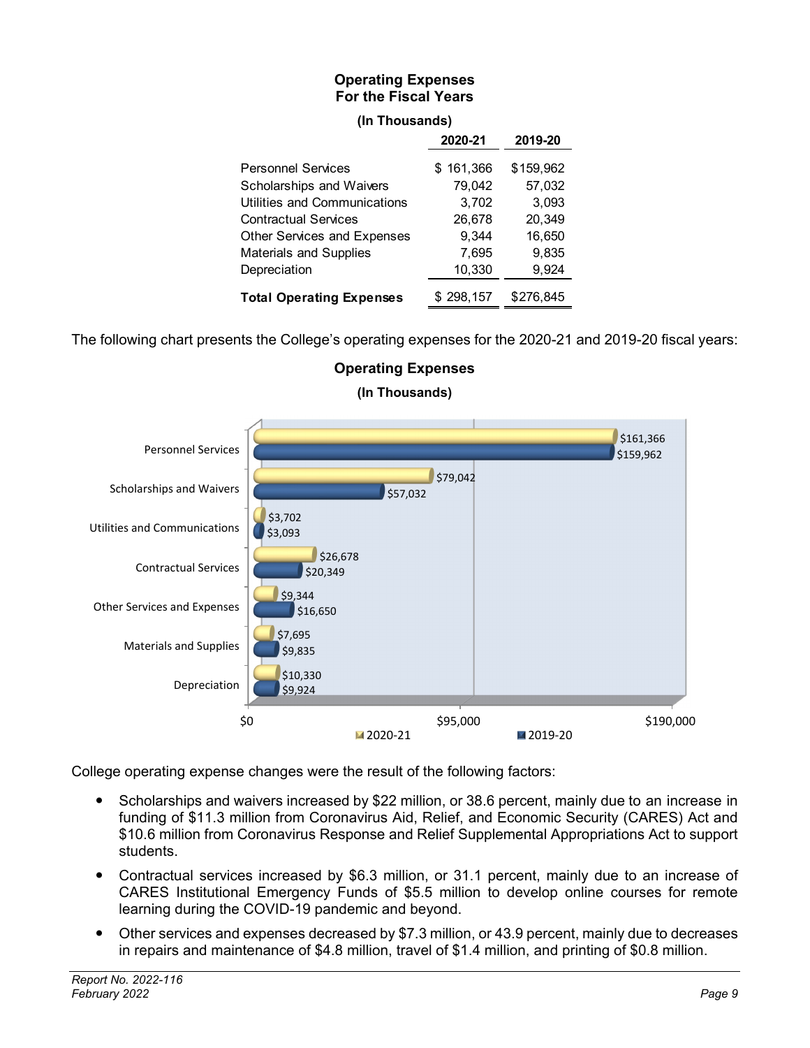**Operating Expenses**
**For the Fiscal Years**

**(In Thousands)**

| | 2020-21 | 2019-20 |
|---|---|---|
| Personnel Services | $ 161,366 | $159,962 |
| Scholarships and Waivers | 79,042 | 57,032 |
| Utilities and Communications | 3,702 | 3,093 |
| Contractual Services | 26,678 | 20,349 |
| Other Services and Expenses | 9,344 | 16,650 |
| Materials and Supplies | 7,695 | 9,835 |
| Depreciation | 10,330 | 9,924 |
| **Total Operating Expenses** | $ 298,157 | $276,845 |

The following chart presents the College's operating expenses for the 2020-21 and 2019-20 fiscal years:

**Operating Expenses**

**(In Thousands)**

| | 2020-21 | 2019-20 |
|---|---|---|
| Personnel Services | $161,366 | $159,962 |
| Scholarships and Waivers | $79,042 | $57,032 |
| Utilities and Communications | $3,702 | $3,093 |
| Contractual Services | $26,678 | $20,349 |
| Other Services and Expenses | $9,344 | $16,650 |
| Materials and Supplies | $7,695 | $9,835 |
| Depreciation | $10,330 | $9,924 |

College operating expense changes were the result of the following factors:

- Scholarships and waivers increased by $22 million, or 38.6 percent, mainly due to an increase in funding of $11.3 million from Coronavirus Aid, Relief, and Economic Security (CARES) Act and $10.6 million from Coronavirus Response and Relief Supplemental Appropriations Act to support students.
- Contractual services increased by $6.3 million, or 31.1 percent, mainly due to an increase of CARES Institutional Emergency Funds of $5.5 million to develop online courses for remote learning during the COVID-19 pandemic and beyond.
- Other services and expenses decreased by $7.3 million, or 43.9 percent, mainly due to decreases in repairs and maintenance of $4.8 million, travel of $1.4 million, and printing of $0.8 million.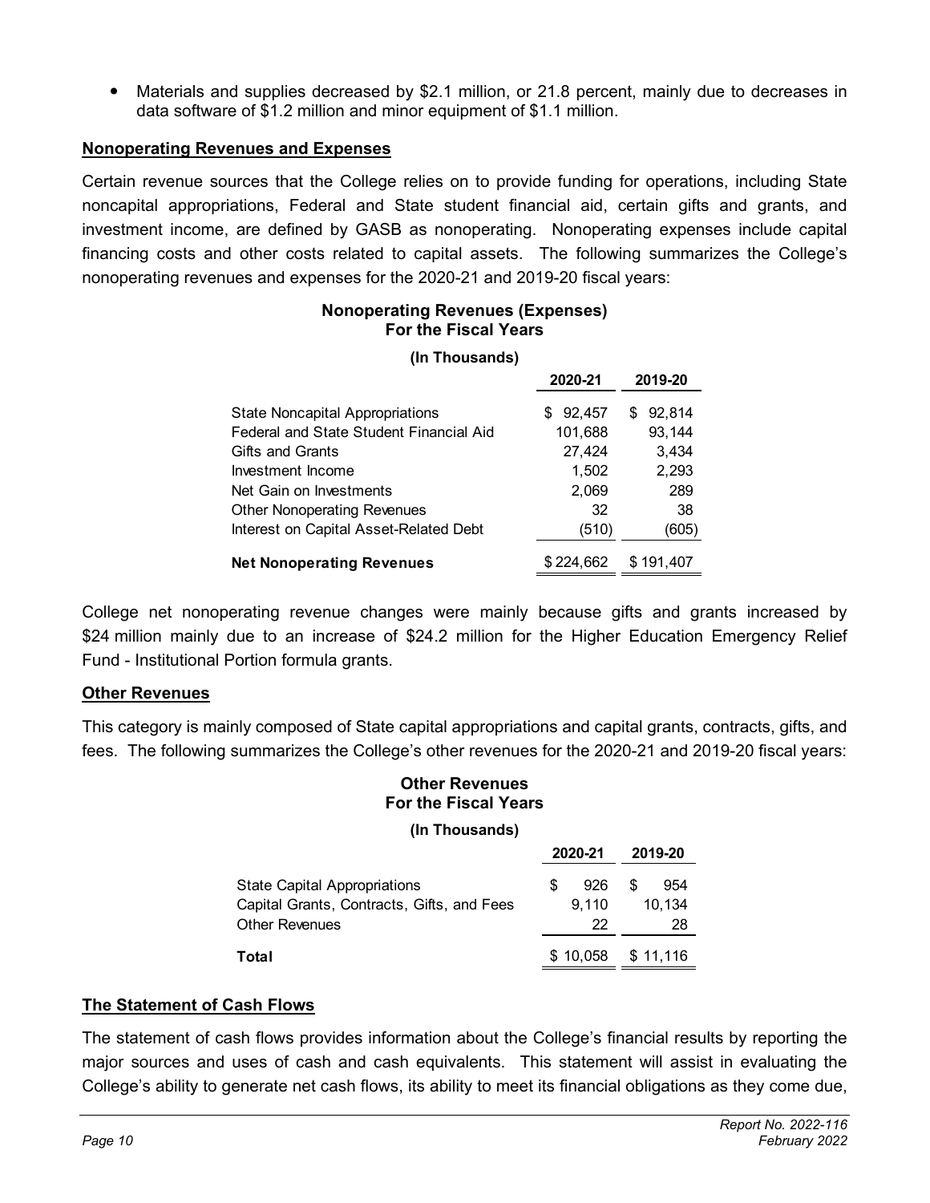- Materials and supplies decreased by $2.1 million, or 21.8 percent, mainly due to decreases in data software of $1.2 million and minor equipment of $1.1 million.

**Nonoperating Revenues and Expenses**

Certain revenue sources that the College relies on to provide funding for operations, including State noncapital appropriations, Federal and State student financial aid, certain gifts and grants, and investment income, are defined by GASB as nonoperating. Nonoperating expenses include capital financing costs and other costs related to capital assets. The following summarizes the College's nonoperating revenues and expenses for the 2020-21 and 2019-20 fiscal years:

**Nonoperating Revenues (Expenses)**
**For the Fiscal Years**

**(In Thousands)**

| | 2020-21 | 2019-20 |
|---|---|---|
| State Noncapital Appropriations | $ 92,457 | $ 92,814 |
| Federal and State Student Financial Aid | 101,688 | 93,144 |
| Gifts and Grants | 27,424 | 3,434 |
| Investment Income | 1,502 | 2,293 |
| Net Gain on Investments | 2,069 | 289 |
| Other Nonoperating Revenues | 32 | 38 |
| Interest on Capital Asset-Related Debt | (510) | (605) |
| **Net Nonoperating Revenues** | $ 224,662 | $ 191,407 |

College net nonoperating revenue changes were mainly because gifts and grants increased by $24 million mainly due to an increase of $24.2 million for the Higher Education Emergency Relief Fund - Institutional Portion formula grants.

**Other Revenues**

This category is mainly composed of State capital appropriations and capital grants, contracts, gifts, and fees. The following summarizes the College's other revenues for the 2020-21 and 2019-20 fiscal years:

**Other Revenues**
**For the Fiscal Years**

**(In Thousands)**

| | 2020-21 | 2019-20 |
|---|---|---|
| State Capital Appropriations | $ 926 | $ 954 |
| Capital Grants, Contracts, Gifts, and Fees | 9,110 | 10,134 |
| Other Revenues | 22 | 28 |
| **Total** | $ 10,058 | $ 11,116 |

**The Statement of Cash Flows**

The statement of cash flows provides information about the College's financial results by reporting the major sources and uses of cash and cash equivalents. This statement will assist in evaluating the College's ability to generate net cash flows, its ability to meet its financial obligations as they come due,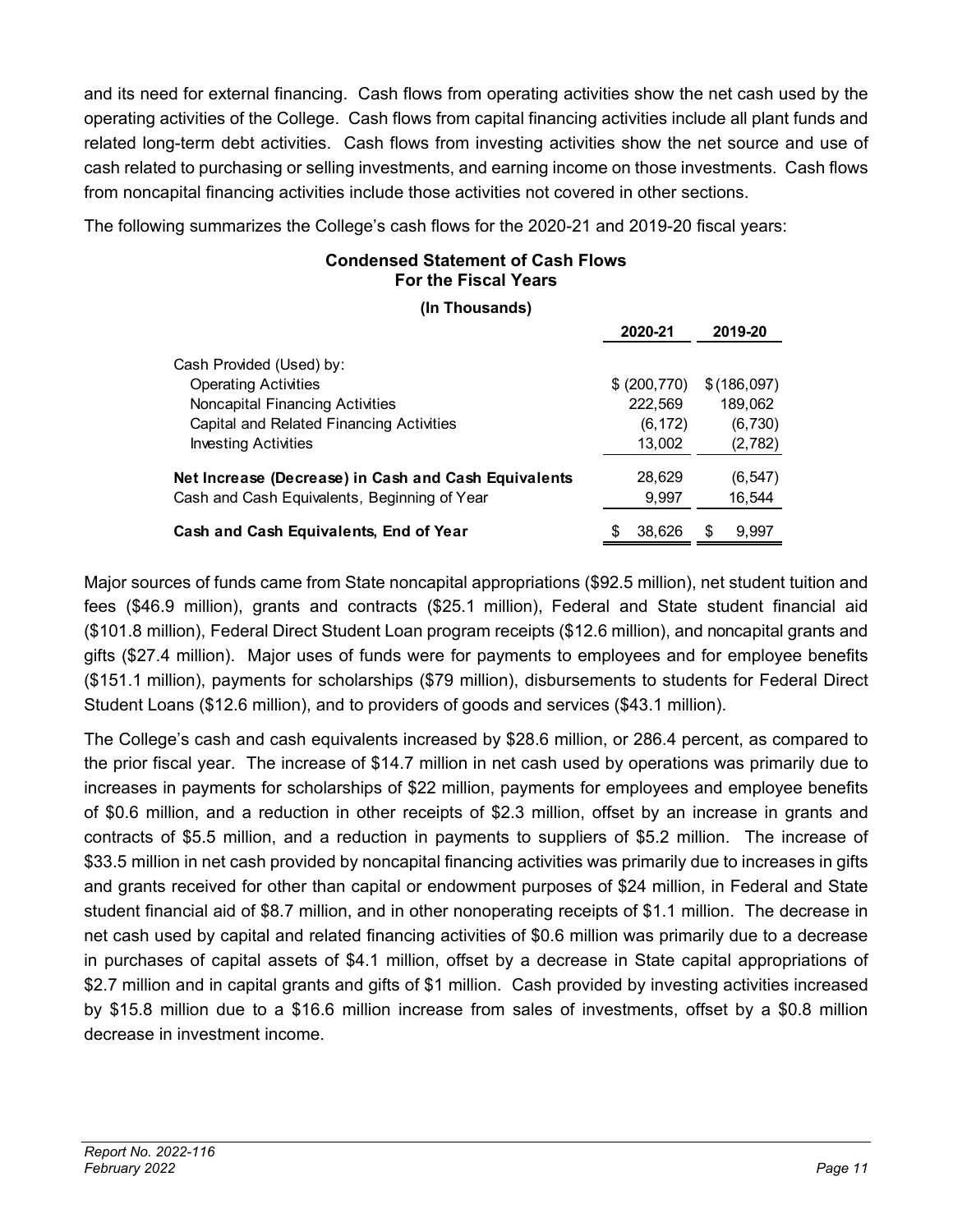and its need for external financing. Cash flows from operating activities show the net cash used by the operating activities of the College. Cash flows from capital financing activities include all plant funds and related long-term debt activities. Cash flows from investing activities show the net source and use of cash related to purchasing or selling investments, and earning income on those investments. Cash flows from noncapital financing activities include those activities not covered in other sections.

The following summarizes the College's cash flows for the 2020-21 and 2019-20 fiscal years:

**Condensed Statement of Cash Flows**
**For the Fiscal Years**

**(In Thousands)**

| | **2020-21** | **2019-20** |
|---|---|---|
| Cash Provided (Used) by: | | |
| Operating Activities | $ (200,770) | $ (186,097) |
| Noncapital Financing Activities | 222,569 | 189,062 |
| Capital and Related Financing Activities | (6,172) | (6,730) |
| Investing Activities | 13,002 | (2,782) |
| **Net Increase (Decrease) in Cash and Cash Equivalents** | 28,629 | (6,547) |
| Cash and Cash Equivalents, Beginning of Year | 9,997 | 16,544 |
| **Cash and Cash Equivalents, End of Year** | $ 38,626 | $ 9,997 |

Major sources of funds came from State noncapital appropriations ($92.5 million), net student tuition and fees ($46.9 million), grants and contracts ($25.1 million), Federal and State student financial aid ($101.8 million), Federal Direct Student Loan program receipts ($12.6 million), and noncapital grants and gifts ($27.4 million). Major uses of funds were for payments to employees and for employee benefits ($151.1 million), payments for scholarships ($79 million), disbursements to students for Federal Direct Student Loans ($12.6 million), and to providers of goods and services ($43.1 million).

The College's cash and cash equivalents increased by $28.6 million, or 286.4 percent, as compared to the prior fiscal year. The increase of $14.7 million in net cash used by operations was primarily due to increases in payments for scholarships of $22 million, payments for employees and employee benefits of $0.6 million, and a reduction in other receipts of $2.3 million, offset by an increase in grants and contracts of $5.5 million, and a reduction in payments to suppliers of $5.2 million. The increase of $33.5 million in net cash provided by noncapital financing activities was primarily due to increases in gifts and grants received for other than capital or endowment purposes of $24 million, in Federal and State student financial aid of $8.7 million, and in other nonoperating receipts of $1.1 million. The decrease in net cash used by capital and related financing activities of $0.6 million was primarily due to a decrease in purchases of capital assets of $4.1 million, offset by a decrease in State capital appropriations of $2.7 million and in capital grants and gifts of $1 million. Cash provided by investing activities increased by $15.8 million due to a $16.6 million increase from sales of investments, offset by a $0.8 million decrease in investment income.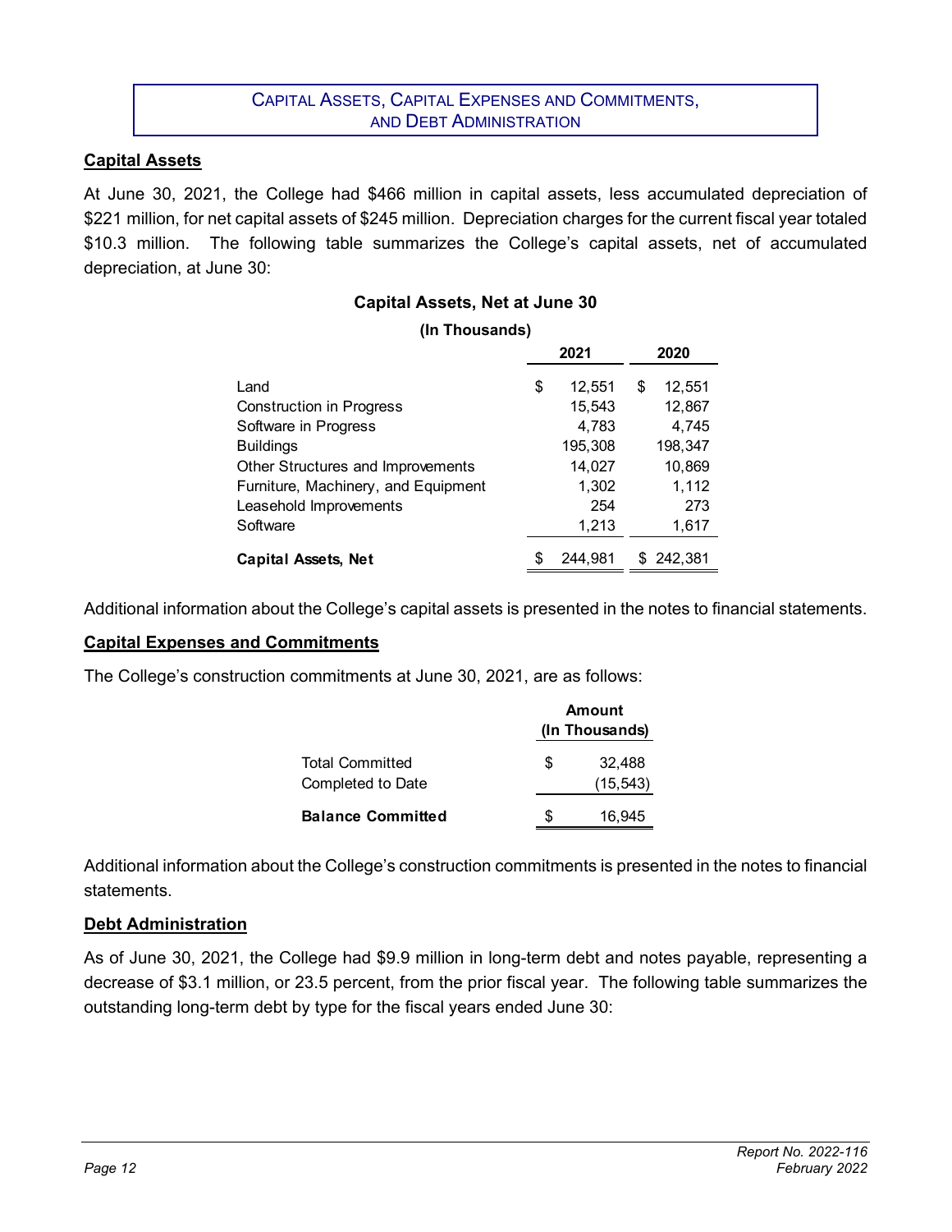## Capital Assets, Capital Expenses and Commitments, and Debt Administration

### Capital Assets

At June 30, 2021, the College had $466 million in capital assets, less accumulated depreciation of $221 million, for net capital assets of $245 million. Depreciation charges for the current fiscal year totaled $10.3 million. The following table summarizes the College's capital assets, net of accumulated depreciation, at June 30:

**Capital Assets, Net at June 30**

**(In Thousands)**

| | 2021 | 2020 |
|---|---|---|
| Land | $ 12,551 | $ 12,551 |
| Construction in Progress | 15,543 | 12,867 |
| Software in Progress | 4,783 | 4,745 |
| Buildings | 195,308 | 198,347 |
| Other Structures and Improvements | 14,027 | 10,869 |
| Furniture, Machinery, and Equipment | 1,302 | 1,112 |
| Leasehold Improvements | 254 | 273 |
| Software | 1,213 | 1,617 |
| **Capital Assets, Net** | $ 244,981 | $ 242,381 |

Additional information about the College's capital assets is presented in the notes to financial statements.

### Capital Expenses and Commitments

The College's construction commitments at June 30, 2021, are as follows:

| | Amount (In Thousands) |
|---|---|
| Total Committed | $ 32,488 |
| Completed to Date | (15,543) |
| **Balance Committed** | $ 16,945 |

Additional information about the College's construction commitments is presented in the notes to financial statements.

### Debt Administration

As of June 30, 2021, the College had $9.9 million in long-term debt and notes payable, representing a decrease of $3.1 million, or 23.5 percent, from the prior fiscal year. The following table summarizes the outstanding long-term debt by type for the fiscal years ended June 30: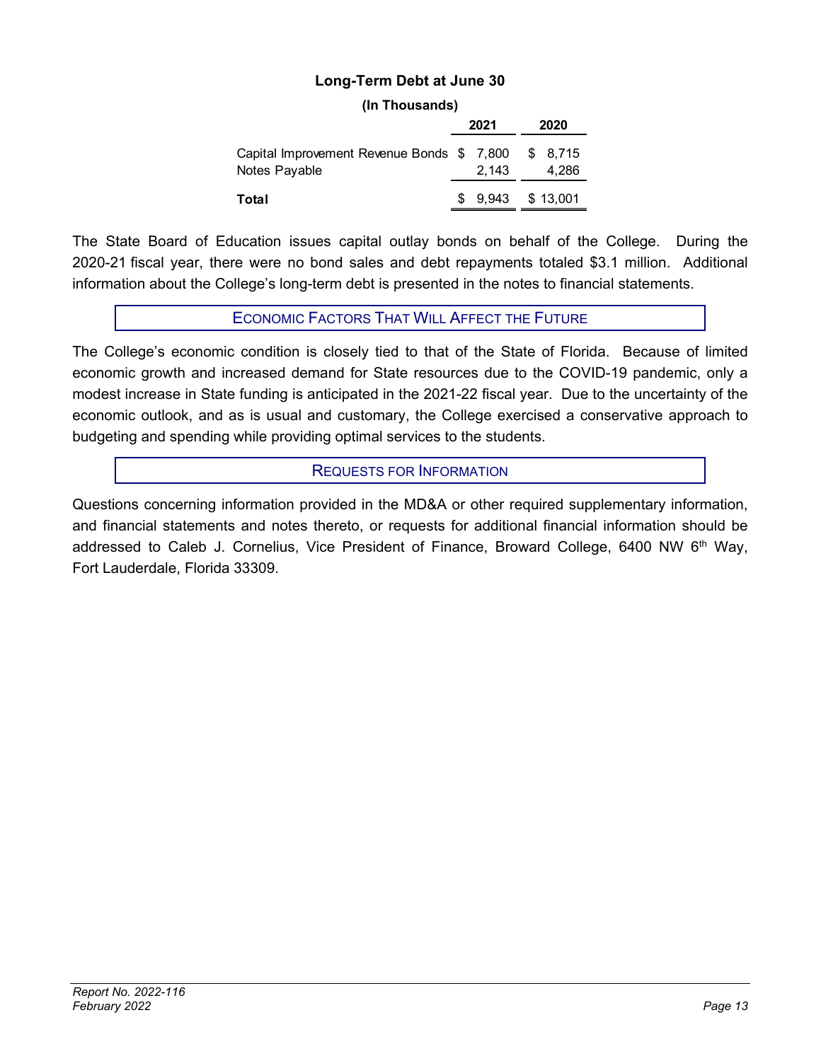**Long-Term Debt at June 30**

**(In Thousands)**

| | 2021 | 2020 |
|---|---|---|
| Capital Improvement Revenue Bonds | $ 7,800 | $ 8,715 |
| Notes Payable | 2,143 | 4,286 |
| **Total** | $ 9,943 | $ 13,001 |

The State Board of Education issues capital outlay bonds on behalf of the College. During the 2020-21 fiscal year, there were no bond sales and debt repayments totaled $3.1 million. Additional information about the College's long-term debt is presented in the notes to financial statements.

## Economic Factors That Will Affect the Future

The College's economic condition is closely tied to that of the State of Florida. Because of limited economic growth and increased demand for State resources due to the COVID-19 pandemic, only a modest increase in State funding is anticipated in the 2021-22 fiscal year. Due to the uncertainty of the economic outlook, and as is usual and customary, the College exercised a conservative approach to budgeting and spending while providing optimal services to the students.

## Requests for Information

Questions concerning information provided in the MD&A or other required supplementary information, and financial statements and notes thereto, or requests for additional financial information should be addressed to Caleb J. Cornelius, Vice President of Finance, Broward College, 6400 NW 6th Way, Fort Lauderdale, Florida 33309.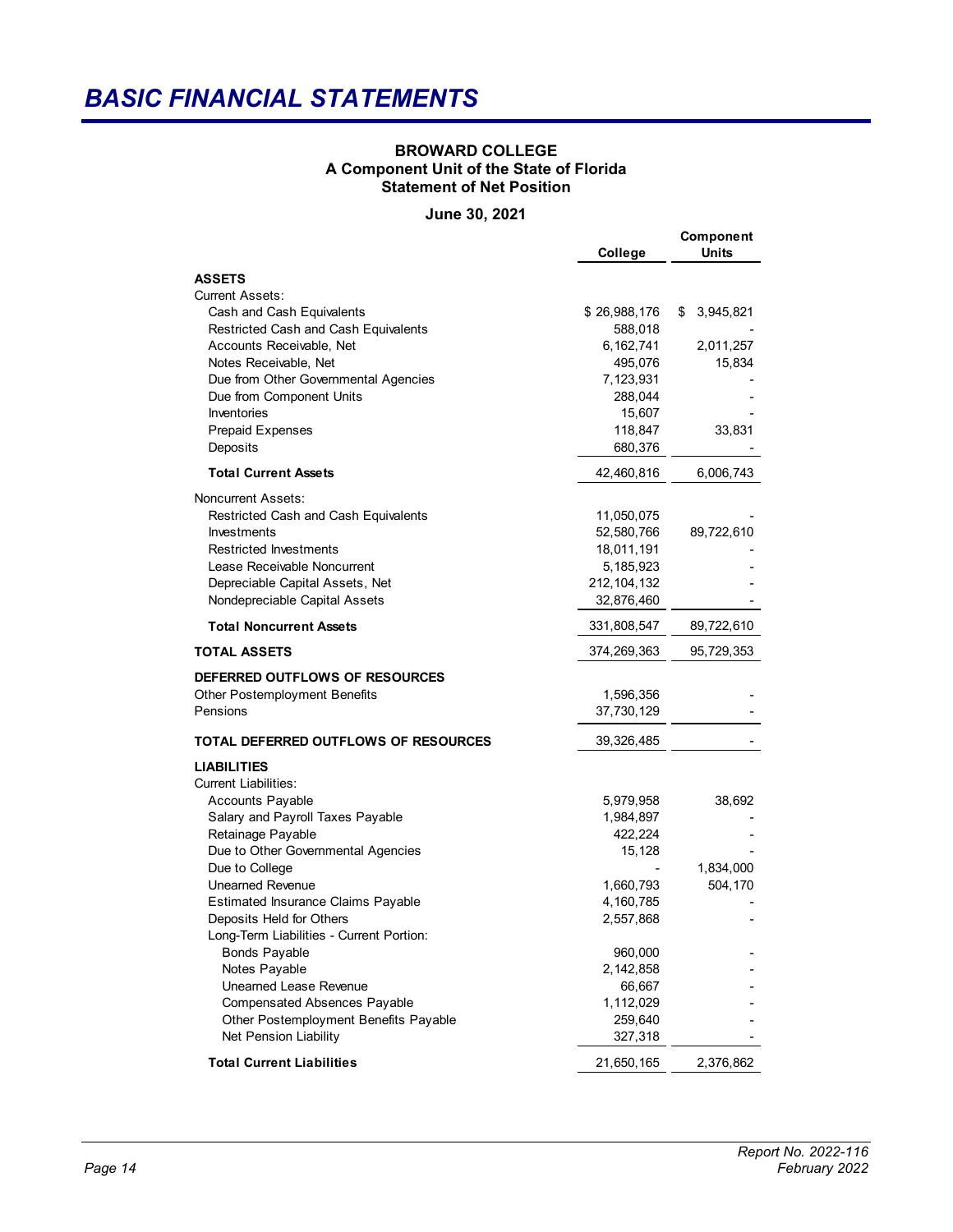# BASIC FINANCIAL STATEMENTS

**BROWARD COLLEGE**
**A Component Unit of the State of Florida**
**Statement of Net Position**

**June 30, 2021**

| | College | Component Units |
|---|---|---|
| **ASSETS** | | |
| Current Assets: | | |
| Cash and Cash Equivalents | $ 26,988,176 | $ 3,945,821 |
| Restricted Cash and Cash Equivalents | 588,018 | - |
| Accounts Receivable, Net | 6,162,741 | 2,011,257 |
| Notes Receivable, Net | 495,076 | 15,834 |
| Due from Other Governmental Agencies | 7,123,931 | - |
| Due from Component Units | 288,044 | - |
| Inventories | 15,607 | - |
| Prepaid Expenses | 118,847 | 33,831 |
| Deposits | 680,376 | - |
| **Total Current Assets** | 42,460,816 | 6,006,743 |
| Noncurrent Assets: | | |
| Restricted Cash and Cash Equivalents | 11,050,075 | - |
| Investments | 52,580,766 | 89,722,610 |
| Restricted Investments | 18,011,191 | - |
| Lease Receivable Noncurrent | 5,185,923 | - |
| Depreciable Capital Assets, Net | 212,104,132 | - |
| Nondepreciable Capital Assets | 32,876,460 | - |
| **Total Noncurrent Assets** | 331,808,547 | 89,722,610 |
| **TOTAL ASSETS** | 374,269,363 | 95,729,353 |
| **DEFERRED OUTFLOWS OF RESOURCES** | | |
| Other Postemployment Benefits | 1,596,356 | - |
| Pensions | 37,730,129 | - |
| **TOTAL DEFERRED OUTFLOWS OF RESOURCES** | 39,326,485 | - |
| **LIABILITIES** | | |
| Current Liabilities: | | |
| Accounts Payable | 5,979,958 | 38,692 |
| Salary and Payroll Taxes Payable | 1,984,897 | - |
| Retainage Payable | 422,224 | - |
| Due to Other Governmental Agencies | 15,128 | - |
| Due to College | - | 1,834,000 |
| Unearned Revenue | 1,660,793 | 504,170 |
| Estimated Insurance Claims Payable | 4,160,785 | - |
| Deposits Held for Others | 2,557,868 | - |
| Long-Term Liabilities - Current Portion: | | |
| Bonds Payable | 960,000 | - |
| Notes Payable | 2,142,858 | - |
| Unearned Lease Revenue | 66,667 | - |
| Compensated Absences Payable | 1,112,029 | - |
| Other Postemployment Benefits Payable | 259,640 | - |
| Net Pension Liability | 327,318 | - |
| **Total Current Liabilities** | 21,650,165 | 2,376,862 |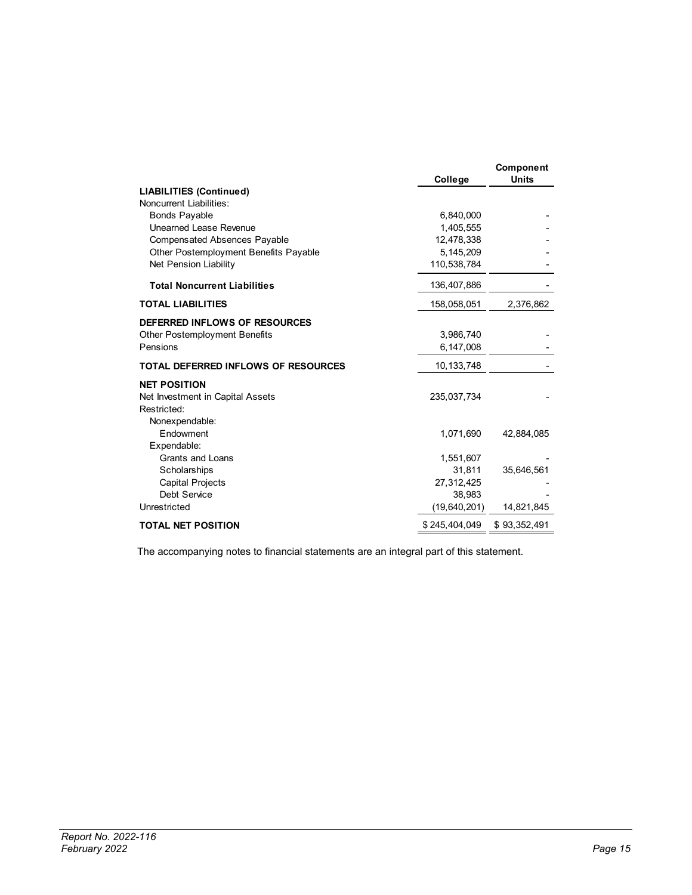| | College | Component Units |
|---|---|---|
| **LIABILITIES (Continued)** | | |
| Noncurrent Liabilities: | | |
| Bonds Payable | 6,840,000 | - |
| Unearned Lease Revenue | 1,405,555 | - |
| Compensated Absences Payable | 12,478,338 | - |
| Other Postemployment Benefits Payable | 5,145,209 | - |
| Net Pension Liability | 110,538,784 | - |
| **Total Noncurrent Liabilities** | 136,407,886 | - |
| **TOTAL LIABILITIES** | 158,058,051 | 2,376,862 |
| **DEFERRED INFLOWS OF RESOURCES** | | |
| Other Postemployment Benefits | 3,986,740 | - |
| Pensions | 6,147,008 | - |
| **TOTAL DEFERRED INFLOWS OF RESOURCES** | 10,133,748 | - |
| **NET POSITION** | | |
| Net Investment in Capital Assets | 235,037,734 | - |
| Restricted: | | |
| Nonexpendable: | | |
| Endowment | 1,071,690 | 42,884,085 |
| Expendable: | | |
| Grants and Loans | 1,551,607 | - |
| Scholarships | 31,811 | 35,646,561 |
| Capital Projects | 27,312,425 | - |
| Debt Service | 38,983 | - |
| Unrestricted | (19,640,201) | 14,821,845 |
| **TOTAL NET POSITION** | $ 245,404,049 | $ 93,352,491 |

The accompanying notes to financial statements are an integral part of this statement.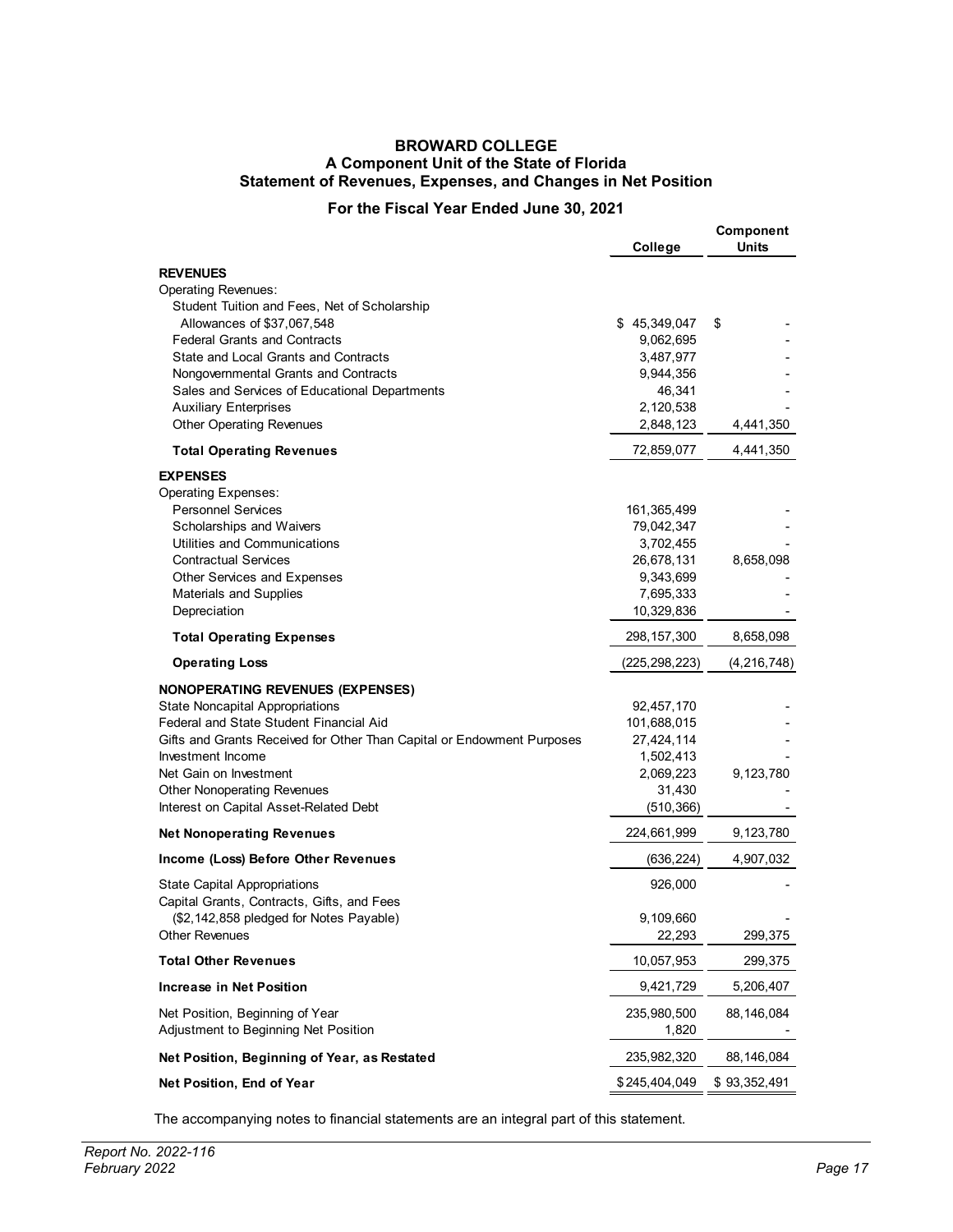# BROWARD COLLEGE
## A Component Unit of the State of Florida
## Statement of Revenues, Expenses, and Changes in Net Position
### For the Fiscal Year Ended June 30, 2021

| | College | Component Units |
|---|---|---|
| **REVENUES** | | |
| Operating Revenues: | | |
| Student Tuition and Fees, Net of Scholarship Allowances of $37,067,548 | $ 45,349,047 | $ - |
| Federal Grants and Contracts | 9,062,695 | - |
| State and Local Grants and Contracts | 3,487,977 | - |
| Nongovernmental Grants and Contracts | 9,944,356 | - |
| Sales and Services of Educational Departments | 46,341 | - |
| Auxiliary Enterprises | 2,120,538 | - |
| Other Operating Revenues | 2,848,123 | 4,441,350 |
| **Total Operating Revenues** | 72,859,077 | 4,441,350 |
| **EXPENSES** | | |
| Operating Expenses: | | |
| Personnel Services | 161,365,499 | - |
| Scholarships and Waivers | 79,042,347 | - |
| Utilities and Communications | 3,702,455 | - |
| Contractual Services | 26,678,131 | 8,658,098 |
| Other Services and Expenses | 9,343,699 | - |
| Materials and Supplies | 7,695,333 | - |
| Depreciation | 10,329,836 | - |
| **Total Operating Expenses** | 298,157,300 | 8,658,098 |
| **Operating Loss** | (225,298,223) | (4,216,748) |
| **NONOPERATING REVENUES (EXPENSES)** | | |
| State Noncapital Appropriations | 92,457,170 | - |
| Federal and State Student Financial Aid | 101,688,015 | - |
| Gifts and Grants Received for Other Than Capital or Endowment Purposes | 27,424,114 | - |
| Investment Income | 1,502,413 | - |
| Net Gain on Investment | 2,069,223 | 9,123,780 |
| Other Nonoperating Revenues | 31,430 | - |
| Interest on Capital Asset-Related Debt | (510,366) | - |
| **Net Nonoperating Revenues** | 224,661,999 | 9,123,780 |
| **Income (Loss) Before Other Revenues** | (636,224) | 4,907,032 |
| State Capital Appropriations | 926,000 | - |
| Capital Grants, Contracts, Gifts, and Fees ($2,142,858 pledged for Notes Payable) | 9,109,660 | - |
| Other Revenues | 22,293 | 299,375 |
| **Total Other Revenues** | 10,057,953 | 299,375 |
| **Increase in Net Position** | 9,421,729 | 5,206,407 |
| Net Position, Beginning of Year | 235,980,500 | 88,146,084 |
| Adjustment to Beginning Net Position | 1,820 | - |
| **Net Position, Beginning of Year, as Restated** | 235,982,320 | 88,146,084 |
| **Net Position, End of Year** | $ 245,404,049 | $ 93,352,491 |

The accompanying notes to financial statements are an integral part of this statement.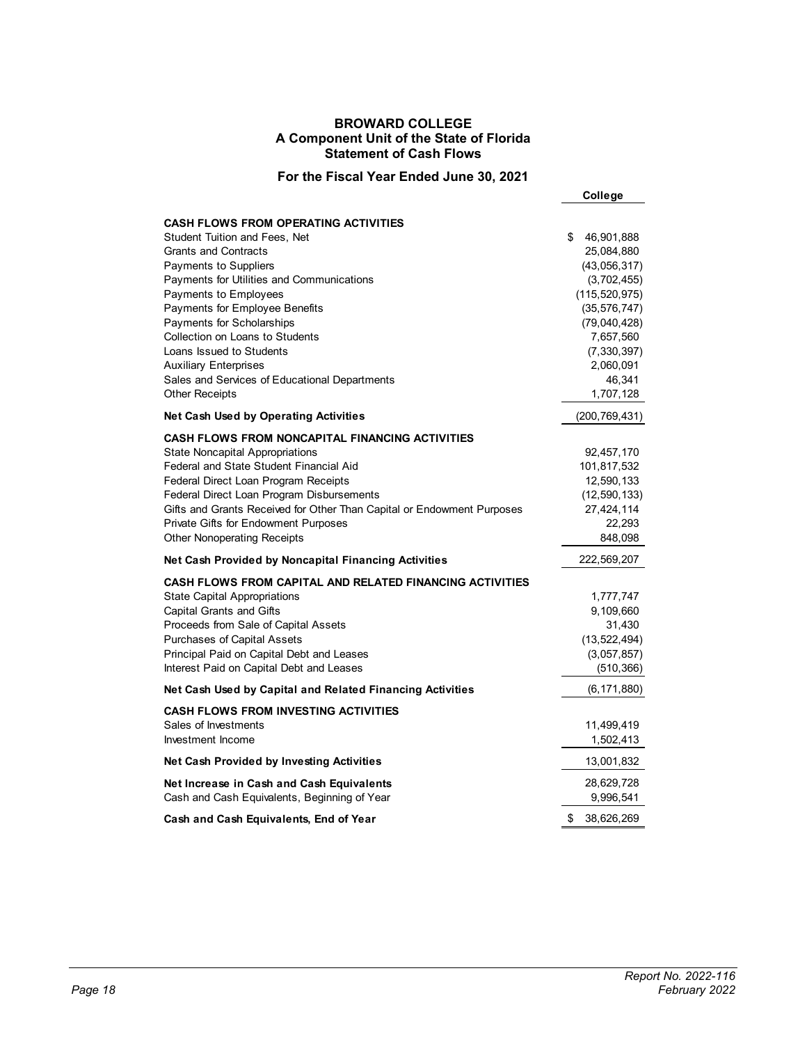# BROWARD COLLEGE
## A Component Unit of the State of Florida
## Statement of Cash Flows

### For the Fiscal Year Ended June 30, 2021

| | College |
|---|---|
| **CASH FLOWS FROM OPERATING ACTIVITIES** | |
| Student Tuition and Fees, Net | $ 46,901,888 |
| Grants and Contracts | 25,084,880 |
| Payments to Suppliers | (43,056,317) |
| Payments for Utilities and Communications | (3,702,455) |
| Payments to Employees | (115,520,975) |
| Payments for Employee Benefits | (35,576,747) |
| Payments for Scholarships | (79,040,428) |
| Collection on Loans to Students | 7,657,560 |
| Loans Issued to Students | (7,330,397) |
| Auxiliary Enterprises | 2,060,091 |
| Sales and Services of Educational Departments | 46,341 |
| Other Receipts | 1,707,128 |
| **Net Cash Used by Operating Activities** | (200,769,431) |
| **CASH FLOWS FROM NONCAPITAL FINANCING ACTIVITIES** | |
| State Noncapital Appropriations | 92,457,170 |
| Federal and State Student Financial Aid | 101,817,532 |
| Federal Direct Loan Program Receipts | 12,590,133 |
| Federal Direct Loan Program Disbursements | (12,590,133) |
| Gifts and Grants Received for Other Than Capital or Endowment Purposes | 27,424,114 |
| Private Gifts for Endowment Purposes | 22,293 |
| Other Nonoperating Receipts | 848,098 |
| **Net Cash Provided by Noncapital Financing Activities** | 222,569,207 |
| **CASH FLOWS FROM CAPITAL AND RELATED FINANCING ACTIVITIES** | |
| State Capital Appropriations | 1,777,747 |
| Capital Grants and Gifts | 9,109,660 |
| Proceeds from Sale of Capital Assets | 31,430 |
| Purchases of Capital Assets | (13,522,494) |
| Principal Paid on Capital Debt and Leases | (3,057,857) |
| Interest Paid on Capital Debt and Leases | (510,366) |
| **Net Cash Used by Capital and Related Financing Activities** | (6,171,880) |
| **CASH FLOWS FROM INVESTING ACTIVITIES** | |
| Sales of Investments | 11,499,419 |
| Investment Income | 1,502,413 |
| **Net Cash Provided by Investing Activities** | 13,001,832 |
| **Net Increase in Cash and Cash Equivalents** | 28,629,728 |
| Cash and Cash Equivalents, Beginning of Year | 9,996,541 |
| **Cash and Cash Equivalents, End of Year** | $ 38,626,269 |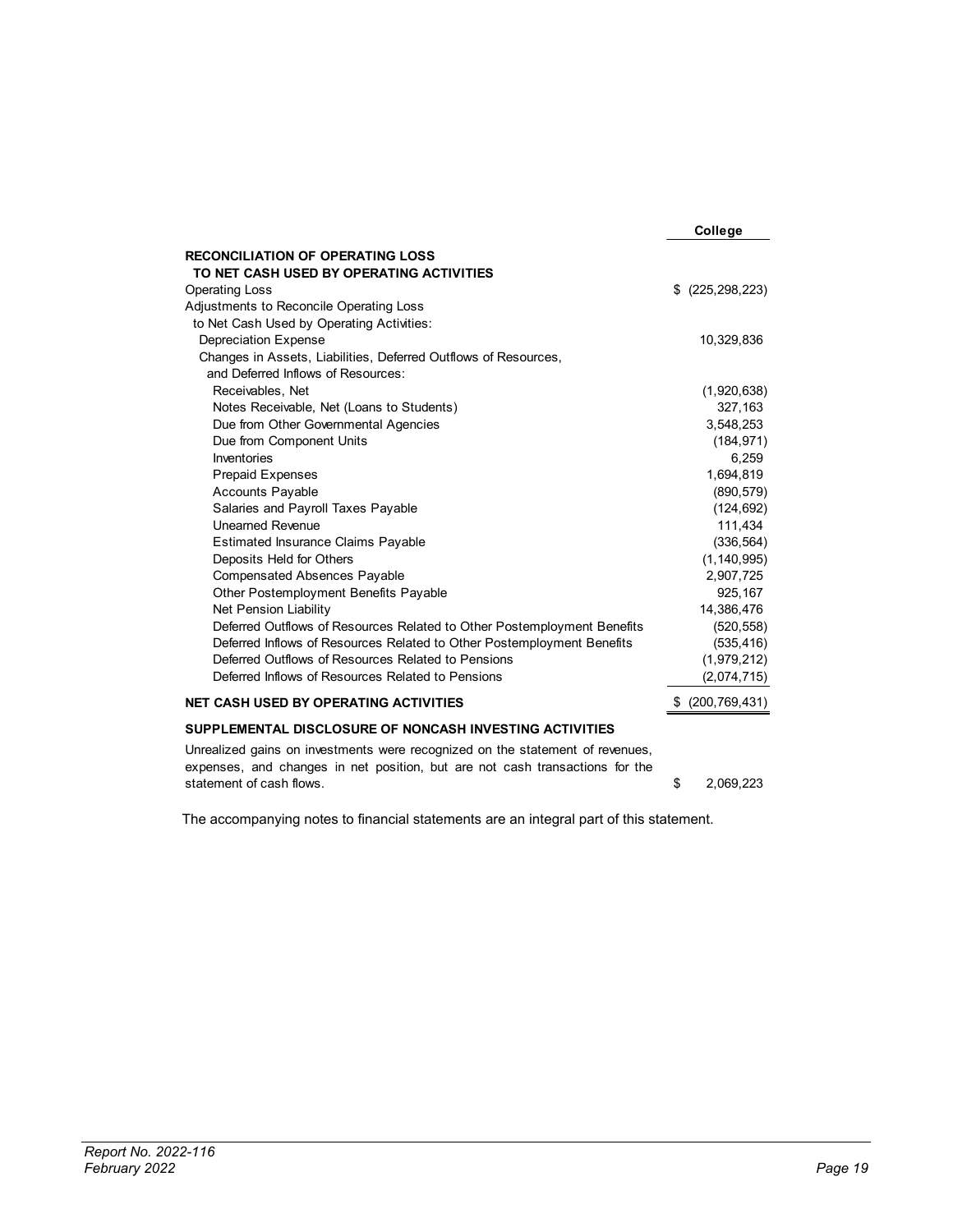| | College |
|---|---|
| **RECONCILIATION OF OPERATING LOSS TO NET CASH USED BY OPERATING ACTIVITIES** | |
| Operating Loss | $ (225,298,223) |
| Adjustments to Reconcile Operating Loss to Net Cash Used by Operating Activities: | |
| Depreciation Expense | 10,329,836 |
| Changes in Assets, Liabilities, Deferred Outflows of Resources, and Deferred Inflows of Resources: | |
| Receivables, Net | (1,920,638) |
| Notes Receivable, Net (Loans to Students) | 327,163 |
| Due from Other Governmental Agencies | 3,548,253 |
| Due from Component Units | (184,971) |
| Inventories | 6,259 |
| Prepaid Expenses | 1,694,819 |
| Accounts Payable | (890,579) |
| Salaries and Payroll Taxes Payable | (124,692) |
| Unearned Revenue | 111,434 |
| Estimated Insurance Claims Payable | (336,564) |
| Deposits Held for Others | (1,140,995) |
| Compensated Absences Payable | 2,907,725 |
| Other Postemployment Benefits Payable | 925,167 |
| Net Pension Liability | 14,386,476 |
| Deferred Outflows of Resources Related to Other Postemployment Benefits | (520,558) |
| Deferred Inflows of Resources Related to Other Postemployment Benefits | (535,416) |
| Deferred Outflows of Resources Related to Pensions | (1,979,212) |
| Deferred Inflows of Resources Related to Pensions | (2,074,715) |
| **NET CASH USED BY OPERATING ACTIVITIES** | $ (200,769,431) |
| **SUPPLEMENTAL DISCLOSURE OF NONCASH INVESTING ACTIVITIES** | |
| Unrealized gains on investments were recognized on the statement of revenues, expenses, and changes in net position, but are not cash transactions for the statement of cash flows. | $ 2,069,223 |

The accompanying notes to financial statements are an integral part of this statement.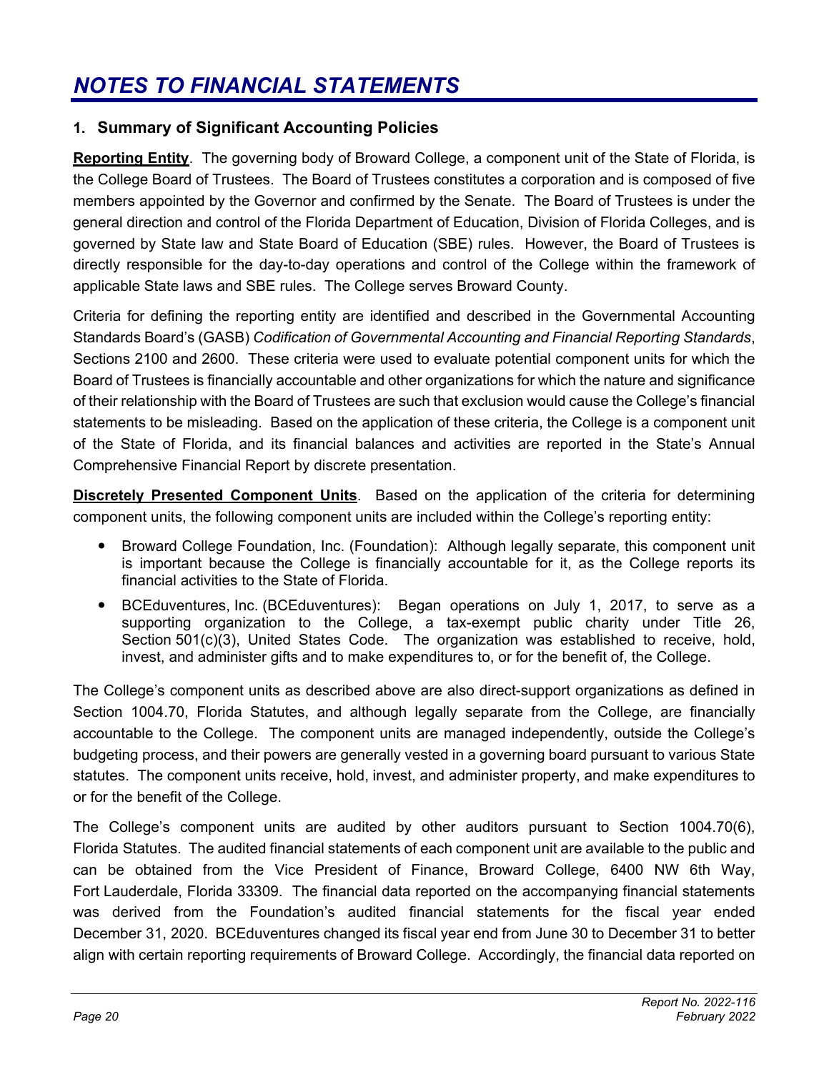# NOTES TO FINANCIAL STATEMENTS

## 1. Summary of Significant Accounting Policies

**Reporting Entity**. The governing body of Broward College, a component unit of the State of Florida, is the College Board of Trustees. The Board of Trustees constitutes a corporation and is composed of five members appointed by the Governor and confirmed by the Senate. The Board of Trustees is under the general direction and control of the Florida Department of Education, Division of Florida Colleges, and is governed by State law and State Board of Education (SBE) rules. However, the Board of Trustees is directly responsible for the day-to-day operations and control of the College within the framework of applicable State laws and SBE rules. The College serves Broward County.

Criteria for defining the reporting entity are identified and described in the Governmental Accounting Standards Board's (GASB) *Codification of Governmental Accounting and Financial Reporting Standards*, Sections 2100 and 2600. These criteria were used to evaluate potential component units for which the Board of Trustees is financially accountable and other organizations for which the nature and significance of their relationship with the Board of Trustees are such that exclusion would cause the College's financial statements to be misleading. Based on the application of these criteria, the College is a component unit of the State of Florida, and its financial balances and activities are reported in the State's Annual Comprehensive Financial Report by discrete presentation.

**Discretely Presented Component Units**. Based on the application of the criteria for determining component units, the following component units are included within the College's reporting entity:

- Broward College Foundation, Inc. (Foundation): Although legally separate, this component unit is important because the College is financially accountable for it, as the College reports its financial activities to the State of Florida.
- BCEduventures, Inc. (BCEduventures): Began operations on July 1, 2017, to serve as a supporting organization to the College, a tax-exempt public charity under Title 26, Section 501(c)(3), United States Code. The organization was established to receive, hold, invest, and administer gifts and to make expenditures to, or for the benefit of, the College.

The College's component units as described above are also direct-support organizations as defined in Section 1004.70, Florida Statutes, and although legally separate from the College, are financially accountable to the College. The component units are managed independently, outside the College's budgeting process, and their powers are generally vested in a governing board pursuant to various State statutes. The component units receive, hold, invest, and administer property, and make expenditures to or for the benefit of the College.

The College's component units are audited by other auditors pursuant to Section 1004.70(6), Florida Statutes. The audited financial statements of each component unit are available to the public and can be obtained from the Vice President of Finance, Broward College, 6400 NW 6th Way, Fort Lauderdale, Florida 33309. The financial data reported on the accompanying financial statements was derived from the Foundation's audited financial statements for the fiscal year ended December 31, 2020. BCEduventures changed its fiscal year end from June 30 to December 31 to better align with certain reporting requirements of Broward College. Accordingly, the financial data reported on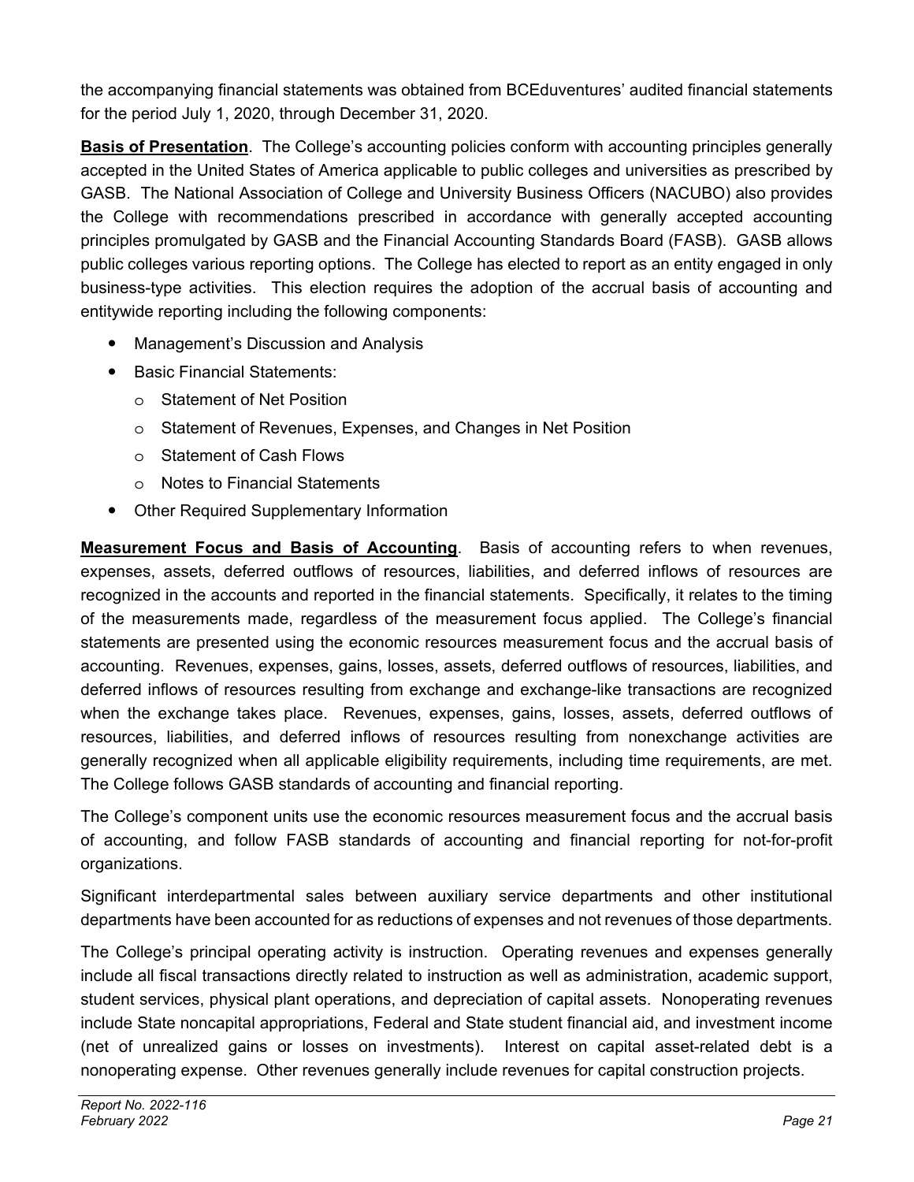the accompanying financial statements was obtained from BCEduventures' audited financial statements for the period July 1, 2020, through December 31, 2020.

**Basis of Presentation**. The College's accounting policies conform with accounting principles generally accepted in the United States of America applicable to public colleges and universities as prescribed by GASB. The National Association of College and University Business Officers (NACUBO) also provides the College with recommendations prescribed in accordance with generally accepted accounting principles promulgated by GASB and the Financial Accounting Standards Board (FASB). GASB allows public colleges various reporting options. The College has elected to report as an entity engaged in only business-type activities. This election requires the adoption of the accrual basis of accounting and entitywide reporting including the following components:

- Management's Discussion and Analysis
- Basic Financial Statements:
  - Statement of Net Position
  - Statement of Revenues, Expenses, and Changes in Net Position
  - Statement of Cash Flows
  - Notes to Financial Statements
- Other Required Supplementary Information

**Measurement Focus and Basis of Accounting**. Basis of accounting refers to when revenues, expenses, assets, deferred outflows of resources, liabilities, and deferred inflows of resources are recognized in the accounts and reported in the financial statements. Specifically, it relates to the timing of the measurements made, regardless of the measurement focus applied. The College's financial statements are presented using the economic resources measurement focus and the accrual basis of accounting. Revenues, expenses, gains, losses, assets, deferred outflows of resources, liabilities, and deferred inflows of resources resulting from exchange and exchange-like transactions are recognized when the exchange takes place. Revenues, expenses, gains, losses, assets, deferred outflows of resources, liabilities, and deferred inflows of resources resulting from nonexchange activities are generally recognized when all applicable eligibility requirements, including time requirements, are met. The College follows GASB standards of accounting and financial reporting.

The College's component units use the economic resources measurement focus and the accrual basis of accounting, and follow FASB standards of accounting and financial reporting for not-for-profit organizations.

Significant interdepartmental sales between auxiliary service departments and other institutional departments have been accounted for as reductions of expenses and not revenues of those departments.

The College's principal operating activity is instruction. Operating revenues and expenses generally include all fiscal transactions directly related to instruction as well as administration, academic support, student services, physical plant operations, and depreciation of capital assets. Nonoperating revenues include State noncapital appropriations, Federal and State student financial aid, and investment income (net of unrealized gains or losses on investments). Interest on capital asset-related debt is a nonoperating expense. Other revenues generally include revenues for capital construction projects.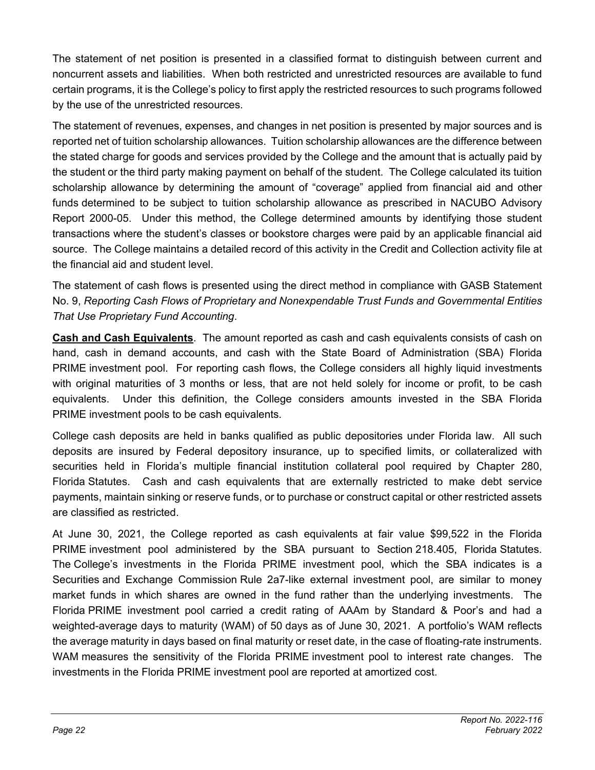The statement of net position is presented in a classified format to distinguish between current and noncurrent assets and liabilities. When both restricted and unrestricted resources are available to fund certain programs, it is the College's policy to first apply the restricted resources to such programs followed by the use of the unrestricted resources.

The statement of revenues, expenses, and changes in net position is presented by major sources and is reported net of tuition scholarship allowances. Tuition scholarship allowances are the difference between the stated charge for goods and services provided by the College and the amount that is actually paid by the student or the third party making payment on behalf of the student. The College calculated its tuition scholarship allowance by determining the amount of "coverage" applied from financial aid and other funds determined to be subject to tuition scholarship allowance as prescribed in NACUBO Advisory Report 2000-05. Under this method, the College determined amounts by identifying those student transactions where the student's classes or bookstore charges were paid by an applicable financial aid source. The College maintains a detailed record of this activity in the Credit and Collection activity file at the financial aid and student level.

The statement of cash flows is presented using the direct method in compliance with GASB Statement No. 9, *Reporting Cash Flows of Proprietary and Nonexpendable Trust Funds and Governmental Entities That Use Proprietary Fund Accounting*.

**Cash and Cash Equivalents**. The amount reported as cash and cash equivalents consists of cash on hand, cash in demand accounts, and cash with the State Board of Administration (SBA) Florida PRIME investment pool. For reporting cash flows, the College considers all highly liquid investments with original maturities of 3 months or less, that are not held solely for income or profit, to be cash equivalents. Under this definition, the College considers amounts invested in the SBA Florida PRIME investment pools to be cash equivalents.

College cash deposits are held in banks qualified as public depositories under Florida law. All such deposits are insured by Federal depository insurance, up to specified limits, or collateralized with securities held in Florida's multiple financial institution collateral pool required by Chapter 280, Florida Statutes. Cash and cash equivalents that are externally restricted to make debt service payments, maintain sinking or reserve funds, or to purchase or construct capital or other restricted assets are classified as restricted.

At June 30, 2021, the College reported as cash equivalents at fair value $99,522 in the Florida PRIME investment pool administered by the SBA pursuant to Section 218.405, Florida Statutes. The College's investments in the Florida PRIME investment pool, which the SBA indicates is a Securities and Exchange Commission Rule 2a7-like external investment pool, are similar to money market funds in which shares are owned in the fund rather than the underlying investments. The Florida PRIME investment pool carried a credit rating of AAAm by Standard & Poor's and had a weighted-average days to maturity (WAM) of 50 days as of June 30, 2021. A portfolio's WAM reflects the average maturity in days based on final maturity or reset date, in the case of floating-rate instruments. WAM measures the sensitivity of the Florida PRIME investment pool to interest rate changes. The investments in the Florida PRIME investment pool are reported at amortized cost.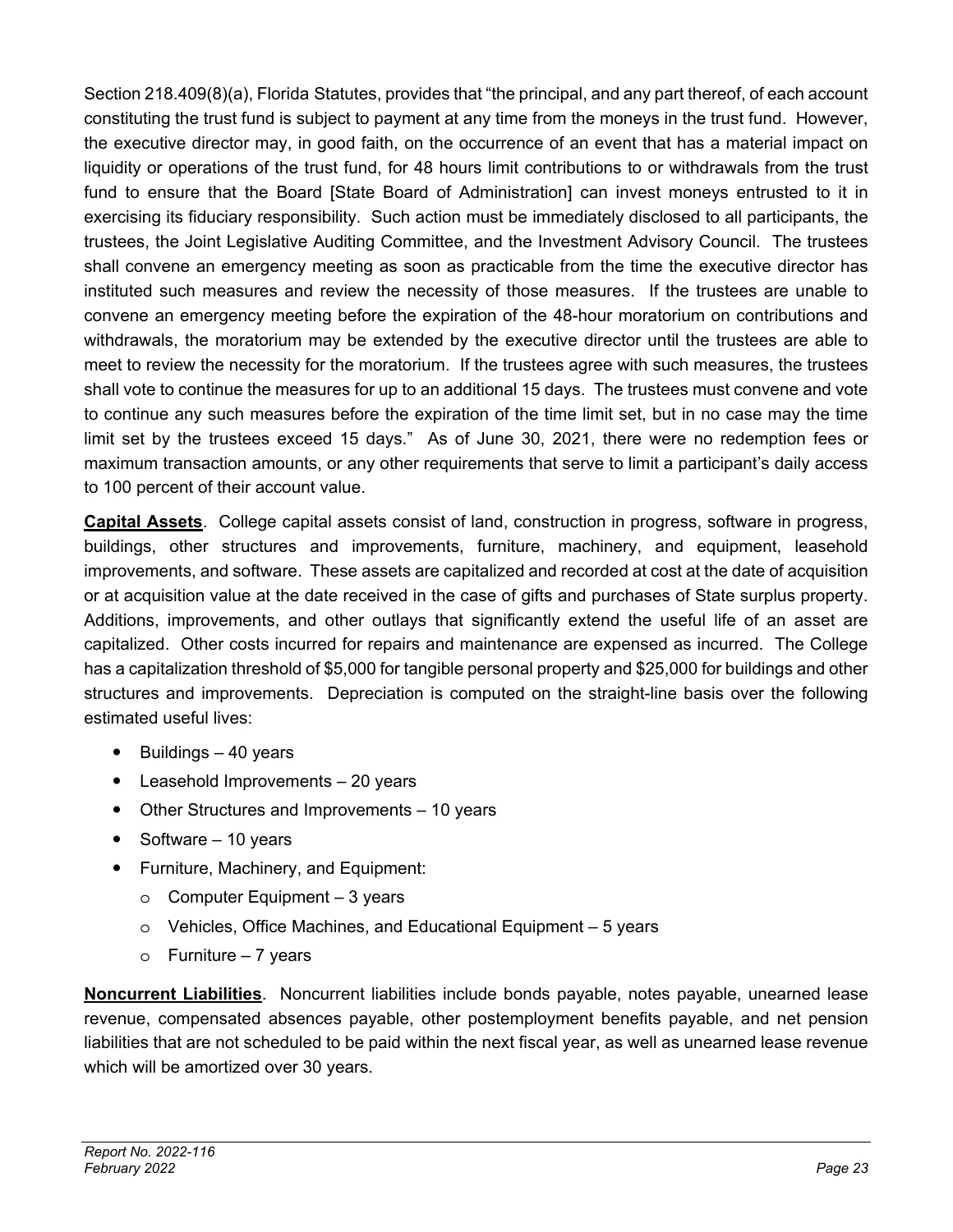Section 218.409(8)(a), Florida Statutes, provides that "the principal, and any part thereof, of each account constituting the trust fund is subject to payment at any time from the moneys in the trust fund. However, the executive director may, in good faith, on the occurrence of an event that has a material impact on liquidity or operations of the trust fund, for 48 hours limit contributions to or withdrawals from the trust fund to ensure that the Board [State Board of Administration] can invest moneys entrusted to it in exercising its fiduciary responsibility. Such action must be immediately disclosed to all participants, the trustees, the Joint Legislative Auditing Committee, and the Investment Advisory Council. The trustees shall convene an emergency meeting as soon as practicable from the time the executive director has instituted such measures and review the necessity of those measures. If the trustees are unable to convene an emergency meeting before the expiration of the 48-hour moratorium on contributions and withdrawals, the moratorium may be extended by the executive director until the trustees are able to meet to review the necessity for the moratorium. If the trustees agree with such measures, the trustees shall vote to continue the measures for up to an additional 15 days. The trustees must convene and vote to continue any such measures before the expiration of the time limit set, but in no case may the time limit set by the trustees exceed 15 days." As of June 30, 2021, there were no redemption fees or maximum transaction amounts, or any other requirements that serve to limit a participant's daily access to 100 percent of their account value.

**Capital Assets**. College capital assets consist of land, construction in progress, software in progress, buildings, other structures and improvements, furniture, machinery, and equipment, leasehold improvements, and software. These assets are capitalized and recorded at cost at the date of acquisition or at acquisition value at the date received in the case of gifts and purchases of State surplus property. Additions, improvements, and other outlays that significantly extend the useful life of an asset are capitalized. Other costs incurred for repairs and maintenance are expensed as incurred. The College has a capitalization threshold of $5,000 for tangible personal property and $25,000 for buildings and other structures and improvements. Depreciation is computed on the straight-line basis over the following estimated useful lives:

- Buildings – 40 years
- Leasehold Improvements – 20 years
- Other Structures and Improvements – 10 years
- Software – 10 years
- Furniture, Machinery, and Equipment:
  - Computer Equipment – 3 years
  - Vehicles, Office Machines, and Educational Equipment – 5 years
  - Furniture – 7 years

**Noncurrent Liabilities**. Noncurrent liabilities include bonds payable, notes payable, unearned lease revenue, compensated absences payable, other postemployment benefits payable, and net pension liabilities that are not scheduled to be paid within the next fiscal year, as well as unearned lease revenue which will be amortized over 30 years.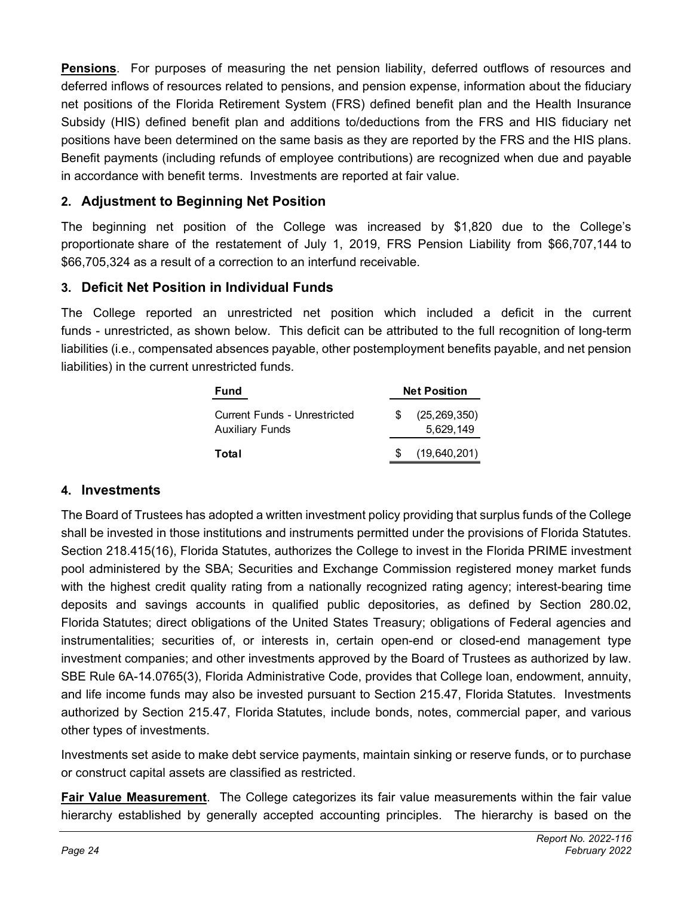**Pensions**. For purposes of measuring the net pension liability, deferred outflows of resources and deferred inflows of resources related to pensions, and pension expense, information about the fiduciary net positions of the Florida Retirement System (FRS) defined benefit plan and the Health Insurance Subsidy (HIS) defined benefit plan and additions to/deductions from the FRS and HIS fiduciary net positions have been determined on the same basis as they are reported by the FRS and the HIS plans. Benefit payments (including refunds of employee contributions) are recognized when due and payable in accordance with benefit terms. Investments are reported at fair value.

## 2. Adjustment to Beginning Net Position

The beginning net position of the College was increased by $1,820 due to the College's proportionate share of the restatement of July 1, 2019, FRS Pension Liability from $66,707,144 to $66,705,324 as a result of a correction to an interfund receivable.

## 3. Deficit Net Position in Individual Funds

The College reported an unrestricted net position which included a deficit in the current funds - unrestricted, as shown below. This deficit can be attributed to the full recognition of long-term liabilities (i.e., compensated absences payable, other postemployment benefits payable, and net pension liabilities) in the current unrestricted funds.

| Fund | Net Position |
|---|---|
| Current Funds - Unrestricted | $ (25,269,350) |
| Auxiliary Funds | 5,629,149 |
| **Total** | $ (19,640,201) |

## 4. Investments

The Board of Trustees has adopted a written investment policy providing that surplus funds of the College shall be invested in those institutions and instruments permitted under the provisions of Florida Statutes. Section 218.415(16), Florida Statutes, authorizes the College to invest in the Florida PRIME investment pool administered by the SBA; Securities and Exchange Commission registered money market funds with the highest credit quality rating from a nationally recognized rating agency; interest-bearing time deposits and savings accounts in qualified public depositories, as defined by Section 280.02, Florida Statutes; direct obligations of the United States Treasury; obligations of Federal agencies and instrumentalities; securities of, or interests in, certain open-end or closed-end management type investment companies; and other investments approved by the Board of Trustees as authorized by law. SBE Rule 6A-14.0765(3), Florida Administrative Code, provides that College loan, endowment, annuity, and life income funds may also be invested pursuant to Section 215.47, Florida Statutes. Investments authorized by Section 215.47, Florida Statutes, include bonds, notes, commercial paper, and various other types of investments.

Investments set aside to make debt service payments, maintain sinking or reserve funds, or to purchase or construct capital assets are classified as restricted.

**Fair Value Measurement**. The College categorizes its fair value measurements within the fair value hierarchy established by generally accepted accounting principles. The hierarchy is based on the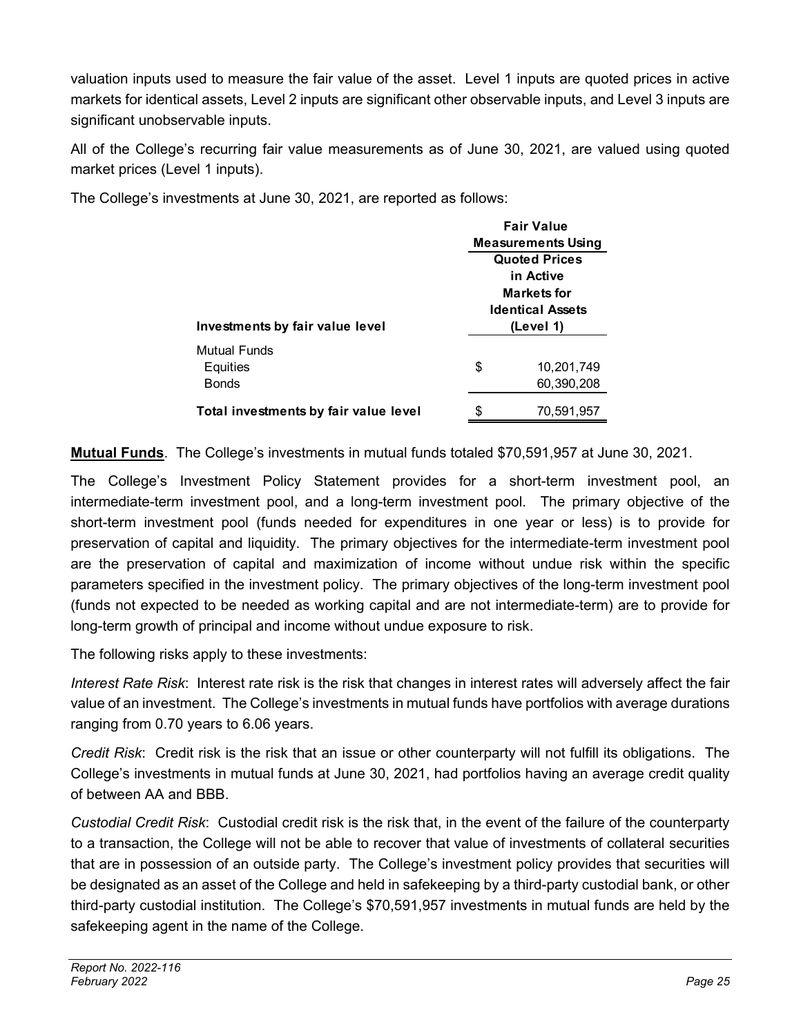valuation inputs used to measure the fair value of the asset. Level 1 inputs are quoted prices in active markets for identical assets, Level 2 inputs are significant other observable inputs, and Level 3 inputs are significant unobservable inputs.

All of the College's recurring fair value measurements as of June 30, 2021, are valued using quoted market prices (Level 1 inputs).

The College's investments at June 30, 2021, are reported as follows:

| **Investments by fair value level** | **Fair Value Measurements Using** **Quoted Prices in Active Markets for Identical Assets (Level 1)** |
|---|---|
| Mutual Funds | |
| Equities | $ 10,201,749 |
| Bonds | 60,390,208 |
| **Total investments by fair value level** | $ 70,591,957 |

**Mutual Funds**. The College's investments in mutual funds totaled $70,591,957 at June 30, 2021.

The College's Investment Policy Statement provides for a short-term investment pool, an intermediate-term investment pool, and a long-term investment pool. The primary objective of the short-term investment pool (funds needed for expenditures in one year or less) is to provide for preservation of capital and liquidity. The primary objectives for the intermediate-term investment pool are the preservation of capital and maximization of income without undue risk within the specific parameters specified in the investment policy. The primary objectives of the long-term investment pool (funds not expected to be needed as working capital and are not intermediate-term) are to provide for long-term growth of principal and income without undue exposure to risk.

The following risks apply to these investments:

*Interest Rate Risk*: Interest rate risk is the risk that changes in interest rates will adversely affect the fair value of an investment. The College's investments in mutual funds have portfolios with average durations ranging from 0.70 years to 6.06 years.

*Credit Risk*: Credit risk is the risk that an issue or other counterparty will not fulfill its obligations. The College's investments in mutual funds at June 30, 2021, had portfolios having an average credit quality of between AA and BBB.

*Custodial Credit Risk*: Custodial credit risk is the risk that, in the event of the failure of the counterparty to a transaction, the College will not be able to recover that value of investments of collateral securities that are in possession of an outside party. The College's investment policy provides that securities will be designated as an asset of the College and held in safekeeping by a third-party custodial bank, or other third-party custodial institution. The College's $70,591,957 investments in mutual funds are held by the safekeeping agent in the name of the College.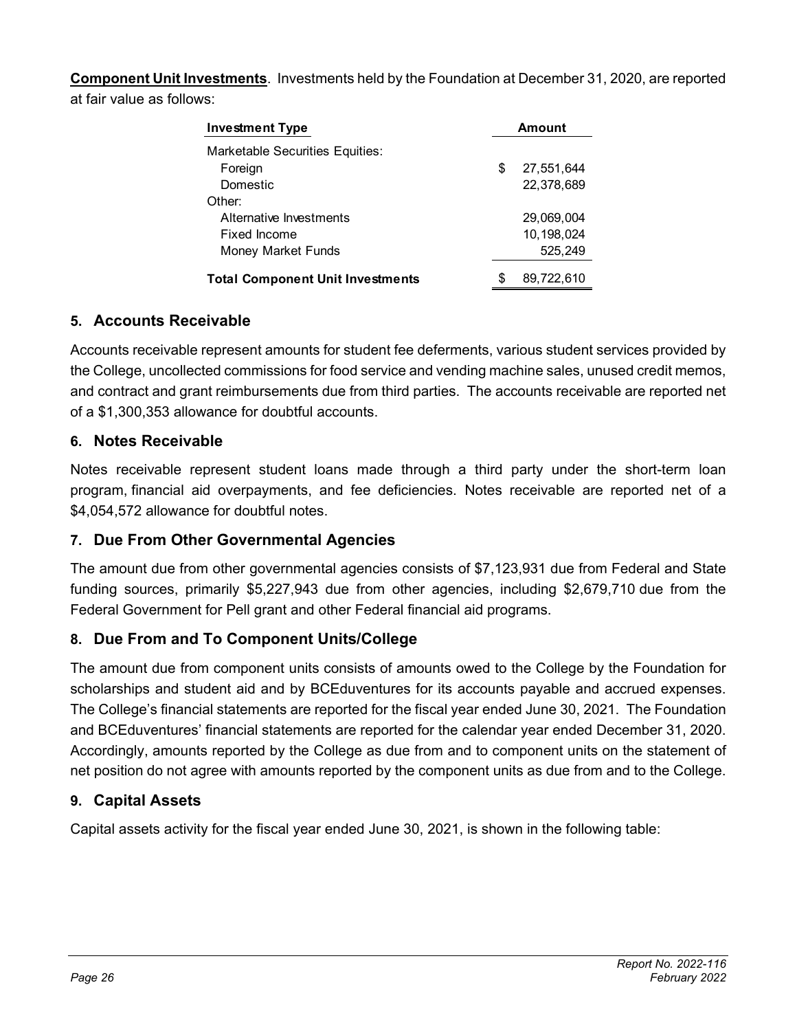**Component Unit Investments**. Investments held by the Foundation at December 31, 2020, are reported at fair value as follows:

| Investment Type | Amount |
|---|---|
| Marketable Securities Equities: | |
| Foreign | $ 27,551,644 |
| Domestic | 22,378,689 |
| Other: | |
| Alternative Investments | 29,069,004 |
| Fixed Income | 10,198,024 |
| Money Market Funds | 525,249 |
| **Total Component Unit Investments** | $ 89,722,610 |

## 5. Accounts Receivable

Accounts receivable represent amounts for student fee deferments, various student services provided by the College, uncollected commissions for food service and vending machine sales, unused credit memos, and contract and grant reimbursements due from third parties. The accounts receivable are reported net of a $1,300,353 allowance for doubtful accounts.

## 6. Notes Receivable

Notes receivable represent student loans made through a third party under the short-term loan program, financial aid overpayments, and fee deficiencies. Notes receivable are reported net of a $4,054,572 allowance for doubtful notes.

## 7. Due From Other Governmental Agencies

The amount due from other governmental agencies consists of $7,123,931 due from Federal and State funding sources, primarily $5,227,943 due from other agencies, including $2,679,710 due from the Federal Government for Pell grant and other Federal financial aid programs.

## 8. Due From and To Component Units/College

The amount due from component units consists of amounts owed to the College by the Foundation for scholarships and student aid and by BCEduventures for its accounts payable and accrued expenses. The College's financial statements are reported for the fiscal year ended June 30, 2021. The Foundation and BCEduventures' financial statements are reported for the calendar year ended December 31, 2020. Accordingly, amounts reported by the College as due from and to component units on the statement of net position do not agree with amounts reported by the component units as due from and to the College.

## 9. Capital Assets

Capital assets activity for the fiscal year ended June 30, 2021, is shown in the following table: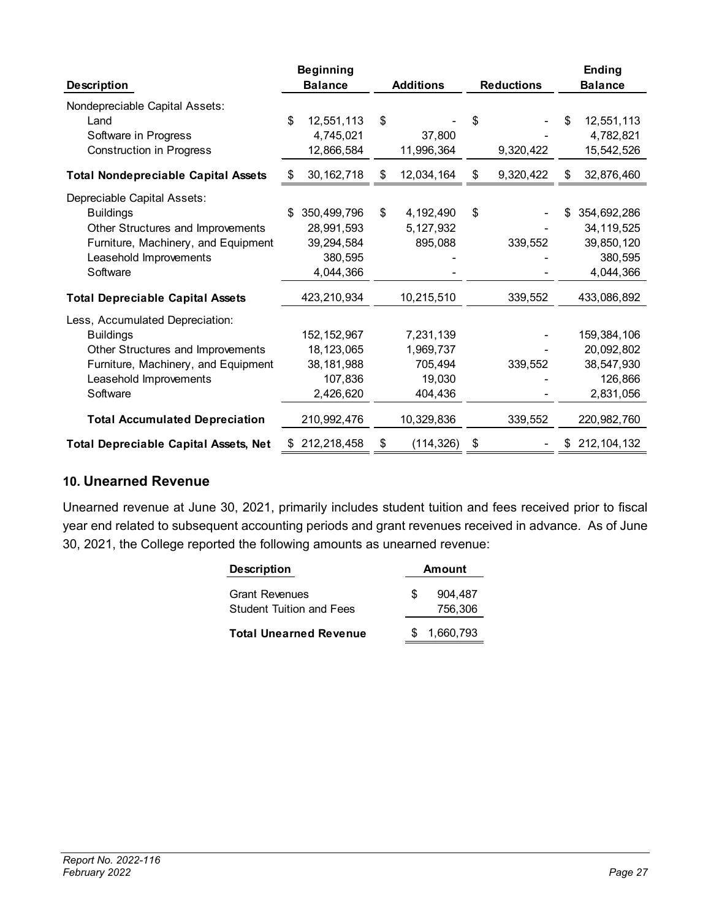| Description | Beginning Balance | Additions | Reductions | Ending Balance |
|---|---|---|---|---|
| Nondepreciable Capital Assets: | | | | |
| Land | $ 12,551,113 | $ - | $ - | $ 12,551,113 |
| Software in Progress | 4,745,021 | 37,800 | - | 4,782,821 |
| Construction in Progress | 12,866,584 | 11,996,364 | 9,320,422 | 15,542,526 |
| **Total Nondepreciable Capital Assets** | $ 30,162,718 | $ 12,034,164 | $ 9,320,422 | $ 32,876,460 |
| Depreciable Capital Assets: | | | | |
| Buildings | $ 350,499,796 | $ 4,192,490 | $ - | $ 354,692,286 |
| Other Structures and Improvements | 28,991,593 | 5,127,932 | - | 34,119,525 |
| Furniture, Machinery, and Equipment | 39,294,584 | 895,088 | 339,552 | 39,850,120 |
| Leasehold Improvements | 380,595 | - | - | 380,595 |
| Software | 4,044,366 | - | - | 4,044,366 |
| **Total Depreciable Capital Assets** | 423,210,934 | 10,215,510 | 339,552 | 433,086,892 |
| Less, Accumulated Depreciation: | | | | |
| Buildings | 152,152,967 | 7,231,139 | - | 159,384,106 |
| Other Structures and Improvements | 18,123,065 | 1,969,737 | - | 20,092,802 |
| Furniture, Machinery, and Equipment | 38,181,988 | 705,494 | 339,552 | 38,547,930 |
| Leasehold Improvements | 107,836 | 19,030 | - | 126,866 |
| Software | 2,426,620 | 404,436 | - | 2,831,056 |
| **Total Accumulated Depreciation** | 210,992,476 | 10,329,836 | 339,552 | 220,982,760 |
| **Total Depreciable Capital Assets, Net** | $ 212,218,458 | $ (114,326) | $ - | $ 212,104,132 |

## 10. Unearned Revenue

Unearned revenue at June 30, 2021, primarily includes student tuition and fees received prior to fiscal year end related to subsequent accounting periods and grant revenues received in advance. As of June 30, 2021, the College reported the following amounts as unearned revenue:

| Description | Amount |
|---|---|
| Grant Revenues | $ 904,487 |
| Student Tuition and Fees | 756,306 |
| **Total Unearned Revenue** | $ 1,660,793 |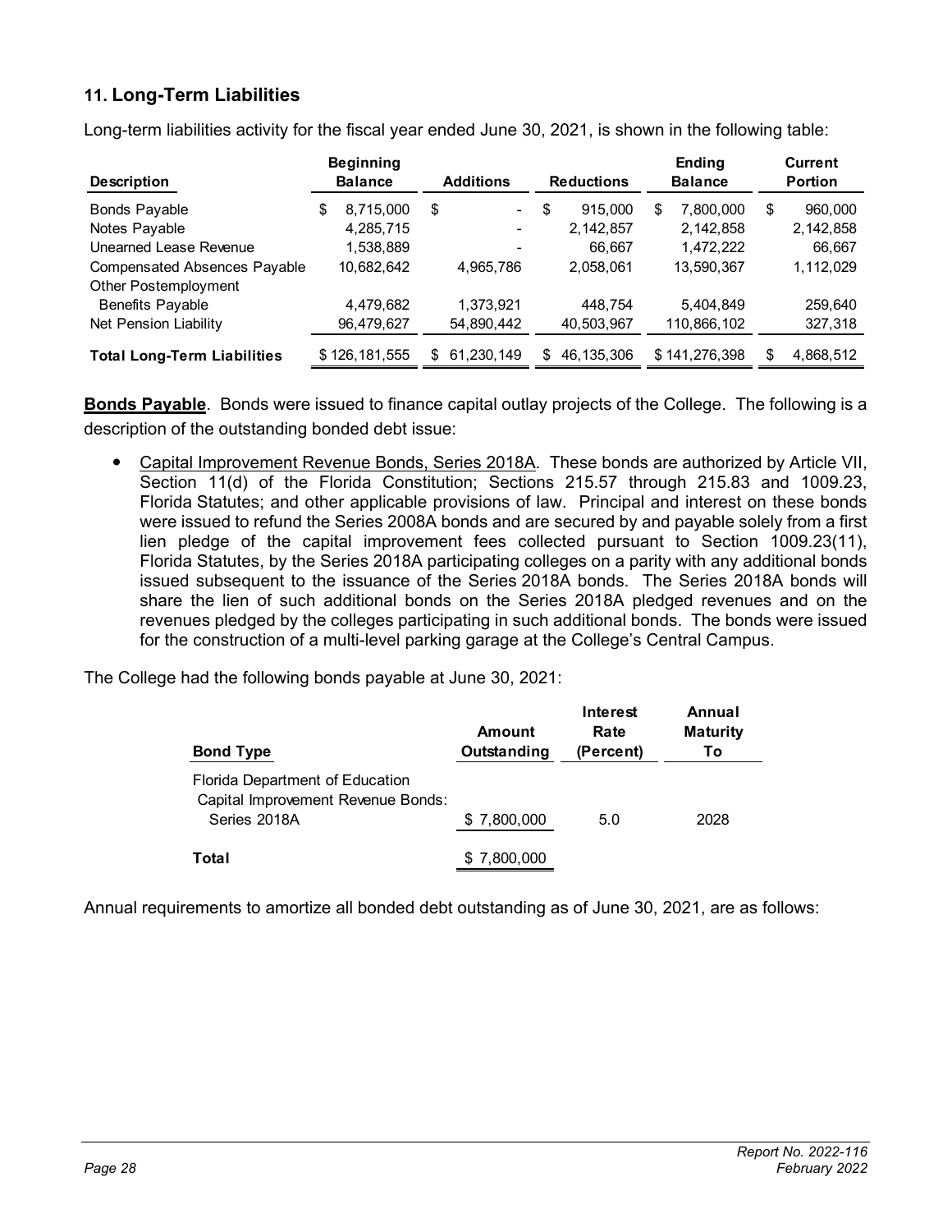## 11. Long-Term Liabilities

Long-term liabilities activity for the fiscal year ended June 30, 2021, is shown in the following table:

| Description | Beginning Balance | Additions | Reductions | Ending Balance | Current Portion |
|---|---|---|---|---|---|
| Bonds Payable | $ 8,715,000 | $ - | $ 915,000 | $ 7,800,000 | $ 960,000 |
| Notes Payable | 4,285,715 | - | 2,142,857 | 2,142,858 | 2,142,858 |
| Unearned Lease Revenue | 1,538,889 | - | 66,667 | 1,472,222 | 66,667 |
| Compensated Absences Payable | 10,682,642 | 4,965,786 | 2,058,061 | 13,590,367 | 1,112,029 |
| Other Postemployment Benefits Payable | 4,479,682 | 1,373,921 | 448,754 | 5,404,849 | 259,640 |
| Net Pension Liability | 96,479,627 | 54,890,442 | 40,503,967 | 110,866,102 | 327,318 |
| **Total Long-Term Liabilities** | $ 126,181,555 | $ 61,230,149 | $ 46,135,306 | $ 141,276,398 | $ 4,868,512 |

**Bonds Payable**. Bonds were issued to finance capital outlay projects of the College. The following is a description of the outstanding bonded debt issue:

- Capital Improvement Revenue Bonds, Series 2018A. These bonds are authorized by Article VII, Section 11(d) of the Florida Constitution; Sections 215.57 through 215.83 and 1009.23, Florida Statutes; and other applicable provisions of law. Principal and interest on these bonds were issued to refund the Series 2008A bonds and are secured by and payable solely from a first lien pledge of the capital improvement fees collected pursuant to Section 1009.23(11), Florida Statutes, by the Series 2018A participating colleges on a parity with any additional bonds issued subsequent to the issuance of the Series 2018A bonds. The Series 2018A bonds will share the lien of such additional bonds on the Series 2018A pledged revenues and on the revenues pledged by the colleges participating in such additional bonds. The bonds were issued for the construction of a multi-level parking garage at the College's Central Campus.

The College had the following bonds payable at June 30, 2021:

| Bond Type | Amount Outstanding | Interest Rate (Percent) | Annual Maturity To |
|---|---|---|---|
| Florida Department of Education Capital Improvement Revenue Bonds: Series 2018A | $ 7,800,000 | 5.0 | 2028 |
| **Total** | $ 7,800,000 | | |

Annual requirements to amortize all bonded debt outstanding as of June 30, 2021, are as follows: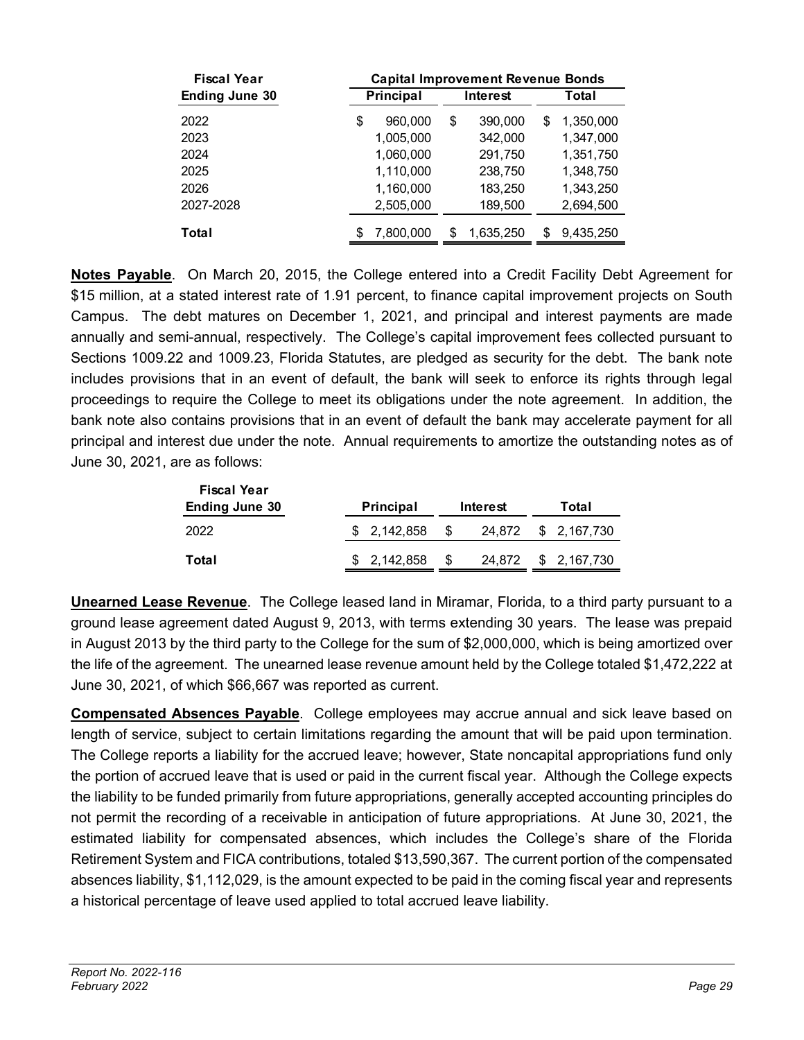| Fiscal Year Ending June 30 | Capital Improvement Revenue Bonds | | |
|---|---|---|---|
| | Principal | Interest | Total |
| 2022 | $ 960,000 | $ 390,000 | $ 1,350,000 |
| 2023 | 1,005,000 | 342,000 | 1,347,000 |
| 2024 | 1,060,000 | 291,750 | 1,351,750 |
| 2025 | 1,110,000 | 238,750 | 1,348,750 |
| 2026 | 1,160,000 | 183,250 | 1,343,250 |
| 2027-2028 | 2,505,000 | 189,500 | 2,694,500 |
| **Total** | $ 7,800,000 | $ 1,635,250 | $ 9,435,250 |

**Notes Payable**. On March 20, 2015, the College entered into a Credit Facility Debt Agreement for $15 million, at a stated interest rate of 1.91 percent, to finance capital improvement projects on South Campus. The debt matures on December 1, 2021, and principal and interest payments are made annually and semi-annual, respectively. The College's capital improvement fees collected pursuant to Sections 1009.22 and 1009.23, Florida Statutes, are pledged as security for the debt. The bank note includes provisions that in an event of default, the bank will seek to enforce its rights through legal proceedings to require the College to meet its obligations under the note agreement. In addition, the bank note also contains provisions that in an event of default the bank may accelerate payment for all principal and interest due under the note. Annual requirements to amortize the outstanding notes as of June 30, 2021, are as follows:

| Fiscal Year Ending June 30 | Principal | Interest | Total |
|---|---|---|---|
| 2022 | $ 2,142,858 | $ 24,872 | $ 2,167,730 |
| **Total** | $ 2,142,858 | $ 24,872 | $ 2,167,730 |

**Unearned Lease Revenue**. The College leased land in Miramar, Florida, to a third party pursuant to a ground lease agreement dated August 9, 2013, with terms extending 30 years. The lease was prepaid in August 2013 by the third party to the College for the sum of $2,000,000, which is being amortized over the life of the agreement. The unearned lease revenue amount held by the College totaled $1,472,222 at June 30, 2021, of which $66,667 was reported as current.

**Compensated Absences Payable**. College employees may accrue annual and sick leave based on length of service, subject to certain limitations regarding the amount that will be paid upon termination. The College reports a liability for the accrued leave; however, State noncapital appropriations fund only the portion of accrued leave that is used or paid in the current fiscal year. Although the College expects the liability to be funded primarily from future appropriations, generally accepted accounting principles do not permit the recording of a receivable in anticipation of future appropriations. At June 30, 2021, the estimated liability for compensated absences, which includes the College's share of the Florida Retirement System and FICA contributions, totaled $13,590,367. The current portion of the compensated absences liability, $1,112,029, is the amount expected to be paid in the coming fiscal year and represents a historical percentage of leave used applied to total accrued leave liability.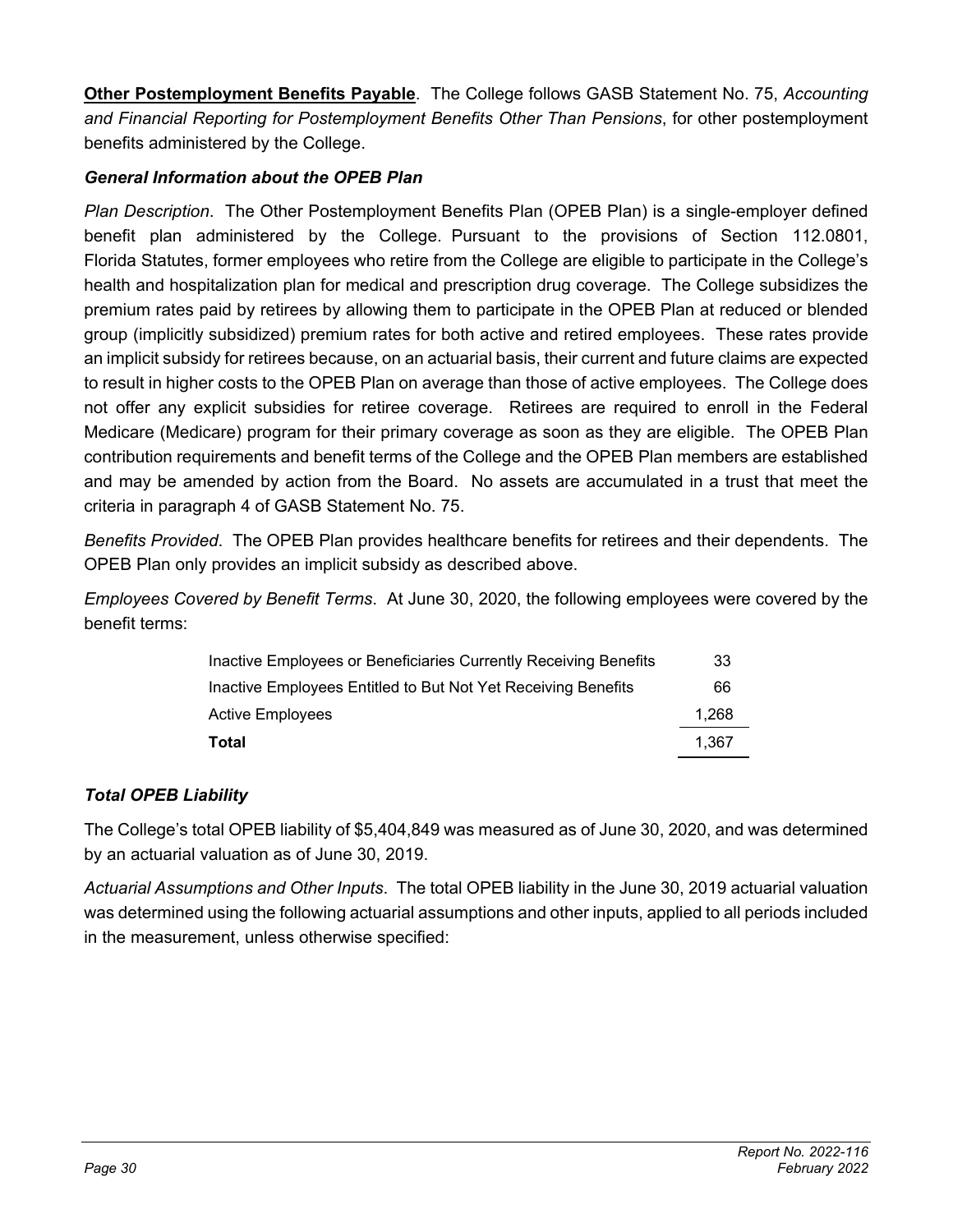**Other Postemployment Benefits Payable**. The College follows GASB Statement No. 75, *Accounting and Financial Reporting for Postemployment Benefits Other Than Pensions*, for other postemployment benefits administered by the College.

### *General Information about the OPEB Plan*

*Plan Description*. The Other Postemployment Benefits Plan (OPEB Plan) is a single-employer defined benefit plan administered by the College. Pursuant to the provisions of Section 112.0801, Florida Statutes, former employees who retire from the College are eligible to participate in the College's health and hospitalization plan for medical and prescription drug coverage. The College subsidizes the premium rates paid by retirees by allowing them to participate in the OPEB Plan at reduced or blended group (implicitly subsidized) premium rates for both active and retired employees. These rates provide an implicit subsidy for retirees because, on an actuarial basis, their current and future claims are expected to result in higher costs to the OPEB Plan on average than those of active employees. The College does not offer any explicit subsidies for retiree coverage. Retirees are required to enroll in the Federal Medicare (Medicare) program for their primary coverage as soon as they are eligible. The OPEB Plan contribution requirements and benefit terms of the College and the OPEB Plan members are established and may be amended by action from the Board. No assets are accumulated in a trust that meet the criteria in paragraph 4 of GASB Statement No. 75.

*Benefits Provided*. The OPEB Plan provides healthcare benefits for retirees and their dependents. The OPEB Plan only provides an implicit subsidy as described above.

*Employees Covered by Benefit Terms*. At June 30, 2020, the following employees were covered by the benefit terms:

| | |
|---|---|
| Inactive Employees or Beneficiaries Currently Receiving Benefits | 33 |
| Inactive Employees Entitled to But Not Yet Receiving Benefits | 66 |
| Active Employees | 1,268 |
| **Total** | 1,367 |

### *Total OPEB Liability*

The College's total OPEB liability of $5,404,849 was measured as of June 30, 2020, and was determined by an actuarial valuation as of June 30, 2019.

*Actuarial Assumptions and Other Inputs*. The total OPEB liability in the June 30, 2019 actuarial valuation was determined using the following actuarial assumptions and other inputs, applied to all periods included in the measurement, unless otherwise specified: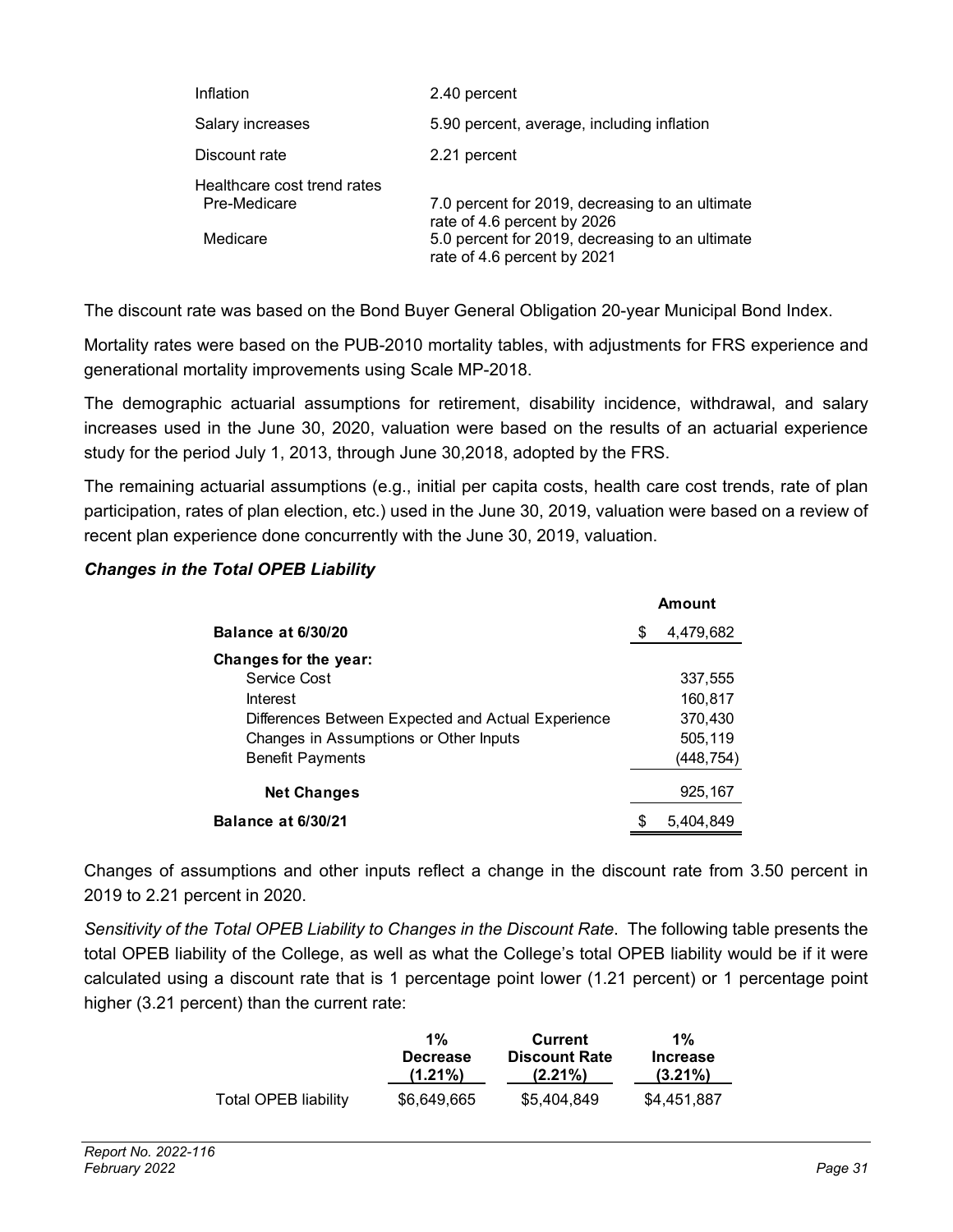| | |
|---|---|
| Inflation | 2.40 percent |
| Salary increases | 5.90 percent, average, including inflation |
| Discount rate | 2.21 percent |
| Healthcare cost trend rates | |
| Pre-Medicare | 7.0 percent for 2019, decreasing to an ultimate rate of 4.6 percent by 2026 |
| Medicare | 5.0 percent for 2019, decreasing to an ultimate rate of 4.6 percent by 2021 |

The discount rate was based on the Bond Buyer General Obligation 20-year Municipal Bond Index.

Mortality rates were based on the PUB-2010 mortality tables, with adjustments for FRS experience and generational mortality improvements using Scale MP-2018.

The demographic actuarial assumptions for retirement, disability incidence, withdrawal, and salary increases used in the June 30, 2020, valuation were based on the results of an actuarial experience study for the period July 1, 2013, through June 30,2018, adopted by the FRS.

The remaining actuarial assumptions (e.g., initial per capita costs, health care cost trends, rate of plan participation, rates of plan election, etc.) used in the June 30, 2019, valuation were based on a review of recent plan experience done concurrently with the June 30, 2019, valuation.

### *Changes in the Total OPEB Liability*

| | Amount |
|---|---|
| **Balance at 6/30/20** | $ 4,479,682 |
| **Changes for the year:** | |
| Service Cost | 337,555 |
| Interest | 160,817 |
| Differences Between Expected and Actual Experience | 370,430 |
| Changes in Assumptions or Other Inputs | 505,119 |
| Benefit Payments | (448,754) |
| **Net Changes** | 925,167 |
| **Balance at 6/30/21** | $ 5,404,849 |

Changes of assumptions and other inputs reflect a change in the discount rate from 3.50 percent in 2019 to 2.21 percent in 2020.

*Sensitivity of the Total OPEB Liability to Changes in the Discount Rate*. The following table presents the total OPEB liability of the College, as well as what the College's total OPEB liability would be if it were calculated using a discount rate that is 1 percentage point lower (1.21 percent) or 1 percentage point higher (3.21 percent) than the current rate:

| | 1% Decrease (1.21%) | Current Discount Rate (2.21%) | 1% Increase (3.21%) |
|---|---|---|---|
| Total OPEB liability | $6,649,665 | $5,404,849 | $4,451,887 |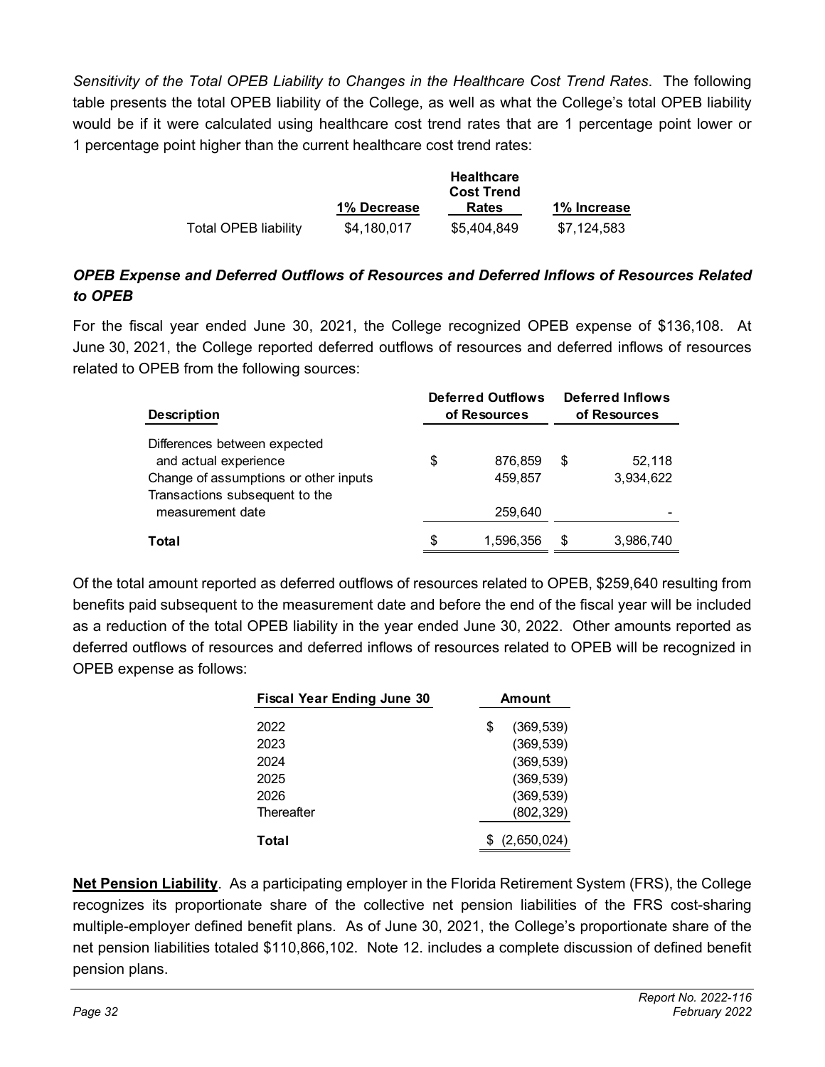*Sensitivity of the Total OPEB Liability to Changes in the Healthcare Cost Trend Rates*. The following table presents the total OPEB liability of the College, as well as what the College's total OPEB liability would be if it were calculated using healthcare cost trend rates that are 1 percentage point lower or 1 percentage point higher than the current healthcare cost trend rates:

| | 1% Decrease | Healthcare Cost Trend Rates | 1% Increase |
|---|---|---|---|
| Total OPEB liability | $4,180,017 | $5,404,849 | $7,124,583 |

***OPEB Expense and Deferred Outflows of Resources and Deferred Inflows of Resources Related to OPEB***

For the fiscal year ended June 30, 2021, the College recognized OPEB expense of $136,108. At June 30, 2021, the College reported deferred outflows of resources and deferred inflows of resources related to OPEB from the following sources:

| Description | Deferred Outflows of Resources | Deferred Inflows of Resources |
|---|---|---|
| Differences between expected and actual experience | $ 876,859 | $ 52,118 |
| Change of assumptions or other inputs | 459,857 | 3,934,622 |
| Transactions subsequent to the measurement date | 259,640 | - |
| **Total** | $ 1,596,356 | $ 3,986,740 |

Of the total amount reported as deferred outflows of resources related to OPEB, $259,640 resulting from benefits paid subsequent to the measurement date and before the end of the fiscal year will be included as a reduction of the total OPEB liability in the year ended June 30, 2022. Other amounts reported as deferred outflows of resources and deferred inflows of resources related to OPEB will be recognized in OPEB expense as follows:

| Fiscal Year Ending June 30 | Amount |
|---|---|
| 2022 | $ (369,539) |
| 2023 | (369,539) |
| 2024 | (369,539) |
| 2025 | (369,539) |
| 2026 | (369,539) |
| Thereafter | (802,329) |
| **Total** | $ (2,650,024) |

**Net Pension Liability**. As a participating employer in the Florida Retirement System (FRS), the College recognizes its proportionate share of the collective net pension liabilities of the FRS cost-sharing multiple-employer defined benefit plans. As of June 30, 2021, the College's proportionate share of the net pension liabilities totaled $110,866,102. Note 12. includes a complete discussion of defined benefit pension plans.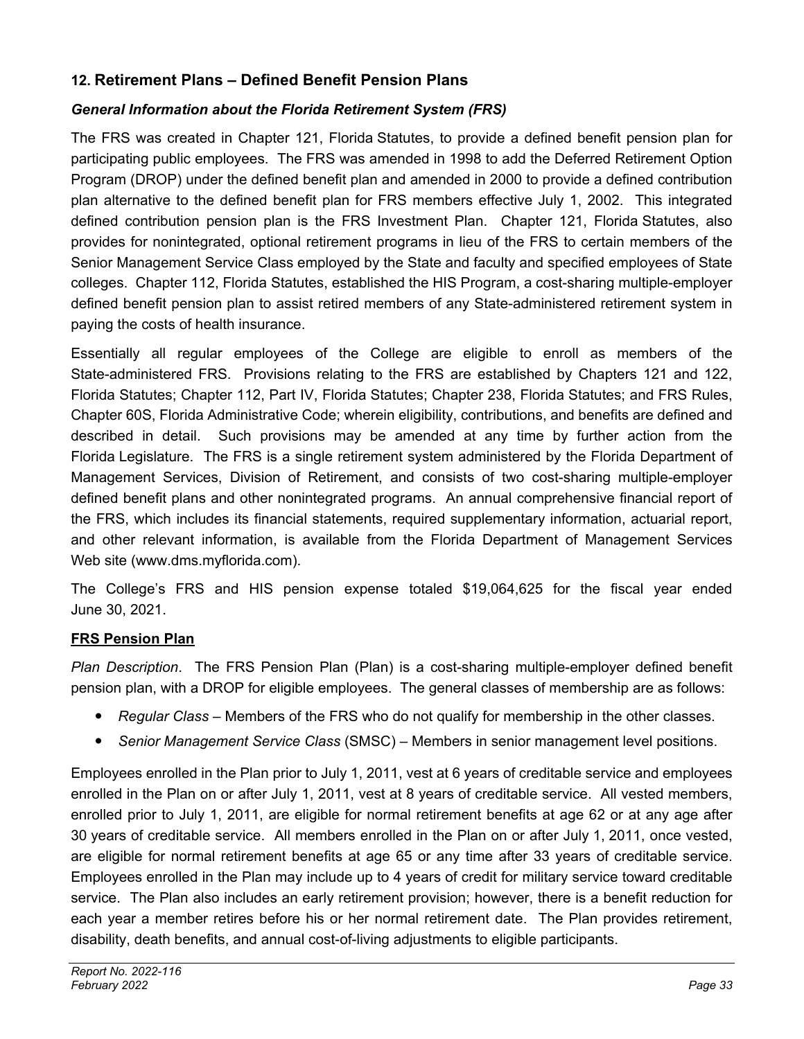## 12. Retirement Plans – Defined Benefit Pension Plans

### *General Information about the Florida Retirement System (FRS)*

The FRS was created in Chapter 121, Florida Statutes, to provide a defined benefit pension plan for participating public employees. The FRS was amended in 1998 to add the Deferred Retirement Option Program (DROP) under the defined benefit plan and amended in 2000 to provide a defined contribution plan alternative to the defined benefit plan for FRS members effective July 1, 2002. This integrated defined contribution pension plan is the FRS Investment Plan. Chapter 121, Florida Statutes, also provides for nonintegrated, optional retirement programs in lieu of the FRS to certain members of the Senior Management Service Class employed by the State and faculty and specified employees of State colleges. Chapter 112, Florida Statutes, established the HIS Program, a cost-sharing multiple-employer defined benefit pension plan to assist retired members of any State-administered retirement system in paying the costs of health insurance.

Essentially all regular employees of the College are eligible to enroll as members of the State-administered FRS. Provisions relating to the FRS are established by Chapters 121 and 122, Florida Statutes; Chapter 112, Part IV, Florida Statutes; Chapter 238, Florida Statutes; and FRS Rules, Chapter 60S, Florida Administrative Code; wherein eligibility, contributions, and benefits are defined and described in detail. Such provisions may be amended at any time by further action from the Florida Legislature. The FRS is a single retirement system administered by the Florida Department of Management Services, Division of Retirement, and consists of two cost-sharing multiple-employer defined benefit plans and other nonintegrated programs. An annual comprehensive financial report of the FRS, which includes its financial statements, required supplementary information, actuarial report, and other relevant information, is available from the Florida Department of Management Services Web site (www.dms.myflorida.com).

The College's FRS and HIS pension expense totaled $19,064,625 for the fiscal year ended June 30, 2021.

### <u>FRS Pension Plan</u>

*Plan Description*. The FRS Pension Plan (Plan) is a cost-sharing multiple-employer defined benefit pension plan, with a DROP for eligible employees. The general classes of membership are as follows:

- *Regular Class* – Members of the FRS who do not qualify for membership in the other classes.
- *Senior Management Service Class* (SMSC) – Members in senior management level positions.

Employees enrolled in the Plan prior to July 1, 2011, vest at 6 years of creditable service and employees enrolled in the Plan on or after July 1, 2011, vest at 8 years of creditable service. All vested members, enrolled prior to July 1, 2011, are eligible for normal retirement benefits at age 62 or at any age after 30 years of creditable service. All members enrolled in the Plan on or after July 1, 2011, once vested, are eligible for normal retirement benefits at age 65 or any time after 33 years of creditable service. Employees enrolled in the Plan may include up to 4 years of credit for military service toward creditable service. The Plan also includes an early retirement provision; however, there is a benefit reduction for each year a member retires before his or her normal retirement date. The Plan provides retirement, disability, death benefits, and annual cost-of-living adjustments to eligible participants.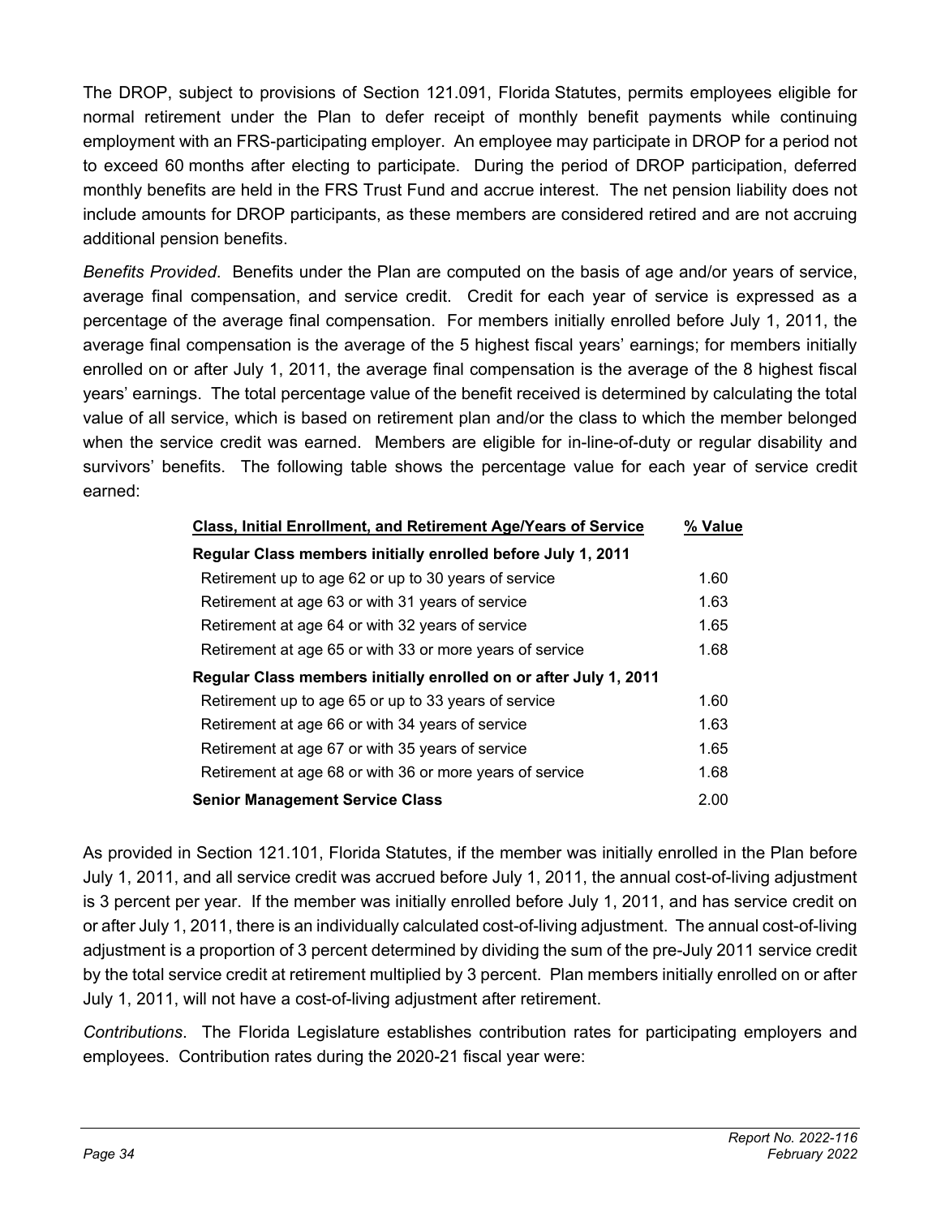The DROP, subject to provisions of Section 121.091, Florida Statutes, permits employees eligible for normal retirement under the Plan to defer receipt of monthly benefit payments while continuing employment with an FRS-participating employer. An employee may participate in DROP for a period not to exceed 60 months after electing to participate. During the period of DROP participation, deferred monthly benefits are held in the FRS Trust Fund and accrue interest. The net pension liability does not include amounts for DROP participants, as these members are considered retired and are not accruing additional pension benefits.

*Benefits Provided*. Benefits under the Plan are computed on the basis of age and/or years of service, average final compensation, and service credit. Credit for each year of service is expressed as a percentage of the average final compensation. For members initially enrolled before July 1, 2011, the average final compensation is the average of the 5 highest fiscal years' earnings; for members initially enrolled on or after July 1, 2011, the average final compensation is the average of the 8 highest fiscal years' earnings. The total percentage value of the benefit received is determined by calculating the total value of all service, which is based on retirement plan and/or the class to which the member belonged when the service credit was earned. Members are eligible for in-line-of-duty or regular disability and survivors' benefits. The following table shows the percentage value for each year of service credit earned:

| Class, Initial Enrollment, and Retirement Age/Years of Service | % Value |
|---|---|
| **Regular Class members initially enrolled before July 1, 2011** | |
| Retirement up to age 62 or up to 30 years of service | 1.60 |
| Retirement at age 63 or with 31 years of service | 1.63 |
| Retirement at age 64 or with 32 years of service | 1.65 |
| Retirement at age 65 or with 33 or more years of service | 1.68 |
| **Regular Class members initially enrolled on or after July 1, 2011** | |
| Retirement up to age 65 or up to 33 years of service | 1.60 |
| Retirement at age 66 or with 34 years of service | 1.63 |
| Retirement at age 67 or with 35 years of service | 1.65 |
| Retirement at age 68 or with 36 or more years of service | 1.68 |
| **Senior Management Service Class** | 2.00 |

As provided in Section 121.101, Florida Statutes, if the member was initially enrolled in the Plan before July 1, 2011, and all service credit was accrued before July 1, 2011, the annual cost-of-living adjustment is 3 percent per year. If the member was initially enrolled before July 1, 2011, and has service credit on or after July 1, 2011, there is an individually calculated cost-of-living adjustment. The annual cost-of-living adjustment is a proportion of 3 percent determined by dividing the sum of the pre-July 2011 service credit by the total service credit at retirement multiplied by 3 percent. Plan members initially enrolled on or after July 1, 2011, will not have a cost-of-living adjustment after retirement.

*Contributions*. The Florida Legislature establishes contribution rates for participating employers and employees. Contribution rates during the 2020-21 fiscal year were: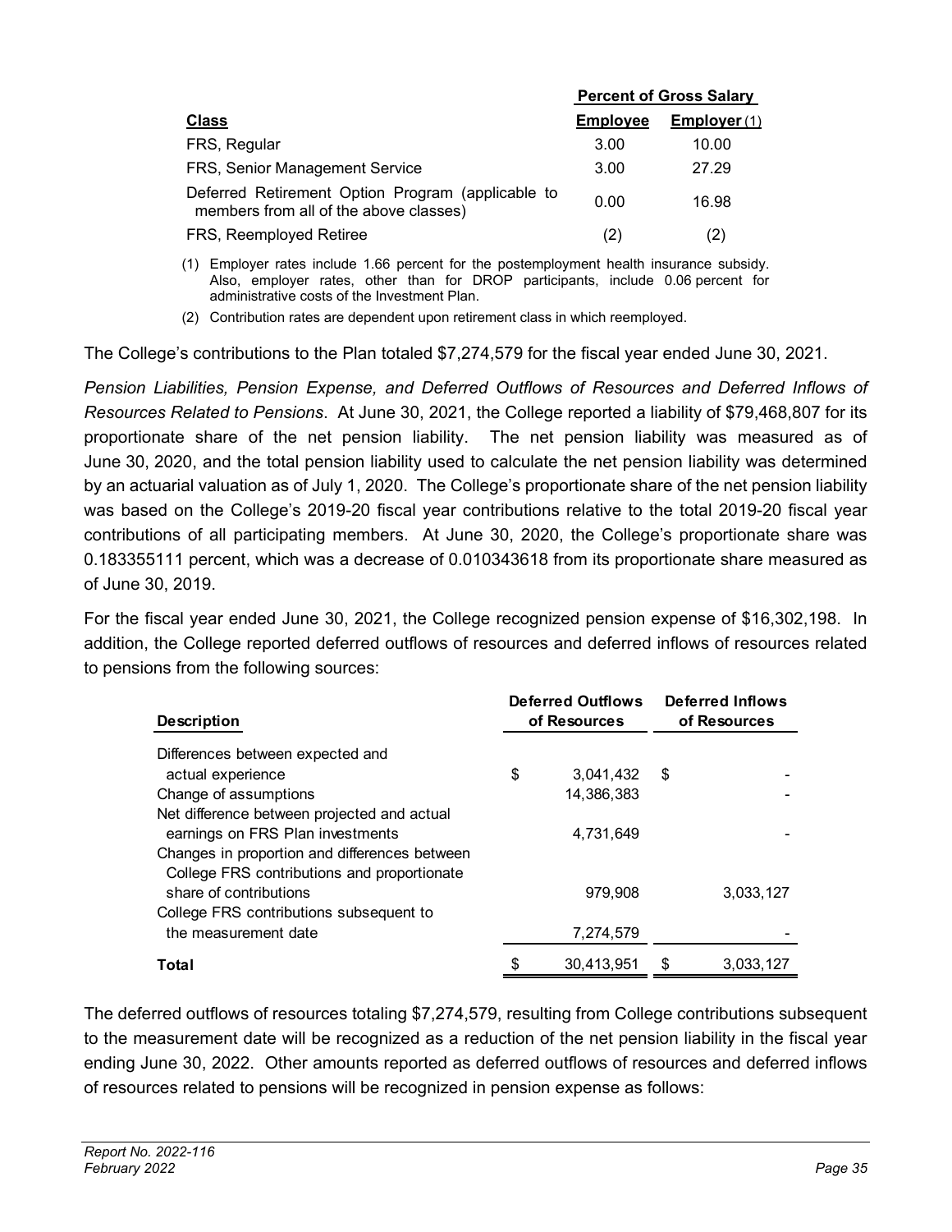| Class | Percent of Gross Salary | |
|---|---|---|
| | Employee | Employer (1) |
| FRS, Regular | 3.00 | 10.00 |
| FRS, Senior Management Service | 3.00 | 27.29 |
| Deferred Retirement Option Program (applicable to members from all of the above classes) | 0.00 | 16.98 |
| FRS, Reemployed Retiree | (2) | (2) |

(1) Employer rates include 1.66 percent for the postemployment health insurance subsidy. Also, employer rates, other than for DROP participants, include 0.06 percent for administrative costs of the Investment Plan.

(2) Contribution rates are dependent upon retirement class in which reemployed.

The College's contributions to the Plan totaled $7,274,579 for the fiscal year ended June 30, 2021.

*Pension Liabilities, Pension Expense, and Deferred Outflows of Resources and Deferred Inflows of Resources Related to Pensions*. At June 30, 2021, the College reported a liability of $79,468,807 for its proportionate share of the net pension liability. The net pension liability was measured as of June 30, 2020, and the total pension liability used to calculate the net pension liability was determined by an actuarial valuation as of July 1, 2020. The College's proportionate share of the net pension liability was based on the College's 2019-20 fiscal year contributions relative to the total 2019-20 fiscal year contributions of all participating members. At June 30, 2020, the College's proportionate share was 0.183355111 percent, which was a decrease of 0.010343618 from its proportionate share measured as of June 30, 2019.

For the fiscal year ended June 30, 2021, the College recognized pension expense of $16,302,198. In addition, the College reported deferred outflows of resources and deferred inflows of resources related to pensions from the following sources:

| Description | Deferred Outflows of Resources | Deferred Inflows of Resources |
|---|---|---|
| Differences between expected and actual experience | $ 3,041,432 | $ - |
| Change of assumptions | 14,386,383 | - |
| Net difference between projected and actual earnings on FRS Plan investments | 4,731,649 | - |
| Changes in proportion and differences between College FRS contributions and proportionate share of contributions | 979,908 | 3,033,127 |
| College FRS contributions subsequent to the measurement date | 7,274,579 | - |
| **Total** | $ 30,413,951 | $ 3,033,127 |

The deferred outflows of resources totaling $7,274,579, resulting from College contributions subsequent to the measurement date will be recognized as a reduction of the net pension liability in the fiscal year ending June 30, 2022. Other amounts reported as deferred outflows of resources and deferred inflows of resources related to pensions will be recognized in pension expense as follows: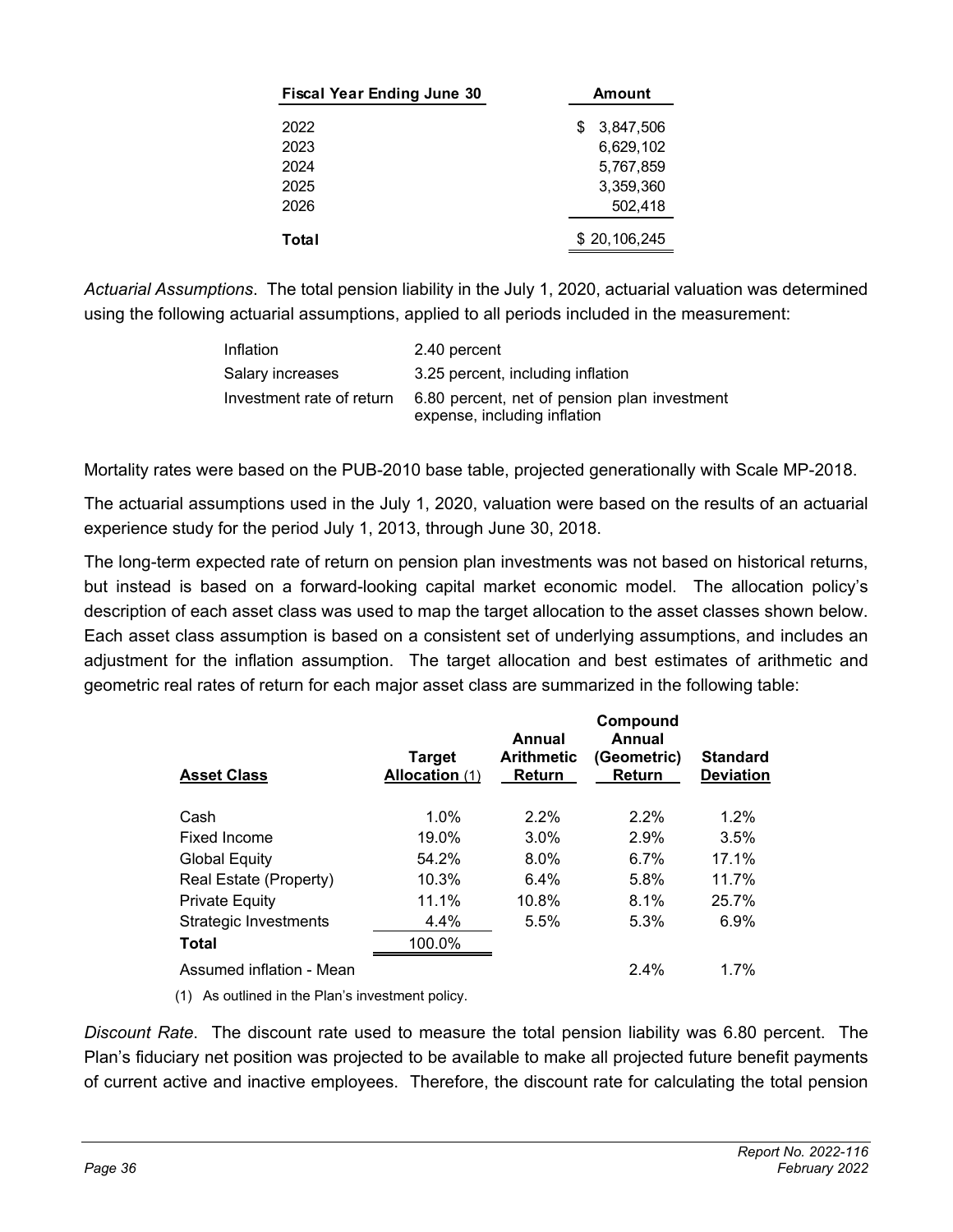| Fiscal Year Ending June 30 | Amount |
|---|---|
| 2022 | $ 3,847,506 |
| 2023 | 6,629,102 |
| 2024 | 5,767,859 |
| 2025 | 3,359,360 |
| 2026 | 502,418 |
| **Total** | $ 20,106,245 |

*Actuarial Assumptions*. The total pension liability in the July 1, 2020, actuarial valuation was determined using the following actuarial assumptions, applied to all periods included in the measurement:

| | |
|---|---|
| Inflation | 2.40 percent |
| Salary increases | 3.25 percent, including inflation |
| Investment rate of return | 6.80 percent, net of pension plan investment expense, including inflation |

Mortality rates were based on the PUB-2010 base table, projected generationally with Scale MP-2018.

The actuarial assumptions used in the July 1, 2020, valuation were based on the results of an actuarial experience study for the period July 1, 2013, through June 30, 2018.

The long-term expected rate of return on pension plan investments was not based on historical returns, but instead is based on a forward-looking capital market economic model. The allocation policy's description of each asset class was used to map the target allocation to the asset classes shown below. Each asset class assumption is based on a consistent set of underlying assumptions, and includes an adjustment for the inflation assumption. The target allocation and best estimates of arithmetic and geometric real rates of return for each major asset class are summarized in the following table:

| Asset Class | Target Allocation (1) | Annual Arithmetic Return | Compound Annual (Geometric) Return | Standard Deviation |
|---|---|---|---|---|
| Cash | 1.0% | 2.2% | 2.2% | 1.2% |
| Fixed Income | 19.0% | 3.0% | 2.9% | 3.5% |
| Global Equity | 54.2% | 8.0% | 6.7% | 17.1% |
| Real Estate (Property) | 10.3% | 6.4% | 5.8% | 11.7% |
| Private Equity | 11.1% | 10.8% | 8.1% | 25.7% |
| Strategic Investments | 4.4% | 5.5% | 5.3% | 6.9% |
| **Total** | 100.0% | | | |
| Assumed inflation - Mean | | | 2.4% | 1.7% |

(1) As outlined in the Plan's investment policy.

*Discount Rate*. The discount rate used to measure the total pension liability was 6.80 percent. The Plan's fiduciary net position was projected to be available to make all projected future benefit payments of current active and inactive employees. Therefore, the discount rate for calculating the total pension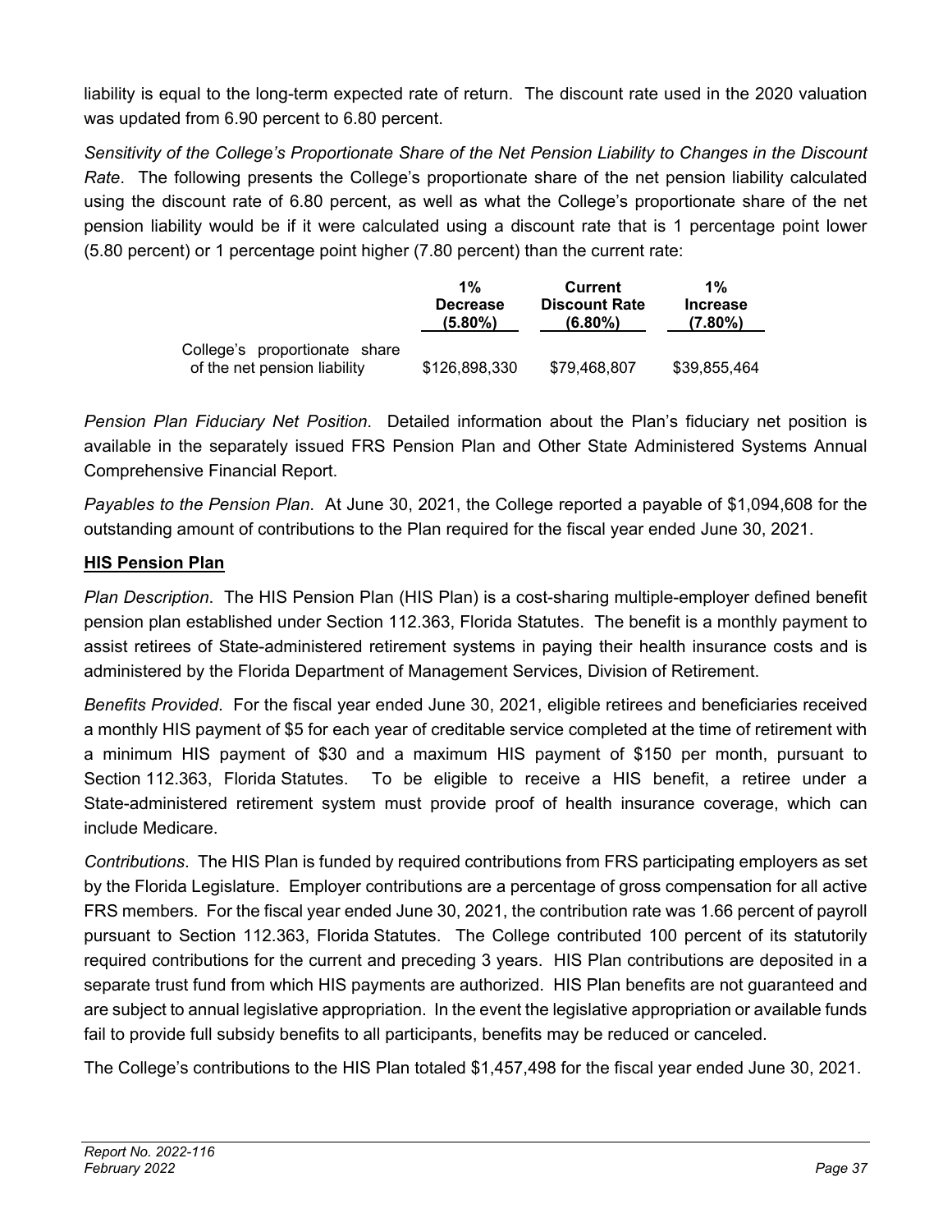liability is equal to the long-term expected rate of return. The discount rate used in the 2020 valuation was updated from 6.90 percent to 6.80 percent.

*Sensitivity of the College's Proportionate Share of the Net Pension Liability to Changes in the Discount Rate*. The following presents the College's proportionate share of the net pension liability calculated using the discount rate of 6.80 percent, as well as what the College's proportionate share of the net pension liability would be if it were calculated using a discount rate that is 1 percentage point lower (5.80 percent) or 1 percentage point higher (7.80 percent) than the current rate:

| | 1% Decrease (5.80%) | Current Discount Rate (6.80%) | 1% Increase (7.80%) |
|---|---|---|---|
| College's proportionate share of the net pension liability | $126,898,330 | $79,468,807 | $39,855,464 |

*Pension Plan Fiduciary Net Position*. Detailed information about the Plan's fiduciary net position is available in the separately issued FRS Pension Plan and Other State Administered Systems Annual Comprehensive Financial Report.

*Payables to the Pension Plan*. At June 30, 2021, the College reported a payable of $1,094,608 for the outstanding amount of contributions to the Plan required for the fiscal year ended June 30, 2021.

**HIS Pension Plan**

*Plan Description*. The HIS Pension Plan (HIS Plan) is a cost-sharing multiple-employer defined benefit pension plan established under Section 112.363, Florida Statutes. The benefit is a monthly payment to assist retirees of State-administered retirement systems in paying their health insurance costs and is administered by the Florida Department of Management Services, Division of Retirement.

*Benefits Provided*. For the fiscal year ended June 30, 2021, eligible retirees and beneficiaries received a monthly HIS payment of $5 for each year of creditable service completed at the time of retirement with a minimum HIS payment of $30 and a maximum HIS payment of $150 per month, pursuant to Section 112.363, Florida Statutes. To be eligible to receive a HIS benefit, a retiree under a State-administered retirement system must provide proof of health insurance coverage, which can include Medicare.

*Contributions*. The HIS Plan is funded by required contributions from FRS participating employers as set by the Florida Legislature. Employer contributions are a percentage of gross compensation for all active FRS members. For the fiscal year ended June 30, 2021, the contribution rate was 1.66 percent of payroll pursuant to Section 112.363, Florida Statutes. The College contributed 100 percent of its statutorily required contributions for the current and preceding 3 years. HIS Plan contributions are deposited in a separate trust fund from which HIS payments are authorized. HIS Plan benefits are not guaranteed and are subject to annual legislative appropriation. In the event the legislative appropriation or available funds fail to provide full subsidy benefits to all participants, benefits may be reduced or canceled.

The College's contributions to the HIS Plan totaled $1,457,498 for the fiscal year ended June 30, 2021.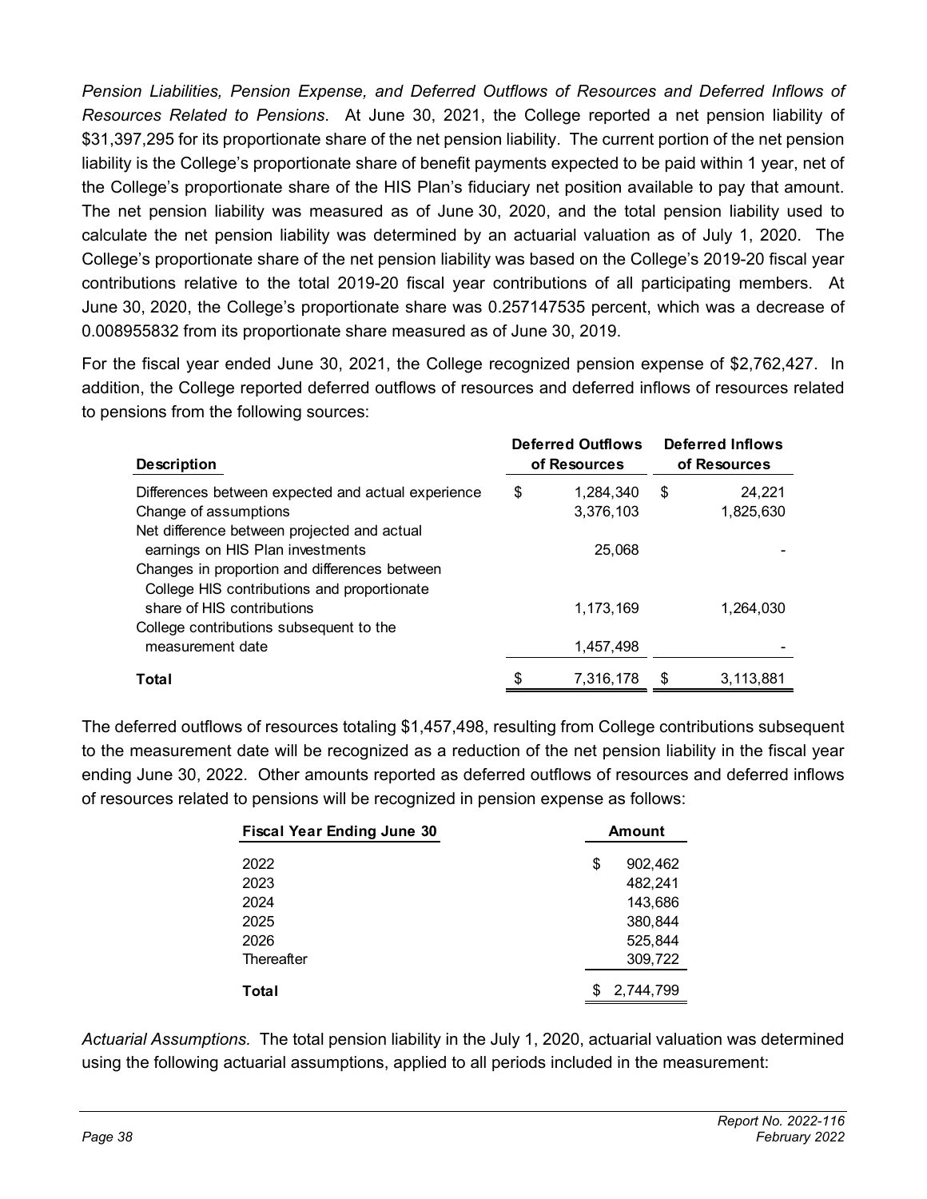*Pension Liabilities, Pension Expense, and Deferred Outflows of Resources and Deferred Inflows of Resources Related to Pensions*. At June 30, 2021, the College reported a net pension liability of $31,397,295 for its proportionate share of the net pension liability. The current portion of the net pension liability is the College's proportionate share of benefit payments expected to be paid within 1 year, net of the College's proportionate share of the HIS Plan's fiduciary net position available to pay that amount. The net pension liability was measured as of June 30, 2020, and the total pension liability used to calculate the net pension liability was determined by an actuarial valuation as of July 1, 2020. The College's proportionate share of the net pension liability was based on the College's 2019-20 fiscal year contributions relative to the total 2019-20 fiscal year contributions of all participating members. At June 30, 2020, the College's proportionate share was 0.257147535 percent, which was a decrease of 0.008955832 from its proportionate share measured as of June 30, 2019.

For the fiscal year ended June 30, 2021, the College recognized pension expense of $2,762,427. In addition, the College reported deferred outflows of resources and deferred inflows of resources related to pensions from the following sources:

| Description | Deferred Outflows of Resources | Deferred Inflows of Resources |
|---|---|---|
| Differences between expected and actual experience | $ 1,284,340 | $ 24,221 |
| Change of assumptions | 3,376,103 | 1,825,630 |
| Net difference between projected and actual earnings on HIS Plan investments | 25,068 | - |
| Changes in proportion and differences between College HIS contributions and proportionate share of HIS contributions | 1,173,169 | 1,264,030 |
| College contributions subsequent to the measurement date | 1,457,498 | - |
| **Total** | $ 7,316,178 | $ 3,113,881 |

The deferred outflows of resources totaling $1,457,498, resulting from College contributions subsequent to the measurement date will be recognized as a reduction of the net pension liability in the fiscal year ending June 30, 2022. Other amounts reported as deferred outflows of resources and deferred inflows of resources related to pensions will be recognized in pension expense as follows:

| Fiscal Year Ending June 30 | Amount |
|---|---|
| 2022 | $ 902,462 |
| 2023 | 482,241 |
| 2024 | 143,686 |
| 2025 | 380,844 |
| 2026 | 525,844 |
| Thereafter | 309,722 |
| **Total** | $ 2,744,799 |

*Actuarial Assumptions.* The total pension liability in the July 1, 2020, actuarial valuation was determined using the following actuarial assumptions, applied to all periods included in the measurement: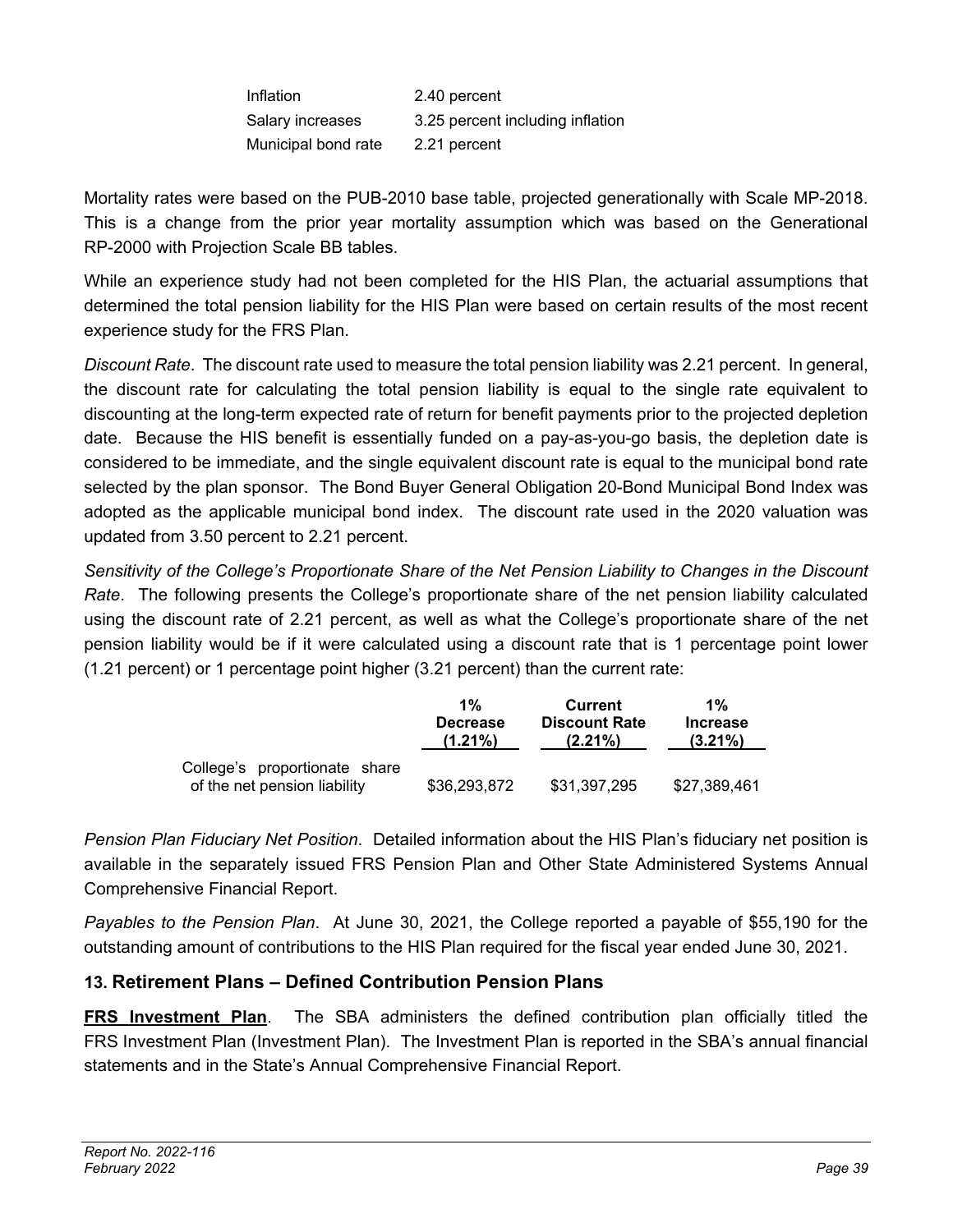| | |
|---|---|
| Inflation | 2.40 percent |
| Salary increases | 3.25 percent including inflation |
| Municipal bond rate | 2.21 percent |

Mortality rates were based on the PUB-2010 base table, projected generationally with Scale MP-2018. This is a change from the prior year mortality assumption which was based on the Generational RP-2000 with Projection Scale BB tables.

While an experience study had not been completed for the HIS Plan, the actuarial assumptions that determined the total pension liability for the HIS Plan were based on certain results of the most recent experience study for the FRS Plan.

*Discount Rate*. The discount rate used to measure the total pension liability was 2.21 percent. In general, the discount rate for calculating the total pension liability is equal to the single rate equivalent to discounting at the long-term expected rate of return for benefit payments prior to the projected depletion date. Because the HIS benefit is essentially funded on a pay-as-you-go basis, the depletion date is considered to be immediate, and the single equivalent discount rate is equal to the municipal bond rate selected by the plan sponsor. The Bond Buyer General Obligation 20-Bond Municipal Bond Index was adopted as the applicable municipal bond index. The discount rate used in the 2020 valuation was updated from 3.50 percent to 2.21 percent.

*Sensitivity of the College's Proportionate Share of the Net Pension Liability to Changes in the Discount Rate*. The following presents the College's proportionate share of the net pension liability calculated using the discount rate of 2.21 percent, as well as what the College's proportionate share of the net pension liability would be if it were calculated using a discount rate that is 1 percentage point lower (1.21 percent) or 1 percentage point higher (3.21 percent) than the current rate:

| | 1% Decrease (1.21%) | Current Discount Rate (2.21%) | 1% Increase (3.21%) |
|---|---|---|---|
| College's proportionate share of the net pension liability | $36,293,872 | $31,397,295 | $27,389,461 |

*Pension Plan Fiduciary Net Position*. Detailed information about the HIS Plan's fiduciary net position is available in the separately issued FRS Pension Plan and Other State Administered Systems Annual Comprehensive Financial Report.

*Payables to the Pension Plan*. At June 30, 2021, the College reported a payable of $55,190 for the outstanding amount of contributions to the HIS Plan required for the fiscal year ended June 30, 2021.

### 13. Retirement Plans – Defined Contribution Pension Plans

**FRS Investment Plan**. The SBA administers the defined contribution plan officially titled the FRS Investment Plan (Investment Plan). The Investment Plan is reported in the SBA's annual financial statements and in the State's Annual Comprehensive Financial Report.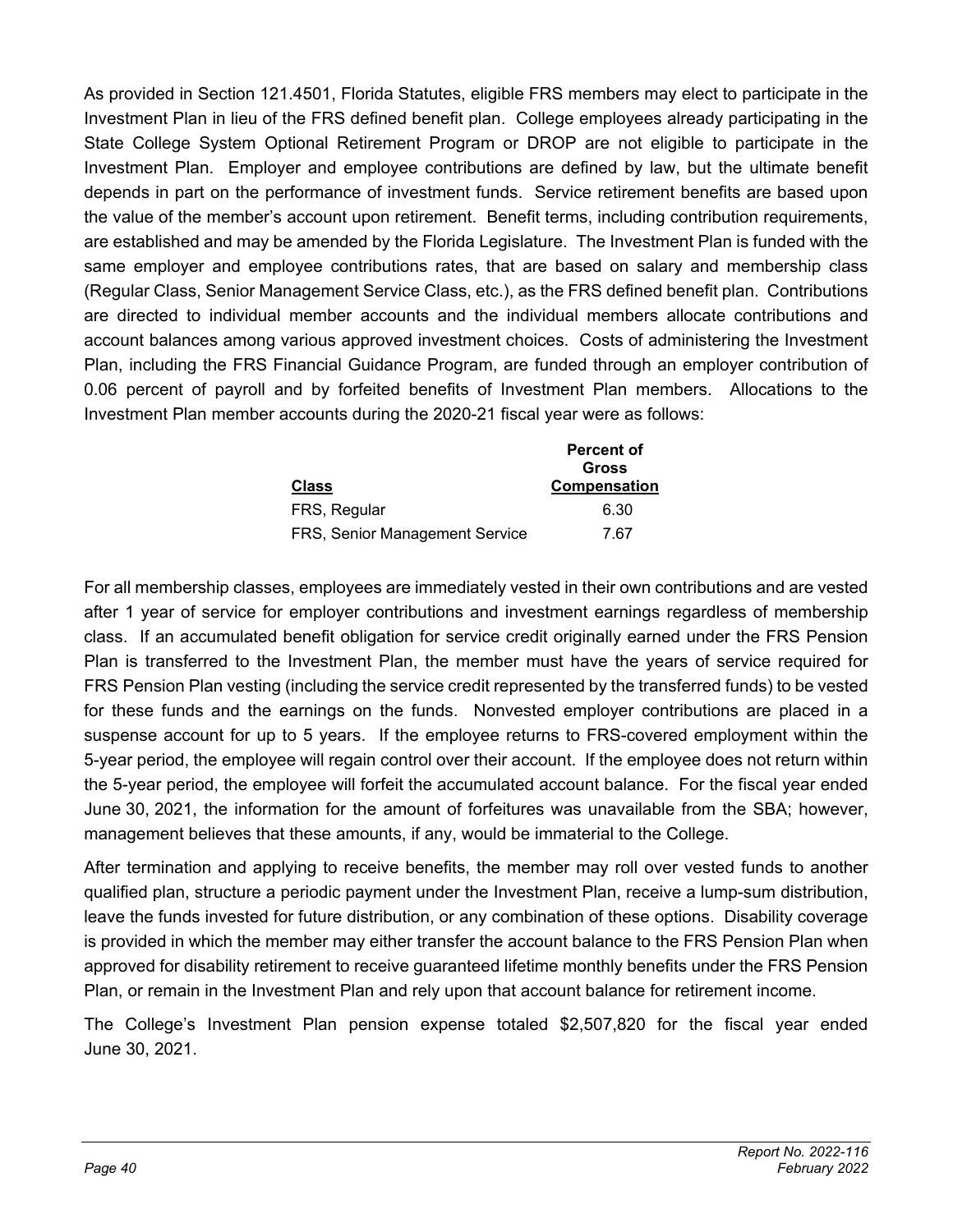As provided in Section 121.4501, Florida Statutes, eligible FRS members may elect to participate in the Investment Plan in lieu of the FRS defined benefit plan. College employees already participating in the State College System Optional Retirement Program or DROP are not eligible to participate in the Investment Plan. Employer and employee contributions are defined by law, but the ultimate benefit depends in part on the performance of investment funds. Service retirement benefits are based upon the value of the member's account upon retirement. Benefit terms, including contribution requirements, are established and may be amended by the Florida Legislature. The Investment Plan is funded with the same employer and employee contributions rates, that are based on salary and membership class (Regular Class, Senior Management Service Class, etc.), as the FRS defined benefit plan. Contributions are directed to individual member accounts and the individual members allocate contributions and account balances among various approved investment choices. Costs of administering the Investment Plan, including the FRS Financial Guidance Program, are funded through an employer contribution of 0.06 percent of payroll and by forfeited benefits of Investment Plan members. Allocations to the Investment Plan member accounts during the 2020-21 fiscal year were as follows:

| Class | Percent of Gross Compensation |
|---|---|
| FRS, Regular | 6.30 |
| FRS, Senior Management Service | 7.67 |

For all membership classes, employees are immediately vested in their own contributions and are vested after 1 year of service for employer contributions and investment earnings regardless of membership class. If an accumulated benefit obligation for service credit originally earned under the FRS Pension Plan is transferred to the Investment Plan, the member must have the years of service required for FRS Pension Plan vesting (including the service credit represented by the transferred funds) to be vested for these funds and the earnings on the funds. Nonvested employer contributions are placed in a suspense account for up to 5 years. If the employee returns to FRS-covered employment within the 5-year period, the employee will regain control over their account. If the employee does not return within the 5-year period, the employee will forfeit the accumulated account balance. For the fiscal year ended June 30, 2021, the information for the amount of forfeitures was unavailable from the SBA; however, management believes that these amounts, if any, would be immaterial to the College.

After termination and applying to receive benefits, the member may roll over vested funds to another qualified plan, structure a periodic payment under the Investment Plan, receive a lump-sum distribution, leave the funds invested for future distribution, or any combination of these options. Disability coverage is provided in which the member may either transfer the account balance to the FRS Pension Plan when approved for disability retirement to receive guaranteed lifetime monthly benefits under the FRS Pension Plan, or remain in the Investment Plan and rely upon that account balance for retirement income.

The College's Investment Plan pension expense totaled $2,507,820 for the fiscal year ended June 30, 2021.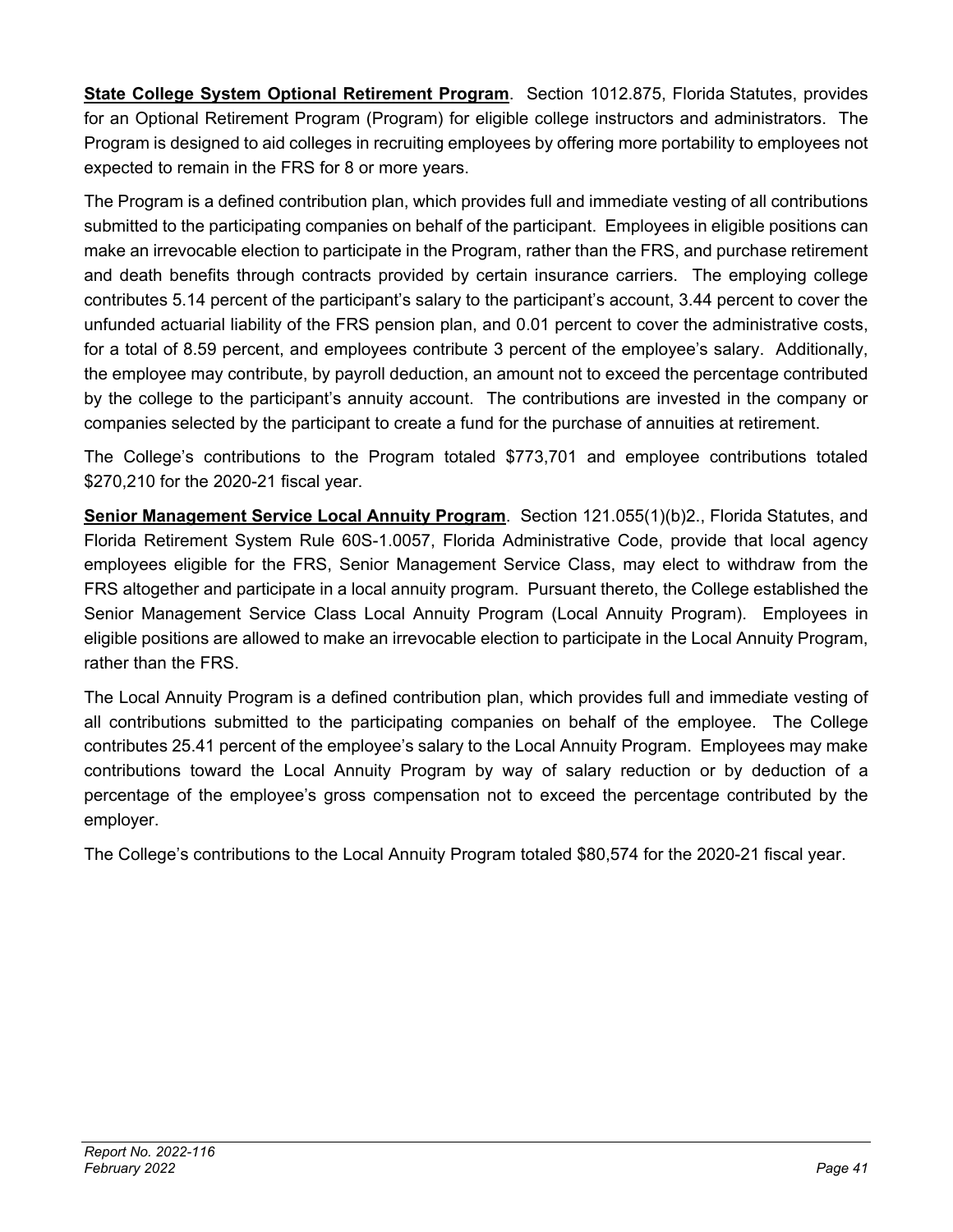**State College System Optional Retirement Program**. Section 1012.875, Florida Statutes, provides for an Optional Retirement Program (Program) for eligible college instructors and administrators. The Program is designed to aid colleges in recruiting employees by offering more portability to employees not expected to remain in the FRS for 8 or more years.

The Program is a defined contribution plan, which provides full and immediate vesting of all contributions submitted to the participating companies on behalf of the participant. Employees in eligible positions can make an irrevocable election to participate in the Program, rather than the FRS, and purchase retirement and death benefits through contracts provided by certain insurance carriers. The employing college contributes 5.14 percent of the participant's salary to the participant's account, 3.44 percent to cover the unfunded actuarial liability of the FRS pension plan, and 0.01 percent to cover the administrative costs, for a total of 8.59 percent, and employees contribute 3 percent of the employee's salary. Additionally, the employee may contribute, by payroll deduction, an amount not to exceed the percentage contributed by the college to the participant's annuity account. The contributions are invested in the company or companies selected by the participant to create a fund for the purchase of annuities at retirement.

The College's contributions to the Program totaled $773,701 and employee contributions totaled $270,210 for the 2020-21 fiscal year.

**Senior Management Service Local Annuity Program**. Section 121.055(1)(b)2., Florida Statutes, and Florida Retirement System Rule 60S-1.0057, Florida Administrative Code, provide that local agency employees eligible for the FRS, Senior Management Service Class, may elect to withdraw from the FRS altogether and participate in a local annuity program. Pursuant thereto, the College established the Senior Management Service Class Local Annuity Program (Local Annuity Program). Employees in eligible positions are allowed to make an irrevocable election to participate in the Local Annuity Program, rather than the FRS.

The Local Annuity Program is a defined contribution plan, which provides full and immediate vesting of all contributions submitted to the participating companies on behalf of the employee. The College contributes 25.41 percent of the employee's salary to the Local Annuity Program. Employees may make contributions toward the Local Annuity Program by way of salary reduction or by deduction of a percentage of the employee's gross compensation not to exceed the percentage contributed by the employer.

The College's contributions to the Local Annuity Program totaled $80,574 for the 2020-21 fiscal year.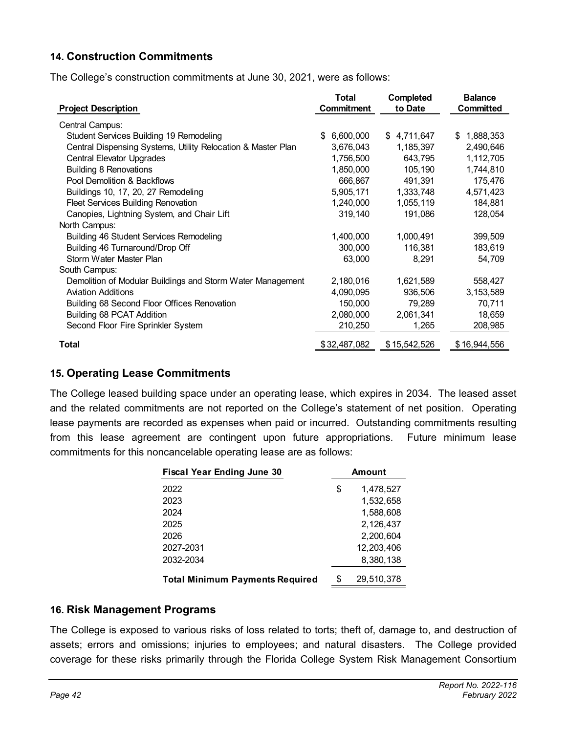## 14. Construction Commitments

The College's construction commitments at June 30, 2021, were as follows:

| Project Description | Total Commitment | Completed to Date | Balance Committed |
|---|---|---|---|
| Central Campus: | | | |
| Student Services Building 19 Remodeling | $ 6,600,000 | $ 4,711,647 | $ 1,888,353 |
| Central Dispensing Systems, Utility Relocation & Master Plan | 3,676,043 | 1,185,397 | 2,490,646 |
| Central Elevator Upgrades | 1,756,500 | 643,795 | 1,112,705 |
| Building 8 Renovations | 1,850,000 | 105,190 | 1,744,810 |
| Pool Demolition & Backflows | 666,867 | 491,391 | 175,476 |
| Buildings 10, 17, 20, 27 Remodeling | 5,905,171 | 1,333,748 | 4,571,423 |
| Fleet Services Building Renovation | 1,240,000 | 1,055,119 | 184,881 |
| Canopies, Lightning System, and Chair Lift | 319,140 | 191,086 | 128,054 |
| North Campus: | | | |
| Building 46 Student Services Remodeling | 1,400,000 | 1,000,491 | 399,509 |
| Building 46 Turnaround/Drop Off | 300,000 | 116,381 | 183,619 |
| Storm Water Master Plan | 63,000 | 8,291 | 54,709 |
| South Campus: | | | |
| Demolition of Modular Buildings and Storm Water Management | 2,180,016 | 1,621,589 | 558,427 |
| Aviation Additions | 4,090,095 | 936,506 | 3,153,589 |
| Building 68 Second Floor Offices Renovation | 150,000 | 79,289 | 70,711 |
| Building 68 PCAT Addition | 2,080,000 | 2,061,341 | 18,659 |
| Second Floor Fire Sprinkler System | 210,250 | 1,265 | 208,985 |
| **Total** | $ 32,487,082 | $ 15,542,526 | $ 16,944,556 |

## 15. Operating Lease Commitments

The College leased building space under an operating lease, which expires in 2034. The leased asset and the related commitments are not reported on the College's statement of net position. Operating lease payments are recorded as expenses when paid or incurred. Outstanding commitments resulting from this lease agreement are contingent upon future appropriations. Future minimum lease commitments for this noncancelable operating lease are as follows:

| Fiscal Year Ending June 30 | Amount |
|---|---|
| 2022 | $ 1,478,527 |
| 2023 | 1,532,658 |
| 2024 | 1,588,608 |
| 2025 | 2,126,437 |
| 2026 | 2,200,604 |
| 2027-2031 | 12,203,406 |
| 2032-2034 | 8,380,138 |
| **Total Minimum Payments Required** | $ 29,510,378 |

## 16. Risk Management Programs

The College is exposed to various risks of loss related to torts; theft of, damage to, and destruction of assets; errors and omissions; injuries to employees; and natural disasters. The College provided coverage for these risks primarily through the Florida College System Risk Management Consortium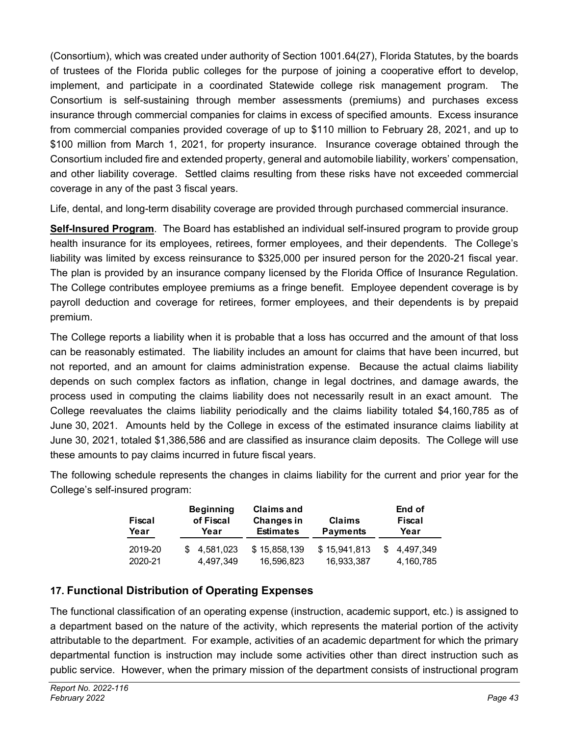(Consortium), which was created under authority of Section 1001.64(27), Florida Statutes, by the boards of trustees of the Florida public colleges for the purpose of joining a cooperative effort to develop, implement, and participate in a coordinated Statewide college risk management program. The Consortium is self-sustaining through member assessments (premiums) and purchases excess insurance through commercial companies for claims in excess of specified amounts. Excess insurance from commercial companies provided coverage of up to $110 million to February 28, 2021, and up to $100 million from March 1, 2021, for property insurance. Insurance coverage obtained through the Consortium included fire and extended property, general and automobile liability, workers' compensation, and other liability coverage. Settled claims resulting from these risks have not exceeded commercial coverage in any of the past 3 fiscal years.

Life, dental, and long-term disability coverage are provided through purchased commercial insurance.

**Self-Insured Program**. The Board has established an individual self-insured program to provide group health insurance for its employees, retirees, former employees, and their dependents. The College's liability was limited by excess reinsurance to $325,000 per insured person for the 2020-21 fiscal year. The plan is provided by an insurance company licensed by the Florida Office of Insurance Regulation. The College contributes employee premiums as a fringe benefit. Employee dependent coverage is by payroll deduction and coverage for retirees, former employees, and their dependents is by prepaid premium.

The College reports a liability when it is probable that a loss has occurred and the amount of that loss can be reasonably estimated. The liability includes an amount for claims that have been incurred, but not reported, and an amount for claims administration expense. Because the actual claims liability depends on such complex factors as inflation, change in legal doctrines, and damage awards, the process used in computing the claims liability does not necessarily result in an exact amount. The College reevaluates the claims liability periodically and the claims liability totaled $4,160,785 as of June 30, 2021. Amounts held by the College in excess of the estimated insurance claims liability at June 30, 2021, totaled $1,386,586 and are classified as insurance claim deposits. The College will use these amounts to pay claims incurred in future fiscal years.

The following schedule represents the changes in claims liability for the current and prior year for the College's self-insured program:

| Fiscal Year | Beginning of Fiscal Year | Claims and Changes in Estimates | Claims Payments | End of Fiscal Year |
|---|---|---|---|---|
| 2019-20 | $ 4,581,023 | $ 15,858,139 | $ 15,941,813 | $ 4,497,349 |
| 2020-21 | 4,497,349 | 16,596,823 | 16,933,387 | 4,160,785 |

## 17. Functional Distribution of Operating Expenses

The functional classification of an operating expense (instruction, academic support, etc.) is assigned to a department based on the nature of the activity, which represents the material portion of the activity attributable to the department. For example, activities of an academic department for which the primary departmental function is instruction may include some activities other than direct instruction such as public service. However, when the primary mission of the department consists of instructional program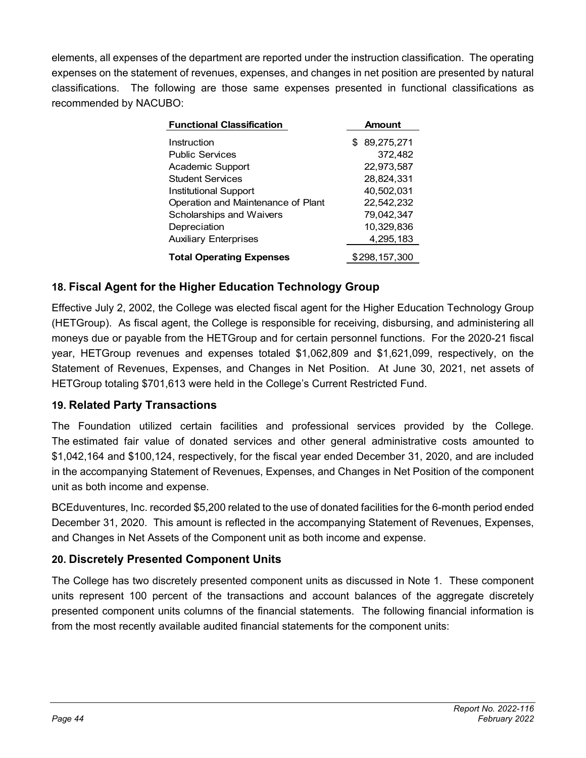elements, all expenses of the department are reported under the instruction classification. The operating expenses on the statement of revenues, expenses, and changes in net position are presented by natural classifications. The following are those same expenses presented in functional classifications as recommended by NACUBO:

| Functional Classification | Amount |
| --- | --- |
| Instruction | $ 89,275,271 |
| Public Services | 372,482 |
| Academic Support | 22,973,587 |
| Student Services | 28,824,331 |
| Institutional Support | 40,502,031 |
| Operation and Maintenance of Plant | 22,542,232 |
| Scholarships and Waivers | 79,042,347 |
| Depreciation | 10,329,836 |
| Auxiliary Enterprises | 4,295,183 |
| **Total Operating Expenses** | $298,157,300 |

## 18. Fiscal Agent for the Higher Education Technology Group

Effective July 2, 2002, the College was elected fiscal agent for the Higher Education Technology Group (HETGroup). As fiscal agent, the College is responsible for receiving, disbursing, and administering all moneys due or payable from the HETGroup and for certain personnel functions. For the 2020-21 fiscal year, HETGroup revenues and expenses totaled $1,062,809 and $1,621,099, respectively, on the Statement of Revenues, Expenses, and Changes in Net Position. At June 30, 2021, net assets of HETGroup totaling $701,613 were held in the College's Current Restricted Fund.

## 19. Related Party Transactions

The Foundation utilized certain facilities and professional services provided by the College. The estimated fair value of donated services and other general administrative costs amounted to $1,042,164 and $100,124, respectively, for the fiscal year ended December 31, 2020, and are included in the accompanying Statement of Revenues, Expenses, and Changes in Net Position of the component unit as both income and expense.

BCEduventures, Inc. recorded $5,200 related to the use of donated facilities for the 6-month period ended December 31, 2020. This amount is reflected in the accompanying Statement of Revenues, Expenses, and Changes in Net Assets of the Component unit as both income and expense.

## 20. Discretely Presented Component Units

The College has two discretely presented component units as discussed in Note 1. These component units represent 100 percent of the transactions and account balances of the aggregate discretely presented component units columns of the financial statements. The following financial information is from the most recently available audited financial statements for the component units: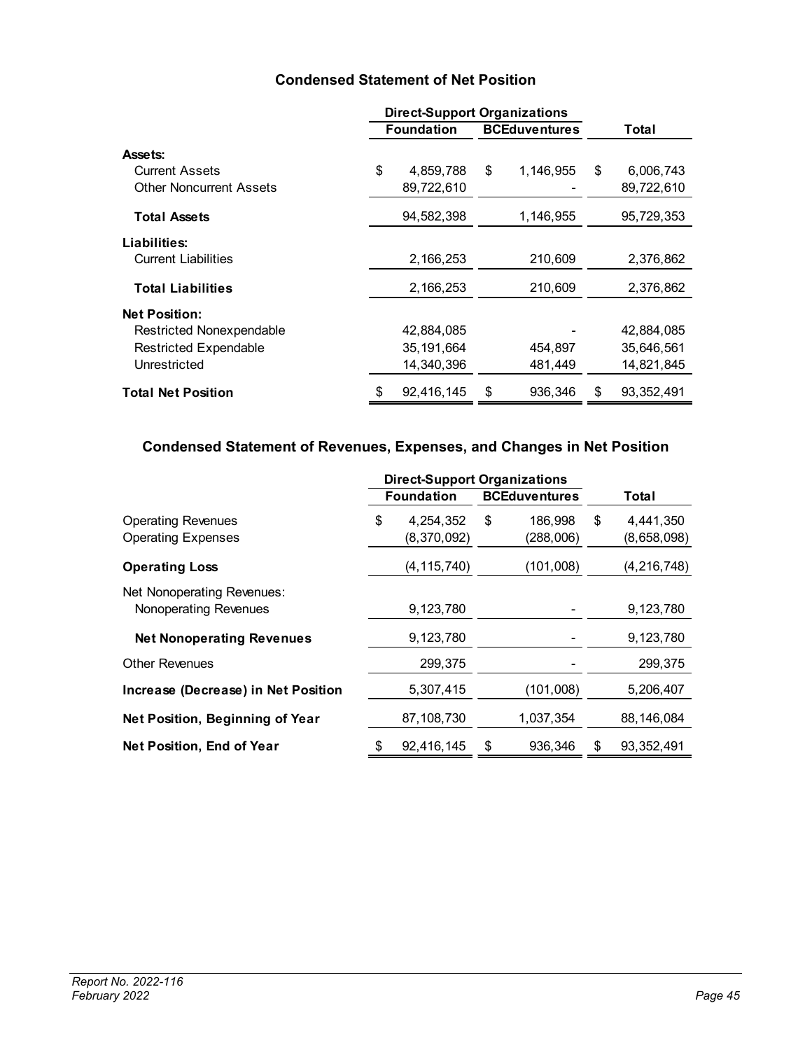### Condensed Statement of Net Position

| | Direct-Support Organizations | | |
|---|---|---|---|
| | Foundation | BCEduventures | Total |
| **Assets:** | | | |
| Current Assets | $ 4,859,788 | $ 1,146,955 | $ 6,006,743 |
| Other Noncurrent Assets | 89,722,610 | - | 89,722,610 |
| **Total Assets** | 94,582,398 | 1,146,955 | 95,729,353 |
| **Liabilities:** | | | |
| Current Liabilities | 2,166,253 | 210,609 | 2,376,862 |
| **Total Liabilities** | 2,166,253 | 210,609 | 2,376,862 |
| **Net Position:** | | | |
| Restricted Nonexpendable | 42,884,085 | - | 42,884,085 |
| Restricted Expendable | 35,191,664 | 454,897 | 35,646,561 |
| Unrestricted | 14,340,396 | 481,449 | 14,821,845 |
| **Total Net Position** | $ 92,416,145 | $ 936,346 | $ 93,352,491 |

### Condensed Statement of Revenues, Expenses, and Changes in Net Position

| | Direct-Support Organizations | | |
|---|---|---|---|
| | Foundation | BCEduventures | Total |
| Operating Revenues | $ 4,254,352 | $ 186,998 | $ 4,441,350 |
| Operating Expenses | (8,370,092) | (288,006) | (8,658,098) |
| **Operating Loss** | (4,115,740) | (101,008) | (4,216,748) |
| Net Nonoperating Revenues: | | | |
| Nonoperating Revenues | 9,123,780 | - | 9,123,780 |
| **Net Nonoperating Revenues** | 9,123,780 | - | 9,123,780 |
| Other Revenues | 299,375 | - | 299,375 |
| **Increase (Decrease) in Net Position** | 5,307,415 | (101,008) | 5,206,407 |
| **Net Position, Beginning of Year** | 87,108,730 | 1,037,354 | 88,146,084 |
| **Net Position, End of Year** | $ 92,416,145 | $ 936,346 | $ 93,352,491 |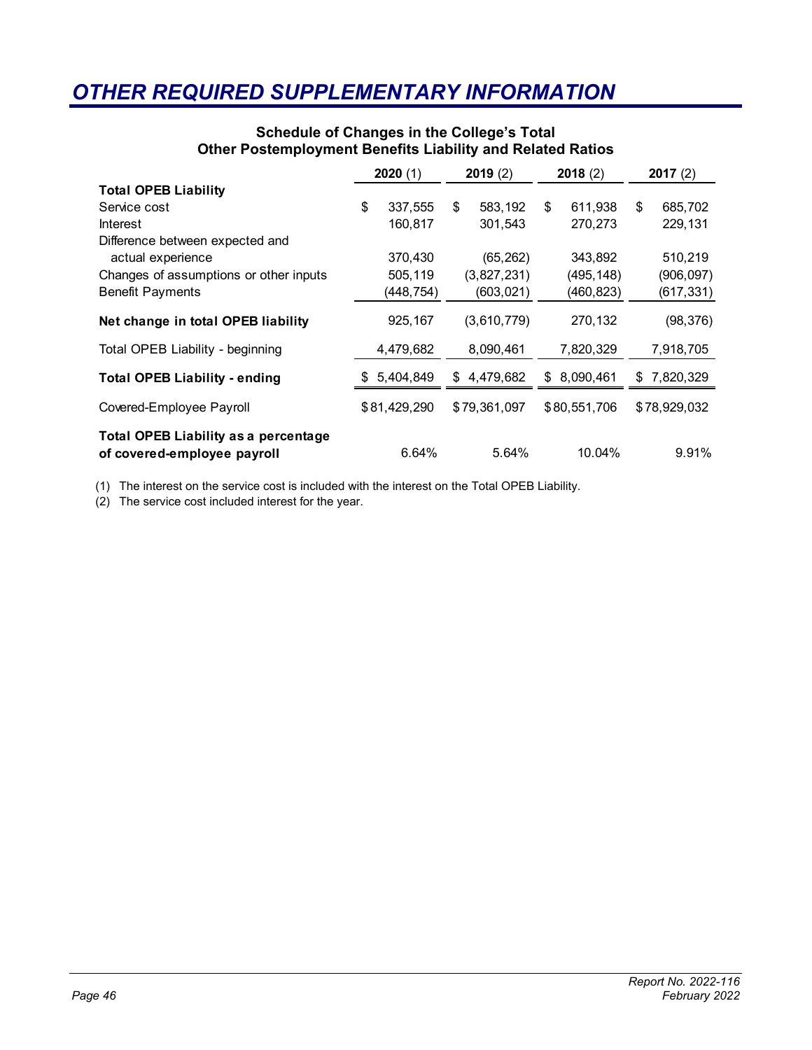# OTHER REQUIRED SUPPLEMENTARY INFORMATION

### Schedule of Changes in the College's Total Other Postemployment Benefits Liability and Related Ratios

| | **2020** (1) | **2019** (2) | **2018** (2) | **2017** (2) |
|---|---|---|---|---|
| **Total OPEB Liability** | | | | |
| Service cost | $ 337,555 | $ 583,192 | $ 611,938 | $ 685,702 |
| Interest | 160,817 | 301,543 | 270,273 | 229,131 |
| Difference between expected and actual experience | 370,430 | (65,262) | 343,892 | 510,219 |
| Changes of assumptions or other inputs | 505,119 | (3,827,231) | (495,148) | (906,097) |
| Benefit Payments | (448,754) | (603,021) | (460,823) | (617,331) |
| **Net change in total OPEB liability** | 925,167 | (3,610,779) | 270,132 | (98,376) |
| Total OPEB Liability - beginning | 4,479,682 | 8,090,461 | 7,820,329 | 7,918,705 |
| **Total OPEB Liability - ending** | $ 5,404,849 | $ 4,479,682 | $ 8,090,461 | $ 7,820,329 |
| Covered-Employee Payroll | $81,429,290 | $79,361,097 | $80,551,706 | $78,929,032 |
| **Total OPEB Liability as a percentage of covered-employee payroll** | 6.64% | 5.64% | 10.04% | 9.91% |

(1) The interest on the service cost is included with the interest on the Total OPEB Liability.
(2) The service cost included interest for the year.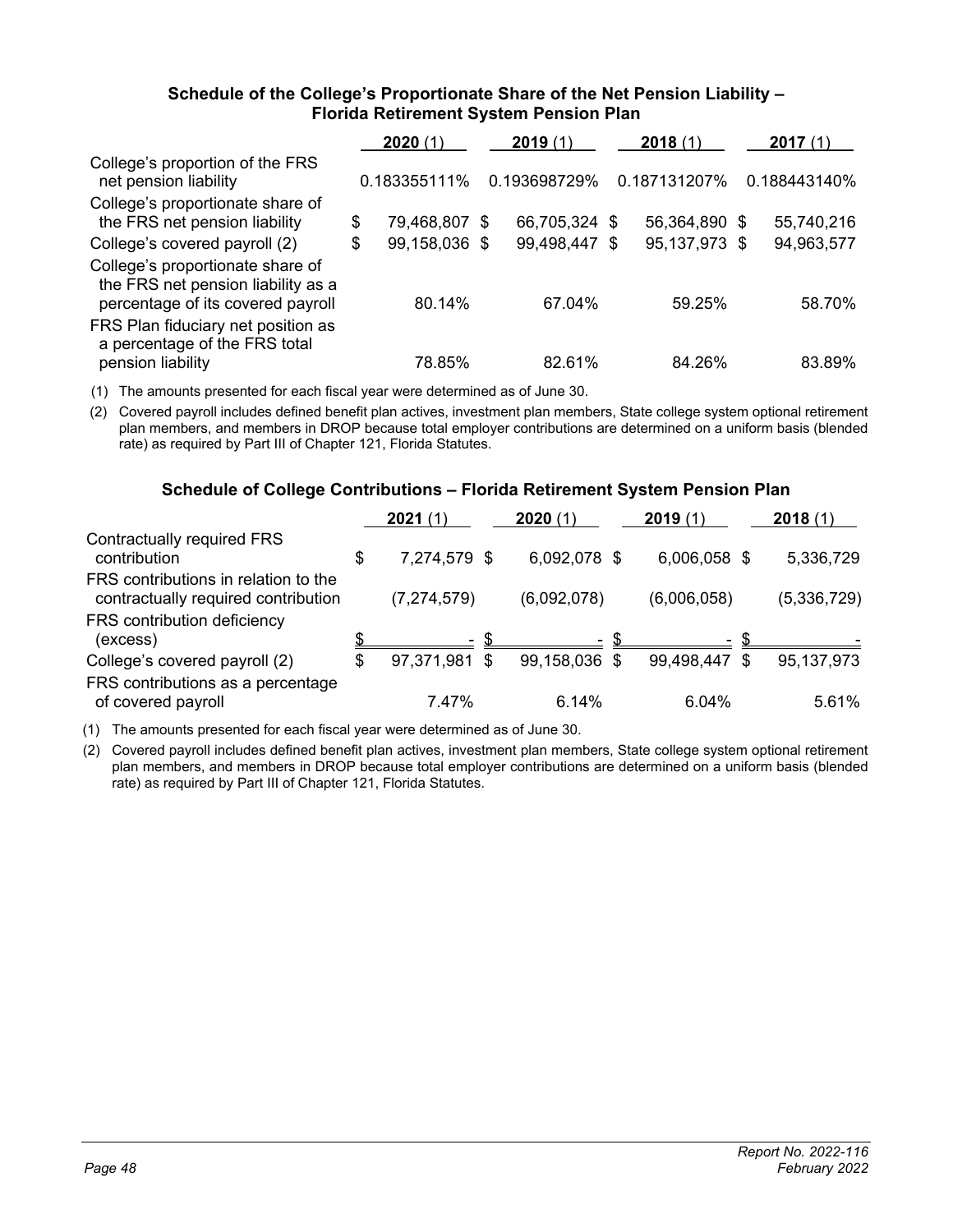### Schedule of the College's Proportionate Share of the Net Pension Liability – Florida Retirement System Pension Plan

| | **2020** (1) | **2019** (1) | **2018** (1) | **2017** (1) |
|---|---|---|---|---|
| College's proportion of the FRS net pension liability | 0.183355111% | 0.193698729% | 0.187131207% | 0.188443140% |
| College's proportionate share of the FRS net pension liability | $ 79,468,807 | $ 66,705,324 | $ 56,364,890 | $ 55,740,216 |
| College's covered payroll (2) | $ 99,158,036 | $ 99,498,447 | $ 95,137,973 | $ 94,963,577 |
| College's proportionate share of the FRS net pension liability as a percentage of its covered payroll | 80.14% | 67.04% | 59.25% | 58.70% |
| FRS Plan fiduciary net position as a percentage of the FRS total pension liability | 78.85% | 82.61% | 84.26% | 83.89% |

(1) The amounts presented for each fiscal year were determined as of June 30.

(2) Covered payroll includes defined benefit plan actives, investment plan members, State college system optional retirement plan members, and members in DROP because total employer contributions are determined on a uniform basis (blended rate) as required by Part III of Chapter 121, Florida Statutes.

### Schedule of College Contributions – Florida Retirement System Pension Plan

| | **2021** (1) | **2020** (1) | **2019** (1) | **2018** (1) |
|---|---|---|---|---|
| Contractually required FRS contribution | $ 7,274,579 | $ 6,092,078 | $ 6,006,058 | $ 5,336,729 |
| FRS contributions in relation to the contractually required contribution | (7,274,579) | (6,092,078) | (6,006,058) | (5,336,729) |
| FRS contribution deficiency (excess) | $ - | $ - | $ - | $ - |
| College's covered payroll (2) | $ 97,371,981 | $ 99,158,036 | $ 99,498,447 | $ 95,137,973 |
| FRS contributions as a percentage of covered payroll | 7.47% | 6.14% | 6.04% | 5.61% |

(1) The amounts presented for each fiscal year were determined as of June 30.

(2) Covered payroll includes defined benefit plan actives, investment plan members, State college system optional retirement plan members, and members in DROP because total employer contributions are determined on a uniform basis (blended rate) as required by Part III of Chapter 121, Florida Statutes.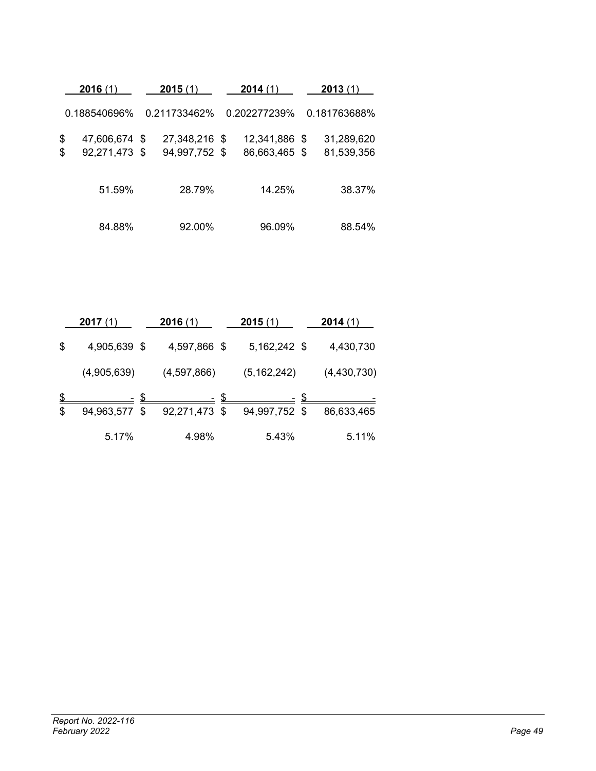| 2016 (1) | 2015 (1) | 2014 (1) | 2013 (1) |
|---|---|---|---|
| 0.188540696% | 0.211733462% | 0.202277239% | 0.181763688% |
| $ 47,606,674 | $ 27,348,216 | $ 12,341,886 | $ 31,289,620 |
| $ 92,271,473 | $ 94,997,752 | $ 86,663,465 | $ 81,539,356 |
| 51.59% | 28.79% | 14.25% | 38.37% |
| 84.88% | 92.00% | 96.09% | 88.54% |

| 2017 (1) | 2016 (1) | 2015 (1) | 2014 (1) |
|---|---|---|---|
| $ 4,905,639 | $ 4,597,866 | $ 5,162,242 | $ 4,430,730 |
| (4,905,639) | (4,597,866) | (5,162,242) | (4,430,730) |
| $ - | $ - | $ - | $ - |
| $ 94,963,577 | $ 92,271,473 | $ 94,997,752 | $ 86,633,465 |
| 5.17% | 4.98% | 5.43% | 5.11% |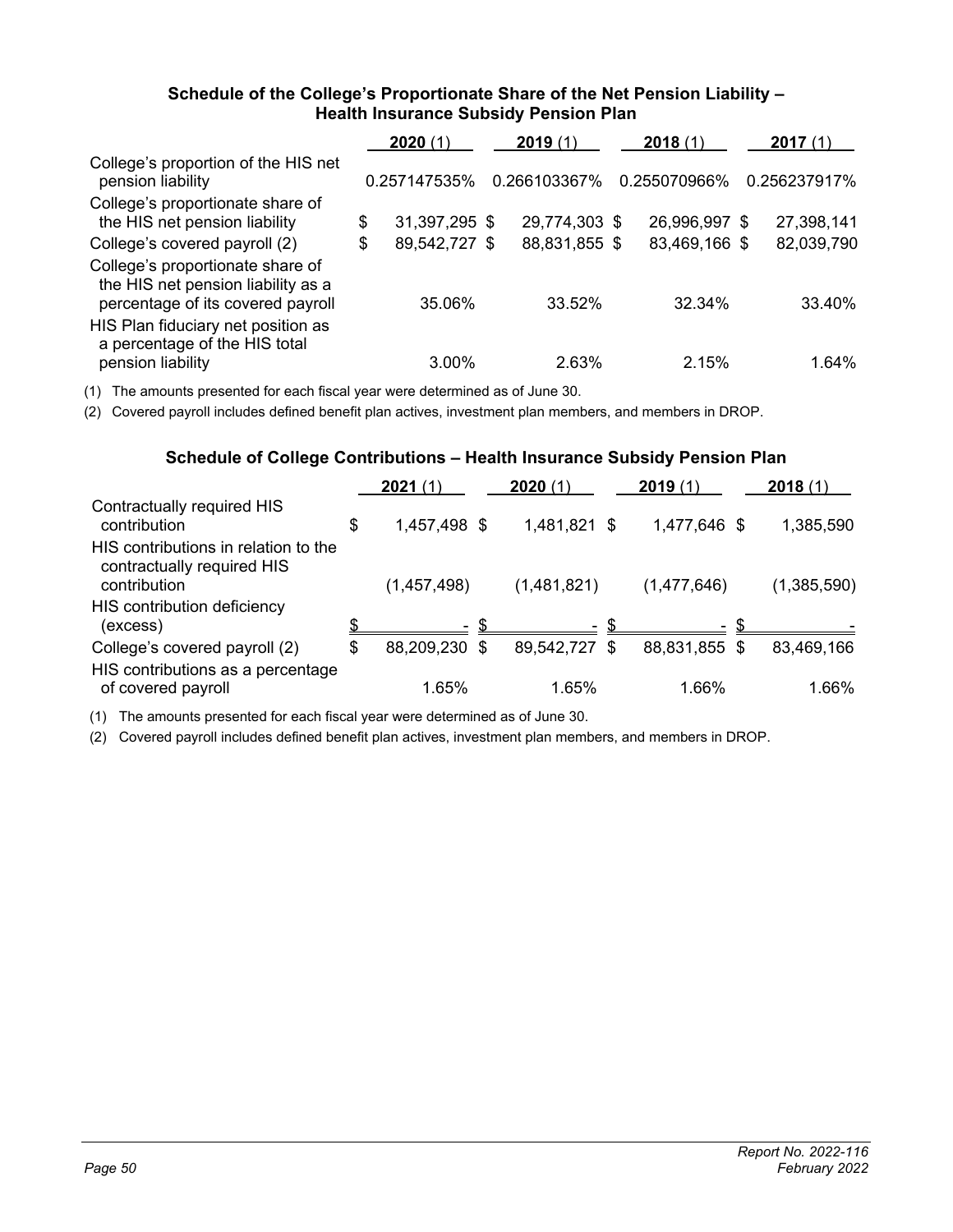### Schedule of the College's Proportionate Share of the Net Pension Liability – Health Insurance Subsidy Pension Plan

| | **2020** (1) | **2019** (1) | **2018** (1) | **2017** (1) |
|---|---|---|---|---|
| College's proportion of the HIS net pension liability | 0.257147535% | 0.266103367% | 0.255070966% | 0.256237917% |
| College's proportionate share of the HIS net pension liability | $ 31,397,295 | $ 29,774,303 | $ 26,996,997 | $ 27,398,141 |
| College's covered payroll (2) | $ 89,542,727 | $ 88,831,855 | $ 83,469,166 | $ 82,039,790 |
| College's proportionate share of the HIS net pension liability as a percentage of its covered payroll | 35.06% | 33.52% | 32.34% | 33.40% |
| HIS Plan fiduciary net position as a percentage of the HIS total pension liability | 3.00% | 2.63% | 2.15% | 1.64% |

(1) The amounts presented for each fiscal year were determined as of June 30.

(2) Covered payroll includes defined benefit plan actives, investment plan members, and members in DROP.

### Schedule of College Contributions – Health Insurance Subsidy Pension Plan

| | **2021** (1) | **2020** (1) | **2019** (1) | **2018** (1) |
|---|---|---|---|---|
| Contractually required HIS contribution | $ 1,457,498 | $ 1,481,821 | $ 1,477,646 | $ 1,385,590 |
| HIS contributions in relation to the contractually required HIS contribution | (1,457,498) | (1,481,821) | (1,477,646) | (1,385,590) |
| HIS contribution deficiency (excess) | $ - | $ - | $ - | $ - |
| College's covered payroll (2) | $ 88,209,230 | $ 89,542,727 | $ 88,831,855 | $ 83,469,166 |
| HIS contributions as a percentage of covered payroll | 1.65% | 1.65% | 1.66% | 1.66% |

(1) The amounts presented for each fiscal year were determined as of June 30.

(2) Covered payroll includes defined benefit plan actives, investment plan members, and members in DROP.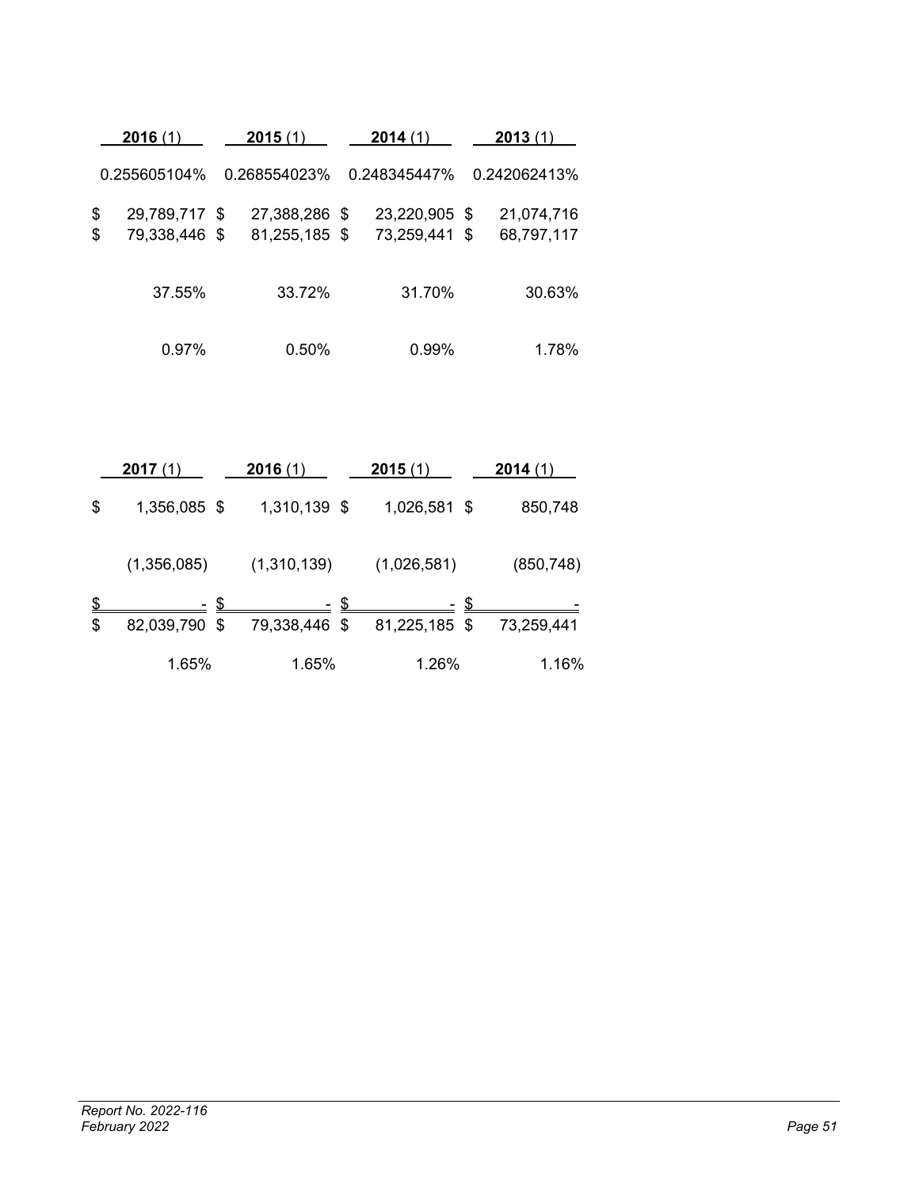| 2016 (1) | 2015 (1) | 2014 (1) | 2013 (1) |
|---|---|---|---|
| 0.255605104% | 0.268554023% | 0.248345447% | 0.242062413% |
| $ 29,789,717 | $ 27,388,286 | $ 23,220,905 | $ 21,074,716 |
| $ 79,338,446 | $ 81,255,185 | $ 73,259,441 | $ 68,797,117 |
| 37.55% | 33.72% | 31.70% | 30.63% |
| 0.97% | 0.50% | 0.99% | 1.78% |

| 2017 (1) | 2016 (1) | 2015 (1) | 2014 (1) |
|---|---|---|---|
| $ 1,356,085 | $ 1,310,139 | $ 1,026,581 | $ 850,748 |
| (1,356,085) | (1,310,139) | (1,026,581) | (850,748) |
| $ - | $ - | $ - | $ - |
| $ 82,039,790 | $ 79,338,446 | $ 81,225,185 | $ 73,259,441 |
| 1.65% | 1.65% | 1.26% | 1.16% |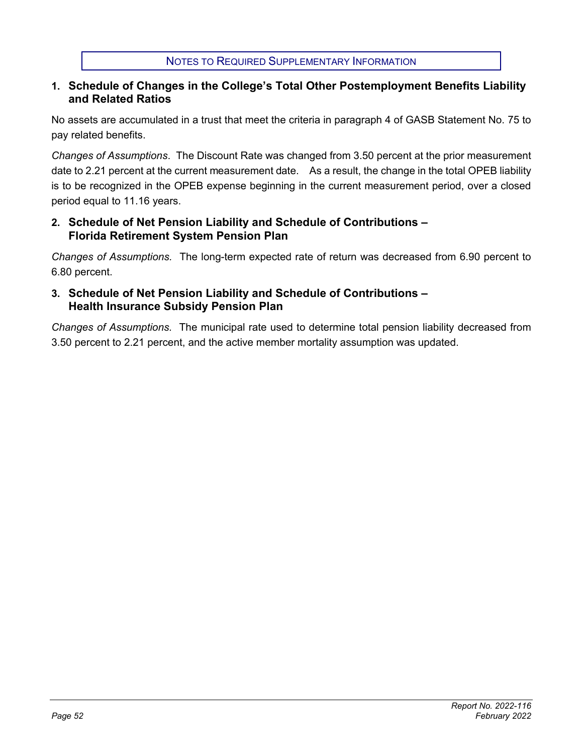## Notes to Required Supplementary Information

### 1. Schedule of Changes in the College's Total Other Postemployment Benefits Liability and Related Ratios

No assets are accumulated in a trust that meet the criteria in paragraph 4 of GASB Statement No. 75 to pay related benefits.

*Changes of Assumptions*. The Discount Rate was changed from 3.50 percent at the prior measurement date to 2.21 percent at the current measurement date. As a result, the change in the total OPEB liability is to be recognized in the OPEB expense beginning in the current measurement period, over a closed period equal to 11.16 years.

### 2. Schedule of Net Pension Liability and Schedule of Contributions – Florida Retirement System Pension Plan

*Changes of Assumptions.* The long-term expected rate of return was decreased from 6.90 percent to 6.80 percent.

### 3. Schedule of Net Pension Liability and Schedule of Contributions – Health Insurance Subsidy Pension Plan

*Changes of Assumptions.* The municipal rate used to determine total pension liability decreased from 3.50 percent to 2.21 percent, and the active member mortality assumption was updated.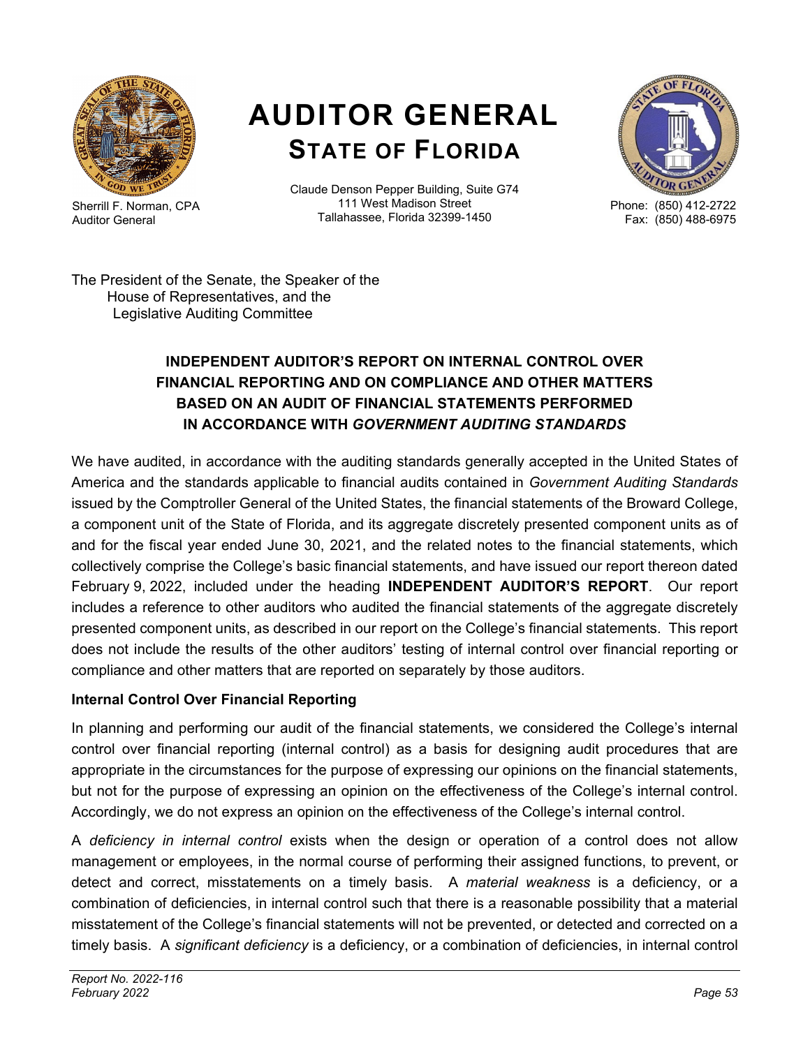# AUDITOR GENERAL
## STATE OF FLORIDA

Sherrill F. Norman, CPA
Auditor General

Claude Denson Pepper Building, Suite G74
111 West Madison Street
Tallahassee, Florida 32399-1450

Phone: (850) 412-2722
Fax: (850) 488-6975

The President of the Senate, the Speaker of the
House of Representatives, and the
Legislative Auditing Committee

### INDEPENDENT AUDITOR'S REPORT ON INTERNAL CONTROL OVER FINANCIAL REPORTING AND ON COMPLIANCE AND OTHER MATTERS BASED ON AN AUDIT OF FINANCIAL STATEMENTS PERFORMED IN ACCORDANCE WITH *GOVERNMENT AUDITING STANDARDS*

We have audited, in accordance with the auditing standards generally accepted in the United States of America and the standards applicable to financial audits contained in *Government Auditing Standards* issued by the Comptroller General of the United States, the financial statements of the Broward College, a component unit of the State of Florida, and its aggregate discretely presented component units as of and for the fiscal year ended June 30, 2021, and the related notes to the financial statements, which collectively comprise the College's basic financial statements, and have issued our report thereon dated February 9, 2022, included under the heading **INDEPENDENT AUDITOR'S REPORT**. Our report includes a reference to other auditors who audited the financial statements of the aggregate discretely presented component units, as described in our report on the College's financial statements. This report does not include the results of the other auditors' testing of internal control over financial reporting or compliance and other matters that are reported on separately by those auditors.

**Internal Control Over Financial Reporting**

In planning and performing our audit of the financial statements, we considered the College's internal control over financial reporting (internal control) as a basis for designing audit procedures that are appropriate in the circumstances for the purpose of expressing our opinions on the financial statements, but not for the purpose of expressing an opinion on the effectiveness of the College's internal control. Accordingly, we do not express an opinion on the effectiveness of the College's internal control.

A *deficiency in internal control* exists when the design or operation of a control does not allow management or employees, in the normal course of performing their assigned functions, to prevent, or detect and correct, misstatements on a timely basis. A *material weakness* is a deficiency, or a combination of deficiencies, in internal control such that there is a reasonable possibility that a material misstatement of the College's financial statements will not be prevented, or detected and corrected on a timely basis. A *significant deficiency* is a deficiency, or a combination of deficiencies, in internal control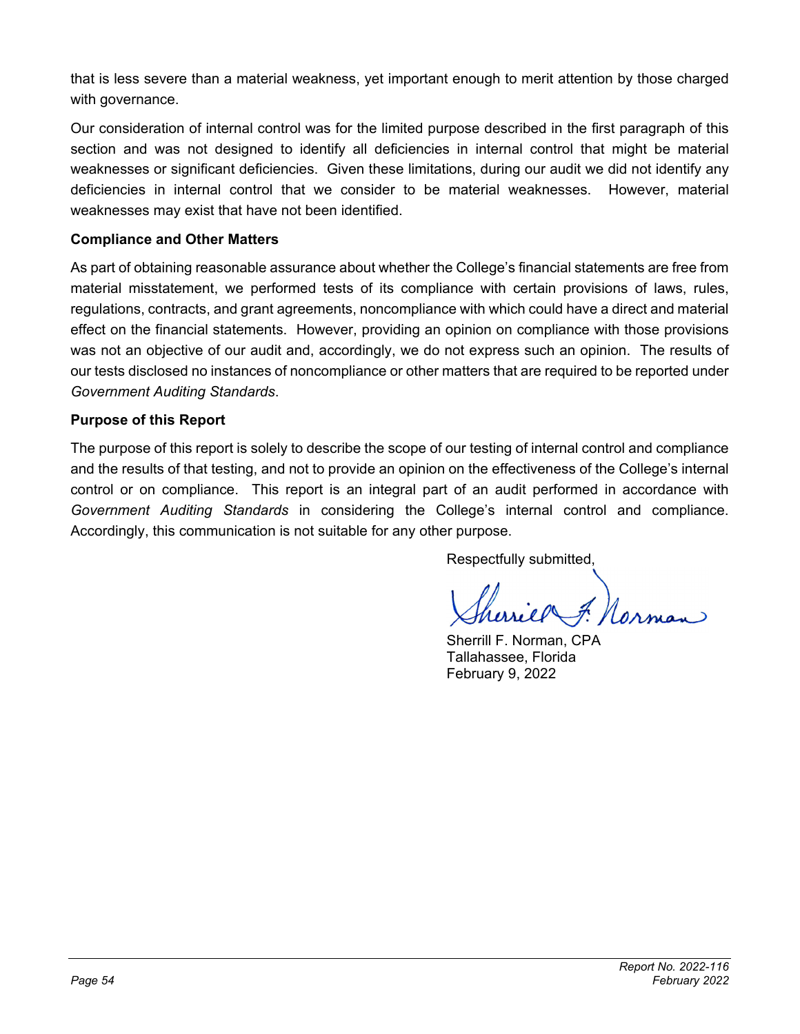that is less severe than a material weakness, yet important enough to merit attention by those charged with governance.

Our consideration of internal control was for the limited purpose described in the first paragraph of this section and was not designed to identify all deficiencies in internal control that might be material weaknesses or significant deficiencies. Given these limitations, during our audit we did not identify any deficiencies in internal control that we consider to be material weaknesses. However, material weaknesses may exist that have not been identified.

**Compliance and Other Matters**

As part of obtaining reasonable assurance about whether the College's financial statements are free from material misstatement, we performed tests of its compliance with certain provisions of laws, rules, regulations, contracts, and grant agreements, noncompliance with which could have a direct and material effect on the financial statements. However, providing an opinion on compliance with those provisions was not an objective of our audit and, accordingly, we do not express such an opinion. The results of our tests disclosed no instances of noncompliance or other matters that are required to be reported under *Government Auditing Standards*.

**Purpose of this Report**

The purpose of this report is solely to describe the scope of our testing of internal control and compliance and the results of that testing, and not to provide an opinion on the effectiveness of the College's internal control or on compliance. This report is an integral part of an audit performed in accordance with *Government Auditing Standards* in considering the College's internal control and compliance. Accordingly, this communication is not suitable for any other purpose.

Respectfully submitted,

Sherrill F. Norman, CPA
Tallahassee, Florida
February 9, 2022